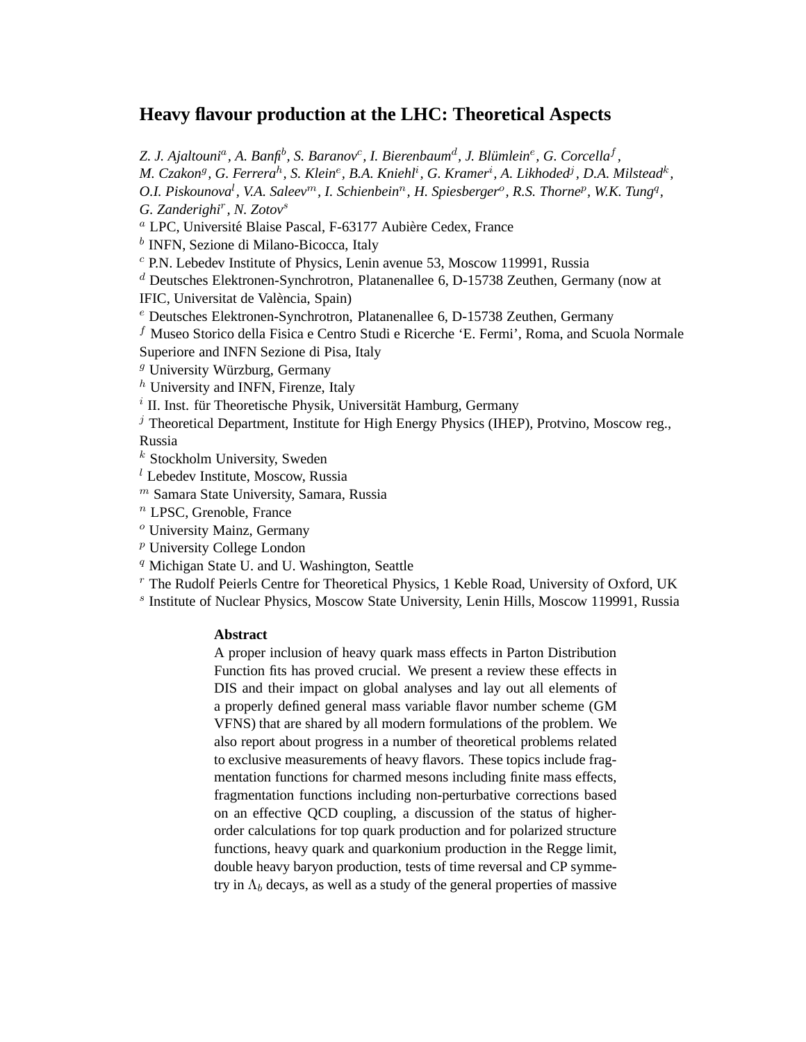# Heavy flavour production at the LHC: Theoretical Aspects

*Z. J. Ajaltouni*[a], *A. Banfi*[b], *S. Baranov*[c], *I. Bierenbaum*[d], *J. Blümlein*[e], *G. Corcella*[f], *M. Czakon*[g], *G. Ferrera*[h], *S. Klein*[e], *B.A. Kniehl*[i], *G. Kramer*[i], *A. Likhoded*[j], *D.A. Milstead*[k], *O.I. Piskounova*[l], *V.A. Saleev*[m], *I. Schienbein*[n], *H. Spiesberger*[o], *R.S. Thorne*[p], *W.K. Tung*[q], *G. Zanderighi*[r], *N. Zotov*[s]

[a] LPC, Université Blaise Pascal, F-63177 Aubière Cedex, France
[b] INFN, Sezione di Milano-Bicocca, Italy
[c] P.N. Lebedev Institute of Physics, Lenin avenue 53, Moscow 119991, Russia
[d] Deutsches Elektronen-Synchrotron, Platanenallee 6, D-15738 Zeuthen, Germany (now at IFIC, Universitat de València, Spain)
[e] Deutsches Elektronen-Synchrotron, Platanenallee 6, D-15738 Zeuthen, Germany
[f] Museo Storico della Fisica e Centro Studi e Ricerche 'E. Fermi', Roma, and Scuola Normale Superiore and INFN Sezione di Pisa, Italy
[g] University Würzburg, Germany
[h] University and INFN, Firenze, Italy
[i] II. Inst. für Theoretische Physik, Universität Hamburg, Germany
[j] Theoretical Department, Institute for High Energy Physics (IHEP), Protvino, Moscow reg., Russia
[k] Stockholm University, Sweden
[l] Lebedev Institute, Moscow, Russia
[m] Samara State University, Samara, Russia
[n] LPSC, Grenoble, France
[o] University Mainz, Germany
[p] University College London
[q] Michigan State U. and U. Washington, Seattle
[r] The Rudolf Peierls Centre for Theoretical Physics, 1 Keble Road, University of Oxford, UK
[s] Institute of Nuclear Physics, Moscow State University, Lenin Hills, Moscow 119991, Russia

**Abstract**

A proper inclusion of heavy quark mass effects in Parton Distribution Function fits has proved crucial. We present a review these effects in DIS and their impact on global analyses and lay out all elements of a properly defined general mass variable flavor number scheme (GM VFNS) that are shared by all modern formulations of the problem. We also report about progress in a number of theoretical problems related to exclusive measurements of heavy flavors. These topics include fragmentation functions for charmed mesons including finite mass effects, fragmentation functions including non-perturbative corrections based on an effective QCD coupling, a discussion of the status of higher-order calculations for top quark production and for polarized structure functions, heavy quark and quarkonium production in the Regge limit, double heavy baryon production, tests of time reversal and CP symmetry in $\Lambda_b$ decays, as well as a study of the general properties of massive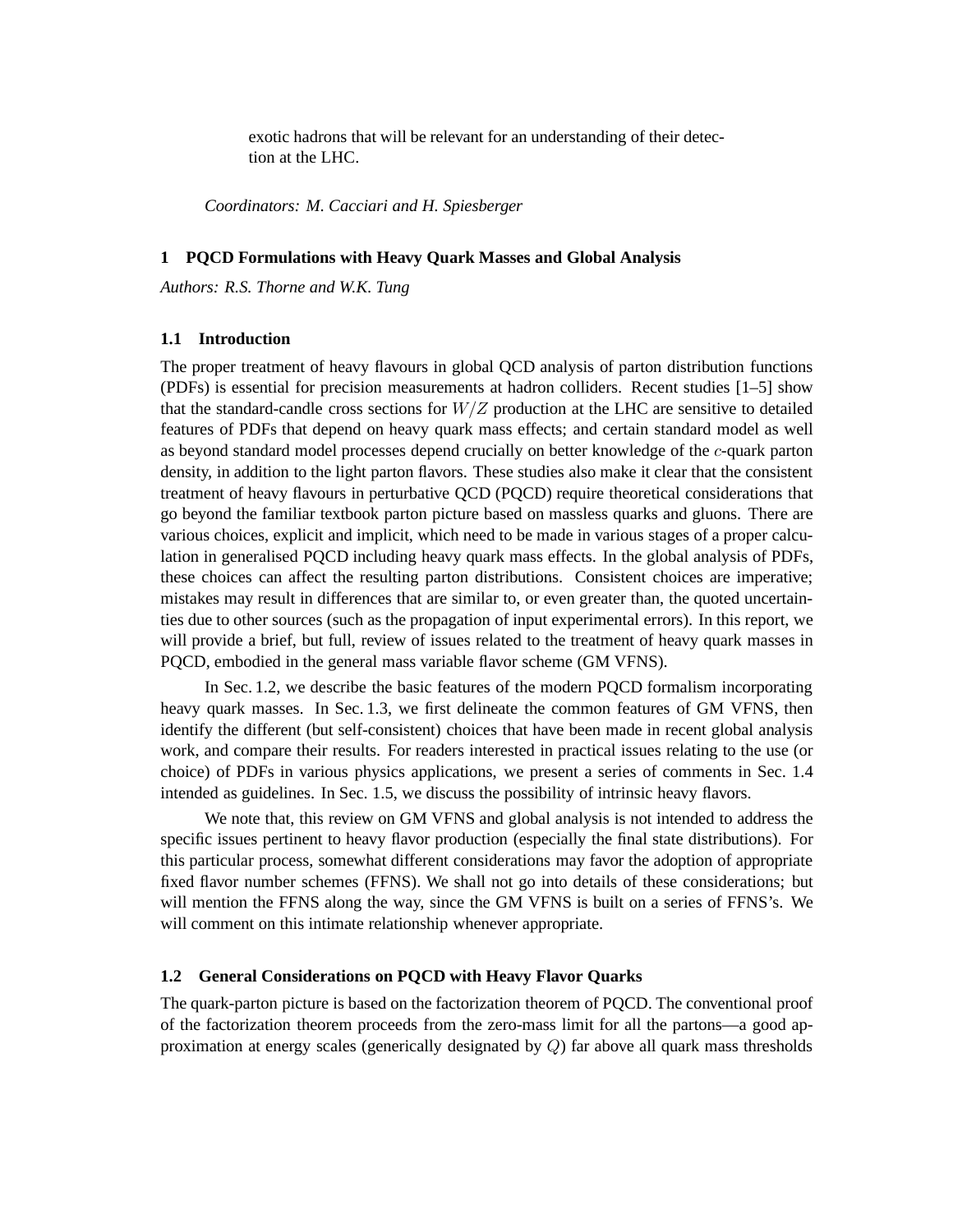exotic hadrons that will be relevant for an understanding of their detection at the LHC.

*Coordinators: M. Cacciari and H. Spiesberger*

## 1 PQCD Formulations with Heavy Quark Masses and Global Analysis

*Authors: R.S. Thorne and W.K. Tung*

### 1.1 Introduction

The proper treatment of heavy flavours in global QCD analysis of parton distribution functions (PDFs) is essential for precision measurements at hadron colliders. Recent studies [1–5] show that the standard-candle cross sections for $W/Z$ production at the LHC are sensitive to detailed features of PDFs that depend on heavy quark mass effects; and certain standard model as well as beyond standard model processes depend crucially on better knowledge of the $c$-quark parton density, in addition to the light parton flavors. These studies also make it clear that the consistent treatment of heavy flavours in perturbative QCD (PQCD) require theoretical considerations that go beyond the familiar textbook parton picture based on massless quarks and gluons. There are various choices, explicit and implicit, which need to be made in various stages of a proper calculation in generalised PQCD including heavy quark mass effects. In the global analysis of PDFs, these choices can affect the resulting parton distributions. Consistent choices are imperative; mistakes may result in differences that are similar to, or even greater than, the quoted uncertainties due to other sources (such as the propagation of input experimental errors). In this report, we will provide a brief, but full, review of issues related to the treatment of heavy quark masses in PQCD, embodied in the general mass variable flavor scheme (GM VFNS).

In Sec. 1.2, we describe the basic features of the modern PQCD formalism incorporating heavy quark masses. In Sec. 1.3, we first delineate the common features of GM VFNS, then identify the different (but self-consistent) choices that have been made in recent global analysis work, and compare their results. For readers interested in practical issues relating to the use (or choice) of PDFs in various physics applications, we present a series of comments in Sec. 1.4 intended as guidelines. In Sec. 1.5, we discuss the possibility of intrinsic heavy flavors.

We note that, this review on GM VFNS and global analysis is not intended to address the specific issues pertinent to heavy flavor production (especially the final state distributions). For this particular process, somewhat different considerations may favor the adoption of appropriate fixed flavor number schemes (FFNS). We shall not go into details of these considerations; but will mention the FFNS along the way, since the GM VFNS is built on a series of FFNS's. We will comment on this intimate relationship whenever appropriate.

### 1.2 General Considerations on PQCD with Heavy Flavor Quarks

The quark-parton picture is based on the factorization theorem of PQCD. The conventional proof of the factorization theorem proceeds from the zero-mass limit for all the partons—a good approximation at energy scales (generically designated by $Q$) far above all quark mass thresholds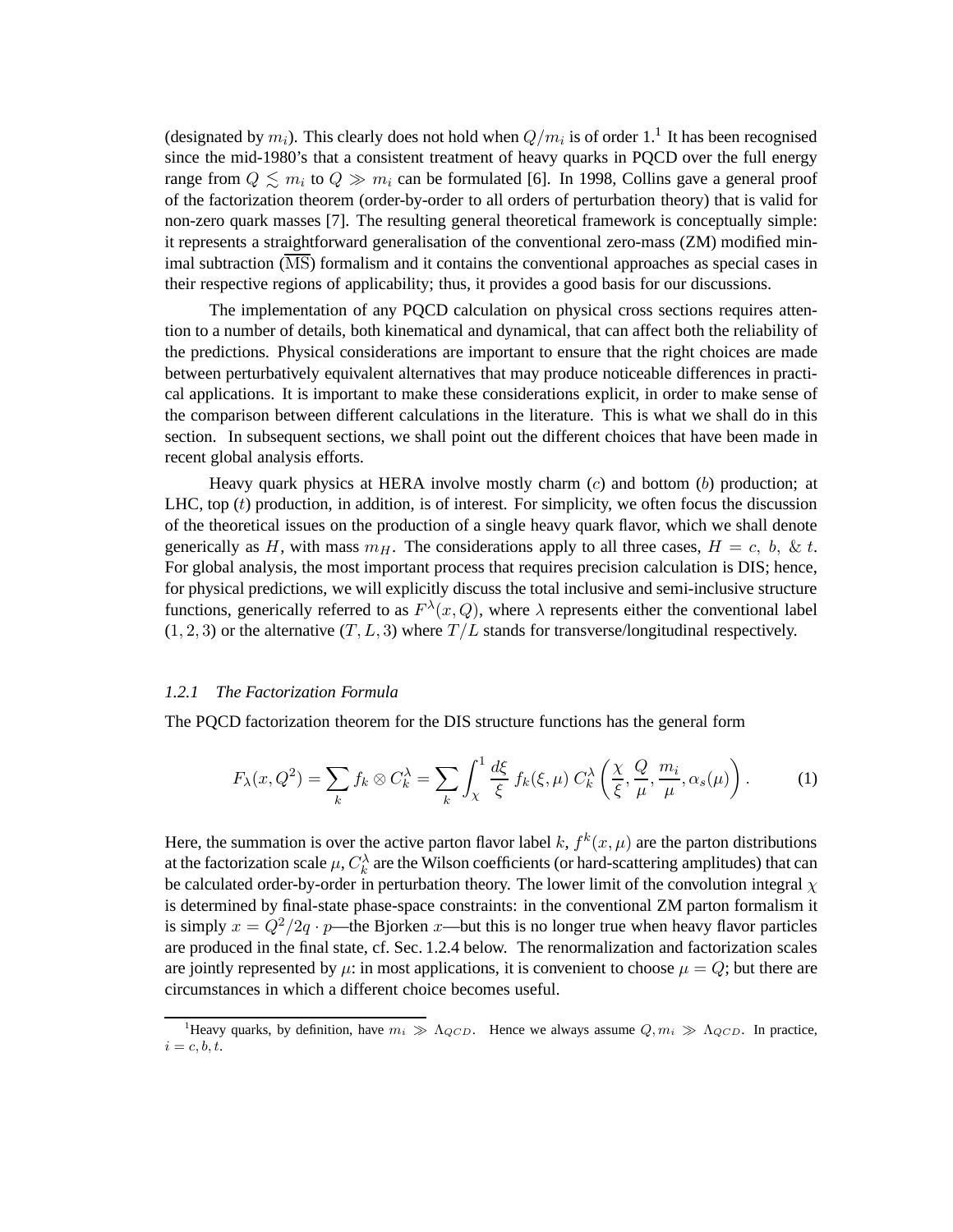(designated by $m_i$). This clearly does not hold when $Q/m_i$ is of order 1.[1] It has been recognised since the mid-1980's that a consistent treatment of heavy quarks in PQCD over the full energy range from $Q \lesssim m_i$ to $Q \gg m_i$ can be formulated [6]. In 1998, Collins gave a general proof of the factorization theorem (order-by-order to all orders of perturbation theory) that is valid for non-zero quark masses [7]. The resulting general theoretical framework is conceptually simple: it represents a straightforward generalisation of the conventional zero-mass (ZM) modified minimal subtraction ($\overline{\text{MS}}$) formalism and it contains the conventional approaches as special cases in their respective regions of applicability; thus, it provides a good basis for our discussions.

The implementation of any PQCD calculation on physical cross sections requires attention to a number of details, both kinematical and dynamical, that can affect both the reliability of the predictions. Physical considerations are important to ensure that the right choices are made between perturbatively equivalent alternatives that may produce noticeable differences in practical applications. It is important to make these considerations explicit, in order to make sense of the comparison between different calculations in the literature. This is what we shall do in this section. In subsequent sections, we shall point out the different choices that have been made in recent global analysis efforts.

Heavy quark physics at HERA involve mostly charm ($c$) and bottom ($b$) production; at LHC, top ($t$) production, in addition, is of interest. For simplicity, we often focus the discussion of the theoretical issues on the production of a single heavy quark flavor, which we shall denote generically as $H$, with mass $m_H$. The considerations apply to all three cases, $H = c,\ b,\ \&\ t$. For global analysis, the most important process that requires precision calculation is DIS; hence, for physical predictions, we will explicitly discuss the total inclusive and semi-inclusive structure functions, generically referred to as $F^\lambda(x, Q)$, where $\lambda$ represents either the conventional label $(1, 2, 3)$ or the alternative $(T, L, 3)$ where $T/L$ stands for transverse/longitudinal respectively.

### *1.2.1 The Factorization Formula*

The PQCD factorization theorem for the DIS structure functions has the general form

$$F_\lambda(x, Q^2) = \sum_k f_k \otimes C_k^\lambda = \sum_k \int_\chi^1 \frac{d\xi}{\xi}\, f_k(\xi, \mu)\, C_k^\lambda\left(\frac{\chi}{\xi}, \frac{Q}{\mu}, \frac{m_i}{\mu}, \alpha_s(\mu)\right). \tag{1}$$

Here, the summation is over the active parton flavor label $k$, $f^k(x, \mu)$ are the parton distributions at the factorization scale $\mu$, $C_k^\lambda$ are the Wilson coefficients (or hard-scattering amplitudes) that can be calculated order-by-order in perturbation theory. The lower limit of the convolution integral $\chi$ is determined by final-state phase-space constraints: in the conventional ZM parton formalism it is simply $x = Q^2/2q \cdot p$—the Bjorken $x$—but this is no longer true when heavy flavor particles are produced in the final state, cf. Sec. 1.2.4 below. The renormalization and factorization scales are jointly represented by $\mu$: in most applications, it is convenient to choose $\mu = Q$; but there are circumstances in which a different choice becomes useful.

[1] Heavy quarks, by definition, have $m_i \gg \Lambda_{QCD}$. Hence we always assume $Q, m_i \gg \Lambda_{QCD}$. In practice, $i = c, b, t$.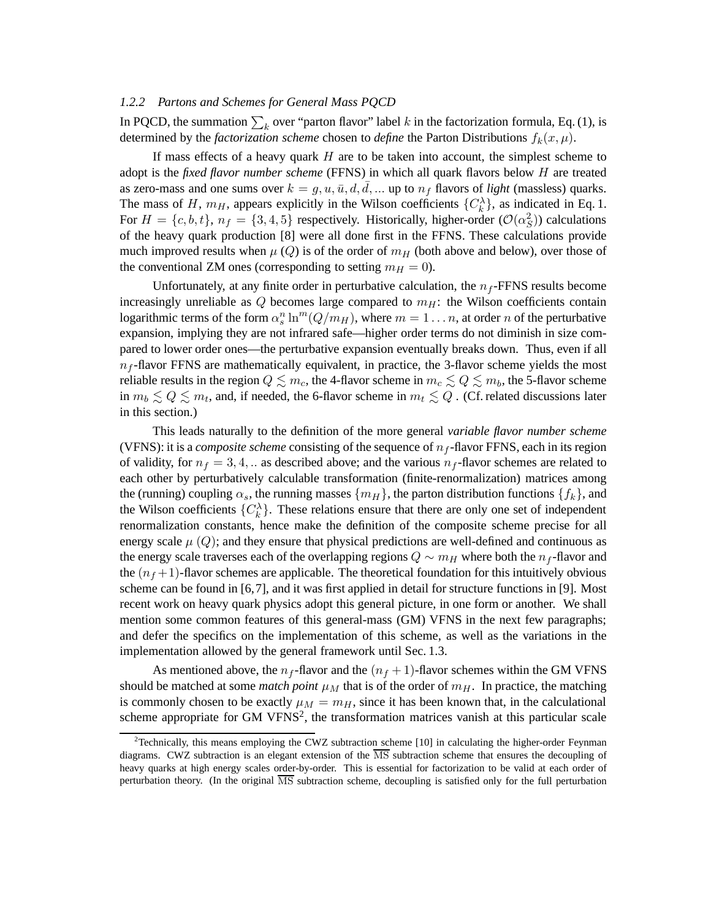### 1.2.2 Partons and Schemes for General Mass PQCD

In PQCD, the summation $\sum_k$ over "parton flavor" label $k$ in the factorization formula, Eq. (1), is determined by the *factorization scheme* chosen to *define* the Parton Distributions $f_k(x, \mu)$.

If mass effects of a heavy quark $H$ are to be taken into account, the simplest scheme to adopt is the *fixed flavor number scheme* (FFNS) in which all quark flavors below $H$ are treated as zero-mass and one sums over $k = g, u, \bar{u}, d, \bar{d}, ...$ up to $n_f$ flavors of *light* (massless) quarks. The mass of $H$, $m_H$, appears explicitly in the Wilson coefficients $\{C_k^\lambda\}$, as indicated in Eq. 1. For $H = \{c, b, t\}$, $n_f = \{3, 4, 5\}$ respectively. Historically, higher-order ($\mathcal{O}(\alpha_S^2)$) calculations of the heavy quark production [8] were all done first in the FFNS. These calculations provide much improved results when $\mu$ ($Q$) is of the order of $m_H$ (both above and below), over those of the conventional ZM ones (corresponding to setting $m_H = 0$).

Unfortunately, at any finite order in perturbative calculation, the $n_f$-FFNS results become increasingly unreliable as $Q$ becomes large compared to $m_H$: the Wilson coefficients contain logarithmic terms of the form $\alpha_s^n \ln^m(Q/m_H)$, where $m = 1 \ldots n$, at order $n$ of the perturbative expansion, implying they are not infrared safe—higher order terms do not diminish in size compared to lower order ones—the perturbative expansion eventually breaks down. Thus, even if all $n_f$-flavor FFNS are mathematically equivalent, in practice, the 3-flavor scheme yields the most reliable results in the region $Q \lesssim m_c$, the 4-flavor scheme in $m_c \lesssim Q \lesssim m_b$, the 5-flavor scheme in $m_b \lesssim Q \lesssim m_t$, and, if needed, the 6-flavor scheme in $m_t \lesssim Q$ . (Cf. related discussions later in this section.)

This leads naturally to the definition of the more general *variable flavor number scheme* (VFNS): it is a *composite scheme* consisting of the sequence of $n_f$-flavor FFNS, each in its region of validity, for $n_f = 3, 4, ..$ as described above; and the various $n_f$-flavor schemes are related to each other by perturbatively calculable transformation (finite-renormalization) matrices among the (running) coupling $\alpha_s$, the running masses $\{m_H\}$, the parton distribution functions $\{f_k\}$, and the Wilson coefficients $\{C_k^\lambda\}$. These relations ensure that there are only one set of independent renormalization constants, hence make the definition of the composite scheme precise for all energy scale $\mu$ ($Q$); and they ensure that physical predictions are well-defined and continuous as the energy scale traverses each of the overlapping regions $Q \sim m_H$ where both the $n_f$-flavor and the $(n_f+1)$-flavor schemes are applicable. The theoretical foundation for this intuitively obvious scheme can be found in [6,7], and it was first applied in detail for structure functions in [9]. Most recent work on heavy quark physics adopt this general picture, in one form or another. We shall mention some common features of this general-mass (GM) VFNS in the next few paragraphs; and defer the specifics on the implementation of this scheme, as well as the variations in the implementation allowed by the general framework until Sec. 1.3.

As mentioned above, the $n_f$-flavor and the $(n_f + 1)$-flavor schemes within the GM VFNS should be matched at some *match point* $\mu_M$ that is of the order of $m_H$. In practice, the matching is commonly chosen to be exactly $\mu_M = m_H$, since it has been known that, in the calculational scheme appropriate for GM VFNS[2], the transformation matrices vanish at this particular scale

[2] Technically, this means employing the CWZ subtraction scheme [10] in calculating the higher-order Feynman diagrams. CWZ subtraction is an elegant extension of the $\overline{\mathrm{MS}}$ subtraction scheme that ensures the decoupling of heavy quarks at high energy scales order-by-order. This is essential for factorization to be valid at each order of perturbation theory. (In the original $\overline{\mathrm{MS}}$ subtraction scheme, decoupling is satisfied only for the full perturbation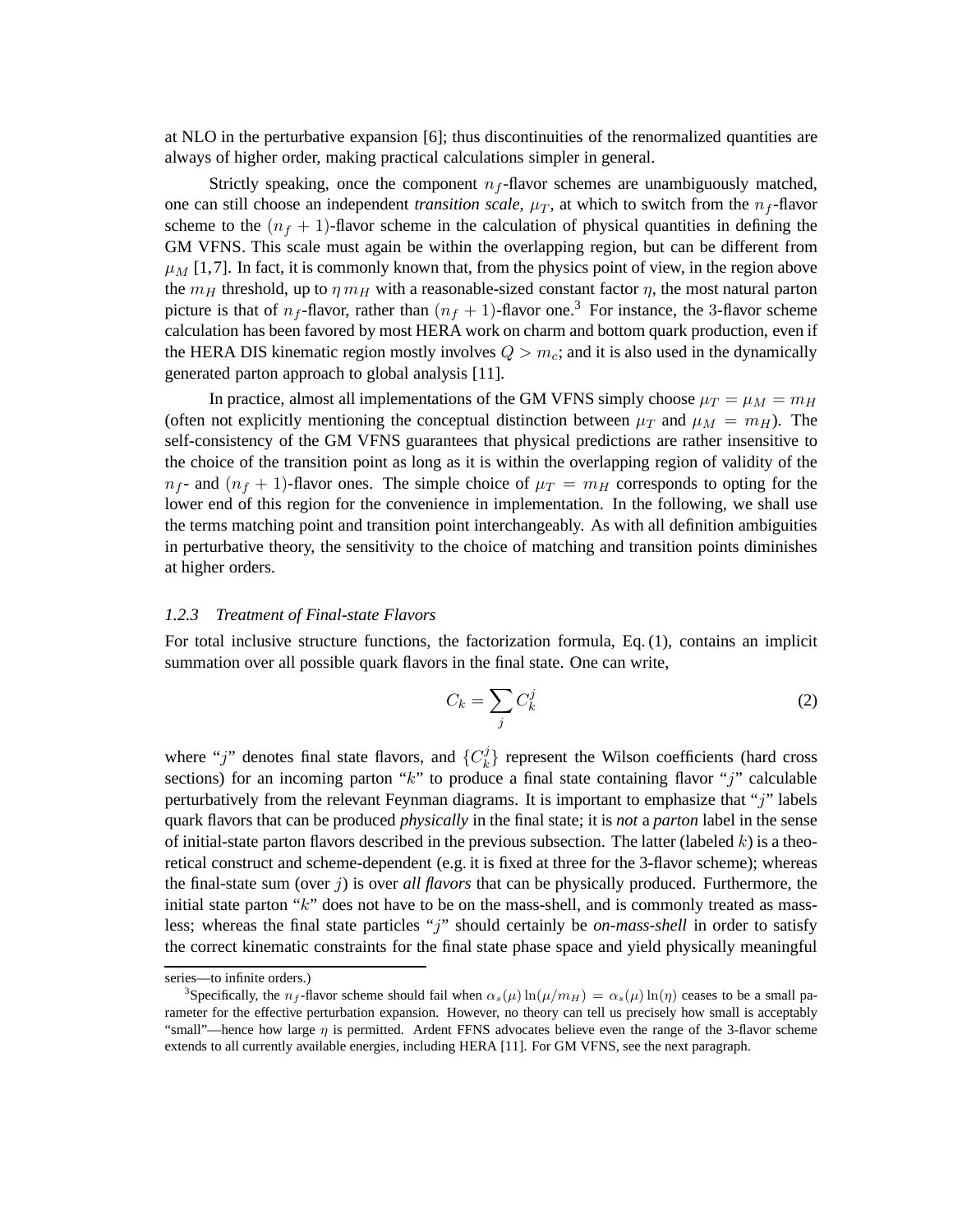at NLO in the perturbative expansion [6]; thus discontinuities of the renormalized quantities are always of higher order, making practical calculations simpler in general.

Strictly speaking, once the component $n_f$-flavor schemes are unambiguously matched, one can still choose an independent *transition scale*, $\mu_T$, at which to switch from the $n_f$-flavor scheme to the $(n_f + 1)$-flavor scheme in the calculation of physical quantities in defining the GM VFNS. This scale must again be within the overlapping region, but can be different from $\mu_M$ [1,7]. In fact, it is commonly known that, from the physics point of view, in the region above the $m_H$ threshold, up to $\eta\, m_H$ with a reasonable-sized constant factor $\eta$, the most natural parton picture is that of $n_f$-flavor, rather than $(n_f + 1)$-flavor one.[3] For instance, the 3-flavor scheme calculation has been favored by most HERA work on charm and bottom quark production, even if the HERA DIS kinematic region mostly involves $Q > m_c$; and it is also used in the dynamically generated parton approach to global analysis [11].

In practice, almost all implementations of the GM VFNS simply choose $\mu_T = \mu_M = m_H$ (often not explicitly mentioning the conceptual distinction between $\mu_T$ and $\mu_M = m_H$). The self-consistency of the GM VFNS guarantees that physical predictions are rather insensitive to the choice of the transition point as long as it is within the overlapping region of validity of the $n_f$- and $(n_f + 1)$-flavor ones. The simple choice of $\mu_T = m_H$ corresponds to opting for the lower end of this region for the convenience in implementation. In the following, we shall use the terms matching point and transition point interchangeably. As with all definition ambiguities in perturbative theory, the sensitivity to the choice of matching and transition points diminishes at higher orders.

### *1.2.3 Treatment of Final-state Flavors*

For total inclusive structure functions, the factorization formula, Eq. (1), contains an implicit summation over all possible quark flavors in the final state. One can write,

$$C_k = \sum_j C_k^j \tag{2}$$

where "$j$" denotes final state flavors, and $\{C_k^j\}$ represent the Wilson coefficients (hard cross sections) for an incoming parton "$k$" to produce a final state containing flavor "$j$" calculable perturbatively from the relevant Feynman diagrams. It is important to emphasize that "$j$" labels quark flavors that can be produced *physically* in the final state; it is *not* a *parton* label in the sense of initial-state parton flavors described in the previous subsection. The latter (labeled $k$) is a theoretical construct and scheme-dependent (e.g. it is fixed at three for the 3-flavor scheme); whereas the final-state sum (over $j$) is over *all flavors* that can be physically produced. Furthermore, the initial state parton "$k$" does not have to be on the mass-shell, and is commonly treated as massless; whereas the final state particles "$j$" should certainly be *on-mass-shell* in order to satisfy the correct kinematic constraints for the final state phase space and yield physically meaningful

---

series—to infinite orders.)

[3] Specifically, the $n_f$-flavor scheme should fail when $\alpha_s(\mu)\ln(\mu/m_H) = \alpha_s(\mu)\ln(\eta)$ ceases to be a small parameter for the effective perturbation expansion. However, no theory can tell us precisely how small is acceptably "small"—hence how large $\eta$ is permitted. Ardent FFNS advocates believe even the range of the 3-flavor scheme extends to all currently available energies, including HERA [11]. For GM VFNS, see the next paragraph.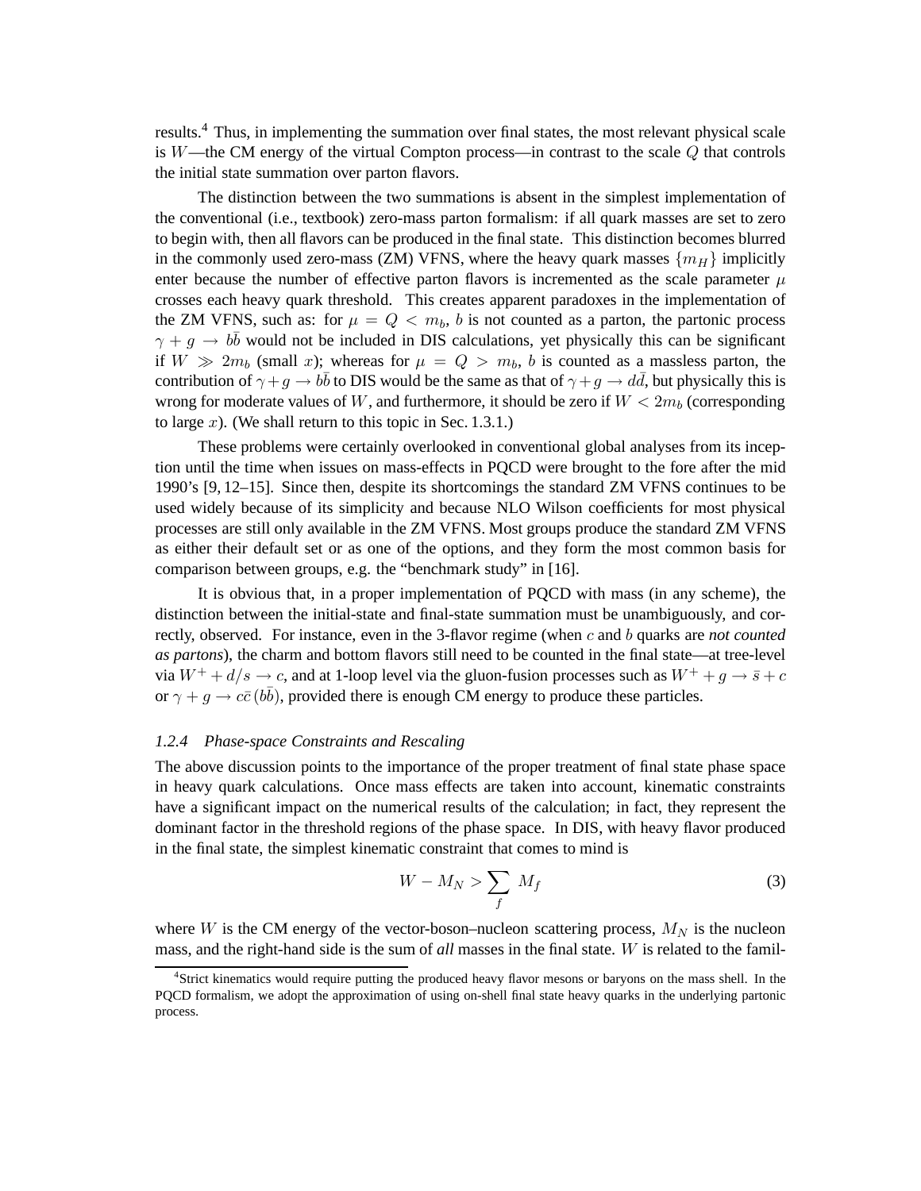results.[4] Thus, in implementing the summation over final states, the most relevant physical scale is $W$—the CM energy of the virtual Compton process—in contrast to the scale $Q$ that controls the initial state summation over parton flavors.

The distinction between the two summations is absent in the simplest implementation of the conventional (i.e., textbook) zero-mass parton formalism: if all quark masses are set to zero to begin with, then all flavors can be produced in the final state. This distinction becomes blurred in the commonly used zero-mass (ZM) VFNS, where the heavy quark masses $\{m_H\}$ implicitly enter because the number of effective parton flavors is incremented as the scale parameter $\mu$ crosses each heavy quark threshold. This creates apparent paradoxes in the implementation of the ZM VFNS, such as: for $\mu = Q < m_b$, $b$ is not counted as a parton, the partonic process $\gamma + g \rightarrow b\bar{b}$ would not be included in DIS calculations, yet physically this can be significant if $W \gg 2m_b$ (small $x$); whereas for $\mu = Q > m_b$, $b$ is counted as a massless parton, the contribution of $\gamma + g \rightarrow b\bar{b}$ to DIS would be the same as that of $\gamma + g \rightarrow d\bar{d}$, but physically this is wrong for moderate values of $W$, and furthermore, it should be zero if $W < 2m_b$ (corresponding to large $x$). (We shall return to this topic in Sec. 1.3.1.)

These problems were certainly overlooked in conventional global analyses from its inception until the time when issues on mass-effects in PQCD were brought to the fore after the mid 1990's [9, 12–15]. Since then, despite its shortcomings the standard ZM VFNS continues to be used widely because of its simplicity and because NLO Wilson coefficients for most physical processes are still only available in the ZM VFNS. Most groups produce the standard ZM VFNS as either their default set or as one of the options, and they form the most common basis for comparison between groups, e.g. the "benchmark study" in [16].

It is obvious that, in a proper implementation of PQCD with mass (in any scheme), the distinction between the initial-state and final-state summation must be unambiguously, and correctly, observed. For instance, even in the 3-flavor regime (when $c$ and $b$ quarks are *not counted as partons*), the charm and bottom flavors still need to be counted in the final state—at tree-level via $W^+ + d/s \rightarrow c$, and at 1-loop level via the gluon-fusion processes such as $W^+ + g \rightarrow \bar{s} + c$ or $\gamma + g \rightarrow c\bar{c}\,(b\bar{b})$, provided there is enough CM energy to produce these particles.

### *1.2.4 Phase-space Constraints and Rescaling*

The above discussion points to the importance of the proper treatment of final state phase space in heavy quark calculations. Once mass effects are taken into account, kinematic constraints have a significant impact on the numerical results of the calculation; in fact, they represent the dominant factor in the threshold regions of the phase space. In DIS, with heavy flavor produced in the final state, the simplest kinematic constraint that comes to mind is

$$W - M_N > \sum_f M_f \tag{3}$$

where $W$ is the CM energy of the vector-boson–nucleon scattering process, $M_N$ is the nucleon mass, and the right-hand side is the sum of *all* masses in the final state. $W$ is related to the famil-

[4] Strict kinematics would require putting the produced heavy flavor mesons or baryons on the mass shell. In the PQCD formalism, we adopt the approximation of using on-shell final state heavy quarks in the underlying partonic process.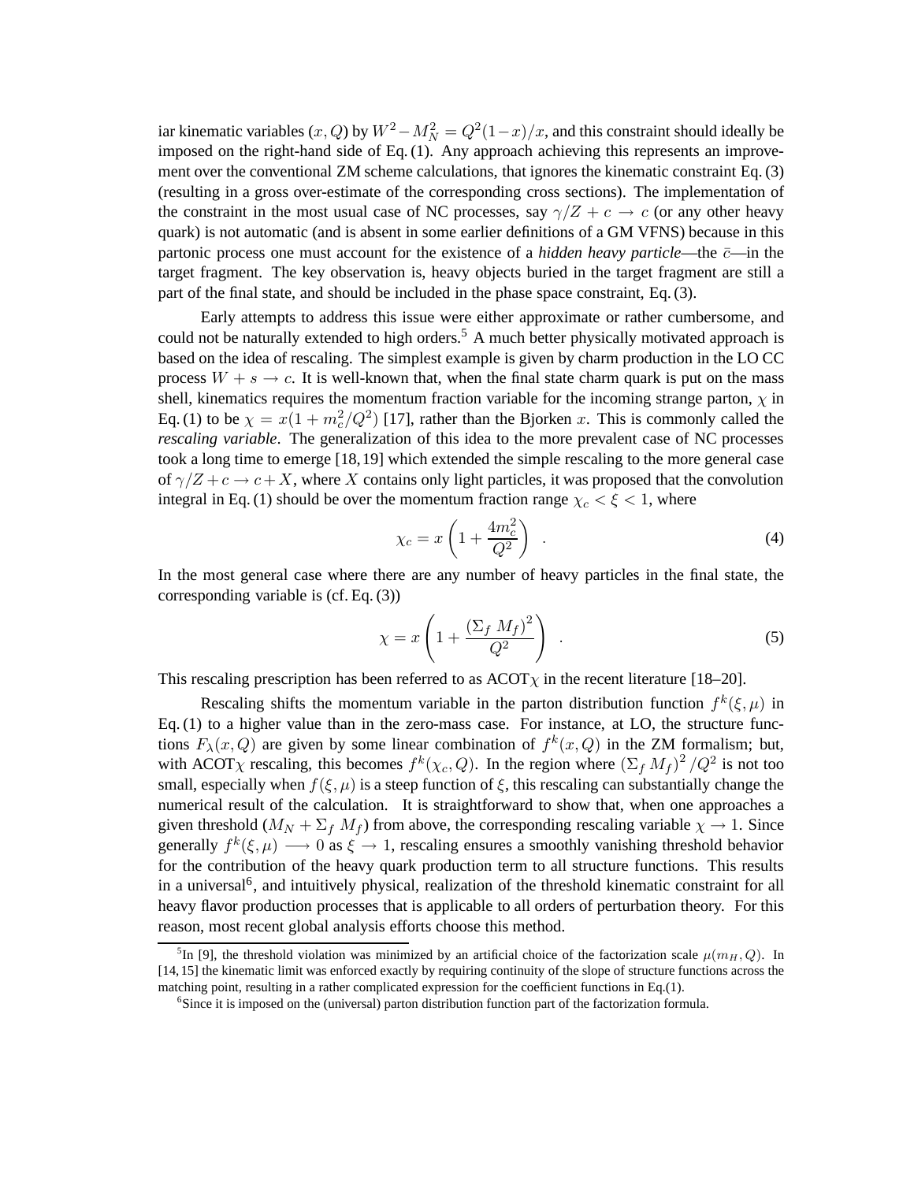iar kinematic variables $(x, Q)$ by $W^2 - M_N^2 = Q^2(1-x)/x$, and this constraint should ideally be imposed on the right-hand side of Eq. (1). Any approach achieving this represents an improvement over the conventional ZM scheme calculations, that ignores the kinematic constraint Eq. (3) (resulting in a gross over-estimate of the corresponding cross sections). The implementation of the constraint in the most usual case of NC processes, say $\gamma/Z + c \to c$ (or any other heavy quark) is not automatic (and is absent in some earlier definitions of a GM VFNS) because in this partonic process one must account for the existence of a *hidden heavy particle*—the $\bar{c}$—in the target fragment. The key observation is, heavy objects buried in the target fragment are still a part of the final state, and should be included in the phase space constraint, Eq. (3).

Early attempts to address this issue were either approximate or rather cumbersome, and could not be naturally extended to high orders.[5] A much better physically motivated approach is based on the idea of rescaling. The simplest example is given by charm production in the LO CC process $W + s \to c$. It is well-known that, when the final state charm quark is put on the mass shell, kinematics requires the momentum fraction variable for the incoming strange parton, $\chi$ in Eq. (1) to be $\chi = x(1 + m_c^2/Q^2)$ [17], rather than the Bjorken $x$. This is commonly called the *rescaling variable*. The generalization of this idea to the more prevalent case of NC processes took a long time to emerge [18,19] which extended the simple rescaling to the more general case of $\gamma/Z + c \to c + X$, where $X$ contains only light particles, it was proposed that the convolution integral in Eq. (1) should be over the momentum fraction range $\chi_c < \xi < 1$, where

$$\chi_c = x\left(1 + \frac{4m_c^2}{Q^2}\right) \quad . \tag{4}$$

In the most general case where there are any number of heavy particles in the final state, the corresponding variable is (cf. Eq. (3))

$$\chi = x\left(1 + \frac{(\Sigma_f\, M_f)^2}{Q^2}\right) \quad . \tag{5}$$

This rescaling prescription has been referred to as ACOT$\chi$ in the recent literature [18–20].

Rescaling shifts the momentum variable in the parton distribution function $f^k(\xi, \mu)$ in Eq. (1) to a higher value than in the zero-mass case. For instance, at LO, the structure functions $F_\lambda(x, Q)$ are given by some linear combination of $f^k(x, Q)$ in the ZM formalism; but, with ACOT$\chi$ rescaling, this becomes $f^k(\chi_c, Q)$. In the region where $(\Sigma_f\, M_f)^2/Q^2$ is not too small, especially when $f(\xi, \mu)$ is a steep function of $\xi$, this rescaling can substantially change the numerical result of the calculation. It is straightforward to show that, when one approaches a given threshold ($M_N + \Sigma_f\, M_f$) from above, the corresponding rescaling variable $\chi \to 1$. Since generally $f^k(\xi, \mu) \longrightarrow 0$ as $\xi \to 1$, rescaling ensures a smoothly vanishing threshold behavior for the contribution of the heavy quark production term to all structure functions. This results in a universal[6], and intuitively physical, realization of the threshold kinematic constraint for all heavy flavor production processes that is applicable to all orders of perturbation theory. For this reason, most recent global analysis efforts choose this method.

---

[5] In [9], the threshold violation was minimized by an artificial choice of the factorization scale $\mu(m_H, Q)$. In [14,15] the kinematic limit was enforced exactly by requiring continuity of the slope of structure functions across the matching point, resulting in a rather complicated expression for the coefficient functions in Eq.(1).

[6] Since it is imposed on the (universal) parton distribution function part of the factorization formula.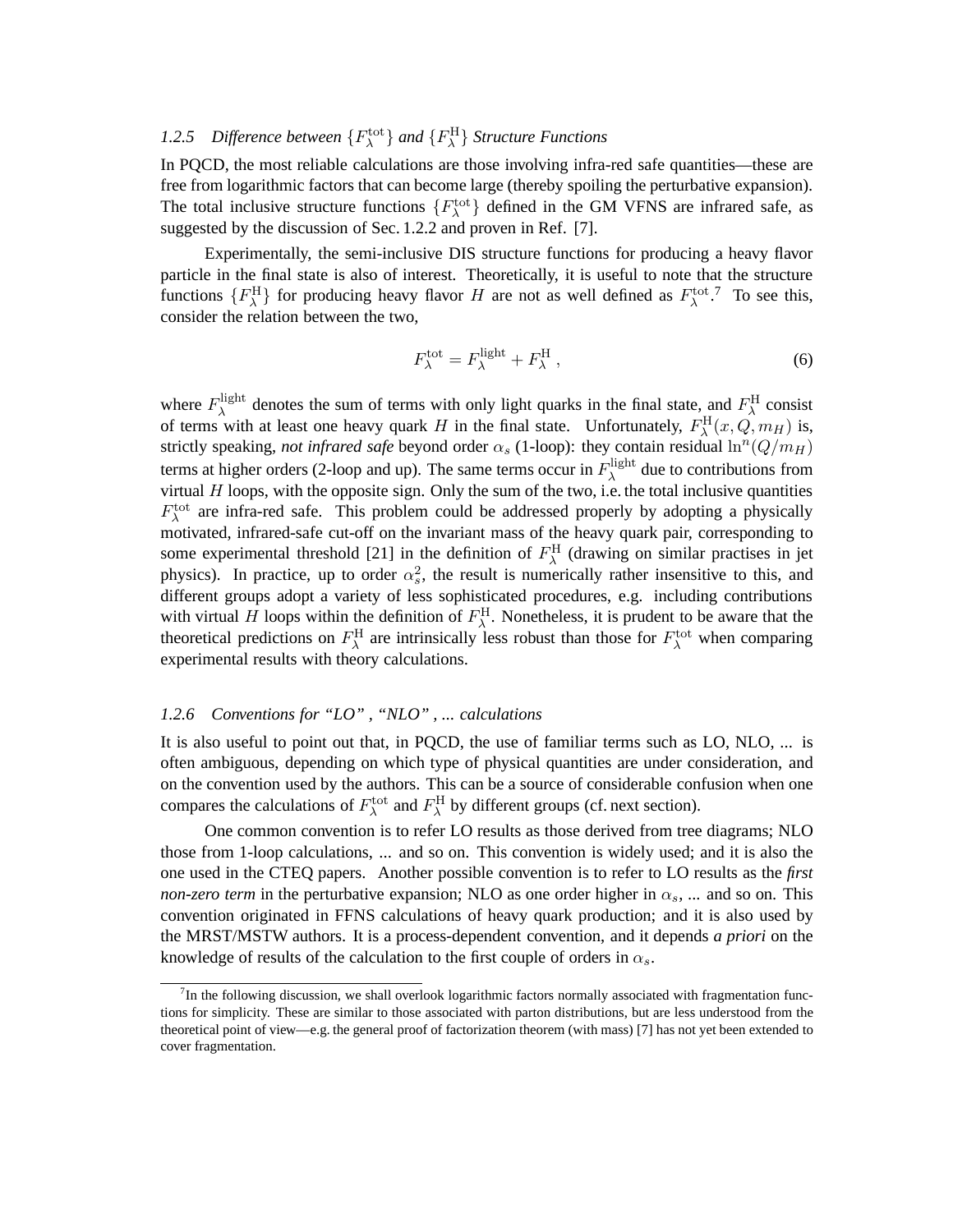### 1.2.5 Difference between $\{F_\lambda^{\rm tot}\}$ and $\{F_\lambda^{\rm H}\}$ Structure Functions

In PQCD, the most reliable calculations are those involving infra-red safe quantities—these are free from logarithmic factors that can become large (thereby spoiling the perturbative expansion). The total inclusive structure functions $\{F_\lambda^{\rm tot}\}$ defined in the GM VFNS are infrared safe, as suggested by the discussion of Sec. 1.2.2 and proven in Ref. [7].

Experimentally, the semi-inclusive DIS structure functions for producing a heavy flavor particle in the final state is also of interest. Theoretically, it is useful to note that the structure functions $\{F_\lambda^{\rm H}\}$ for producing heavy flavor $H$ are not as well defined as $F_\lambda^{\rm tot}$.[7] To see this, consider the relation between the two,

$$F_\lambda^{\rm tot} = F_\lambda^{\rm light} + F_\lambda^{\rm H}\,, \tag{6}$$

where $F_\lambda^{\rm light}$ denotes the sum of terms with only light quarks in the final state, and $F_\lambda^{\rm H}$ consist of terms with at least one heavy quark $H$ in the final state. Unfortunately, $F_\lambda^{\rm H}(x, Q, m_H)$ is, strictly speaking, *not infrared safe* beyond order $\alpha_s$ (1-loop): they contain residual $\ln^n(Q/m_H)$ terms at higher orders (2-loop and up). The same terms occur in $F_\lambda^{\rm light}$ due to contributions from virtual $H$ loops, with the opposite sign. Only the sum of the two, i.e. the total inclusive quantities $F_\lambda^{\rm tot}$ are infra-red safe. This problem could be addressed properly by adopting a physically motivated, infrared-safe cut-off on the invariant mass of the heavy quark pair, corresponding to some experimental threshold [21] in the definition of $F_\lambda^{\rm H}$ (drawing on similar practises in jet physics). In practice, up to order $\alpha_s^2$, the result is numerically rather insensitive to this, and different groups adopt a variety of less sophisticated procedures, e.g. including contributions with virtual $H$ loops within the definition of $F_\lambda^{\rm H}$. Nonetheless, it is prudent to be aware that the theoretical predictions on $F_\lambda^{\rm H}$ are intrinsically less robust than those for $F_\lambda^{\rm tot}$ when comparing experimental results with theory calculations.

### 1.2.6 Conventions for "LO" , "NLO" , ... calculations

It is also useful to point out that, in PQCD, the use of familiar terms such as LO, NLO, ... is often ambiguous, depending on which type of physical quantities are under consideration, and on the convention used by the authors. This can be a source of considerable confusion when one compares the calculations of $F_\lambda^{\rm tot}$ and $F_\lambda^{\rm H}$ by different groups (cf. next section).

One common convention is to refer LO results as those derived from tree diagrams; NLO those from 1-loop calculations, ... and so on. This convention is widely used; and it is also the one used in the CTEQ papers. Another possible convention is to refer to LO results as the *first non-zero term* in the perturbative expansion; NLO as one order higher in $\alpha_s$, ... and so on. This convention originated in FFNS calculations of heavy quark production; and it is also used by the MRST/MSTW authors. It is a process-dependent convention, and it depends *a priori* on the knowledge of results of the calculation to the first couple of orders in $\alpha_s$.

[7] In the following discussion, we shall overlook logarithmic factors normally associated with fragmentation functions for simplicity. These are similar to those associated with parton distributions, but are less understood from the theoretical point of view—e.g. the general proof of factorization theorem (with mass) [7] has not yet been extended to cover fragmentation.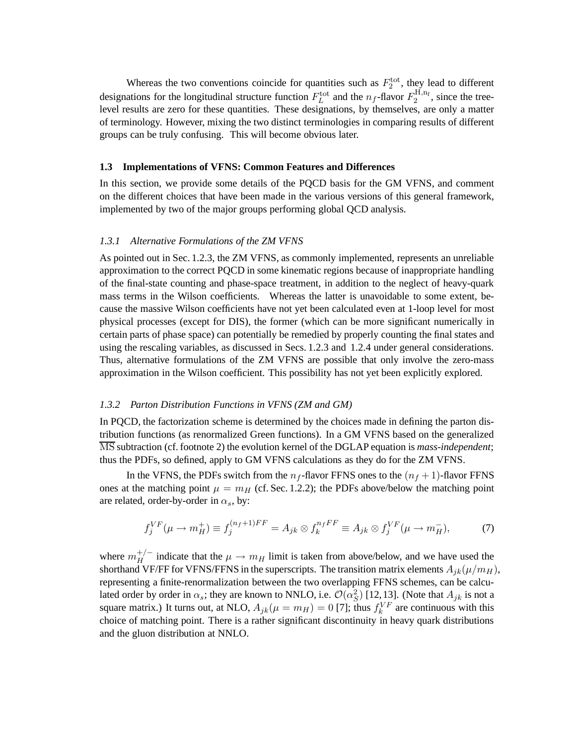Whereas the two conventions coincide for quantities such as $F_2^{\rm tot}$, they lead to different designations for the longitudinal structure function $F_L^{\rm tot}$ and the $n_f$-flavor $F_2^{\rm H,n_f}$, since the tree-level results are zero for these quantities. These designations, by themselves, are only a matter of terminology. However, mixing the two distinct terminologies in comparing results of different groups can be truly confusing. This will become obvious later.

### 1.3 Implementations of VFNS: Common Features and Differences

In this section, we provide some details of the PQCD basis for the GM VFNS, and comment on the different choices that have been made in the various versions of this general framework, implemented by two of the major groups performing global QCD analysis.

#### *1.3.1 Alternative Formulations of the ZM VFNS*

As pointed out in Sec. 1.2.3, the ZM VFNS, as commonly implemented, represents an unreliable approximation to the correct PQCD in some kinematic regions because of inappropriate handling of the final-state counting and phase-space treatment, in addition to the neglect of heavy-quark mass terms in the Wilson coefficients. Whereas the latter is unavoidable to some extent, because the massive Wilson coefficients have not yet been calculated even at 1-loop level for most physical processes (except for DIS), the former (which can be more significant numerically in certain parts of phase space) can potentially be remedied by properly counting the final states and using the rescaling variables, as discussed in Secs. 1.2.3 and 1.2.4 under general considerations. Thus, alternative formulations of the ZM VFNS are possible that only involve the zero-mass approximation in the Wilson coefficient. This possibility has not yet been explicitly explored.

#### *1.3.2 Parton Distribution Functions in VFNS (ZM and GM)*

In PQCD, the factorization scheme is determined by the choices made in defining the parton distribution functions (as renormalized Green functions). In a GM VFNS based on the generalized $\overline{\rm MS}$ subtraction (cf. footnote 2) the evolution kernel of the DGLAP equation is *mass-independent*; thus the PDFs, so defined, apply to GM VFNS calculations as they do for the ZM VFNS.

In the VFNS, the PDFs switch from the $n_f$-flavor FFNS ones to the $(n_f+1)$-flavor FFNS ones at the matching point $\mu = m_H$ (cf. Sec. 1.2.2); the PDFs above/below the matching point are related, order-by-order in $\alpha_s$, by:

$$f_j^{VF}(\mu \to m_H^+) \equiv f_j^{(n_f+1)FF} = A_{jk} \otimes f_k^{n_f FF} \equiv A_{jk} \otimes f_j^{VF}(\mu \to m_H^-), \tag{7}$$

where $m_H^{+/-}$ indicate that the $\mu \to m_H$ limit is taken from above/below, and we have used the shorthand VF/FF for VFNS/FFNS in the superscripts. The transition matrix elements $A_{jk}(\mu/m_H)$, representing a finite-renormalization between the two overlapping FFNS schemes, can be calculated order by order in $\alpha_s$; they are known to NNLO, i.e. $\mathcal{O}(\alpha_S^2)$ [12, 13]. (Note that $A_{jk}$ is not a square matrix.) It turns out, at NLO, $A_{jk}(\mu = m_H) = 0$ [7]; thus $f_k^{VF}$ are continuous with this choice of matching point. There is a rather significant discontinuity in heavy quark distributions and the gluon distribution at NNLO.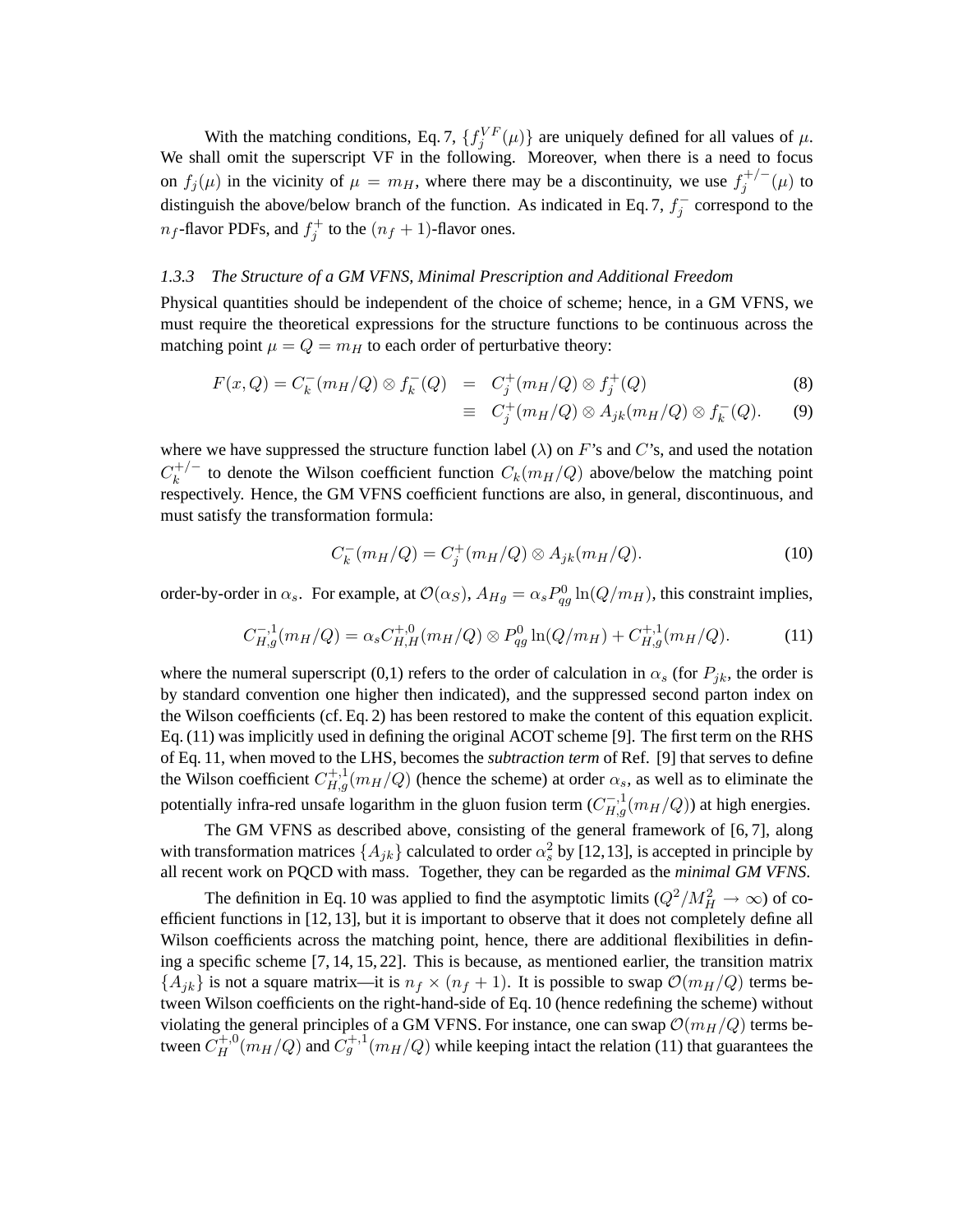With the matching conditions, Eq. 7, $\{f_j^{VF}(\mu)\}$ are uniquely defined for all values of $\mu$. We shall omit the superscript VF in the following. Moreover, when there is a need to focus on $f_j(\mu)$ in the vicinity of $\mu = m_H$, where there may be a discontinuity, we use $f_j^{+/-}(\mu)$ to distinguish the above/below branch of the function. As indicated in Eq. 7, $f_j^-$ correspond to the $n_f$-flavor PDFs, and $f_j^+$ to the $(n_f + 1)$-flavor ones.

### *1.3.3 The Structure of a GM VFNS, Minimal Prescription and Additional Freedom*

Physical quantities should be independent of the choice of scheme; hence, in a GM VFNS, we must require the theoretical expressions for the structure functions to be continuous across the matching point $\mu = Q = m_H$ to each order of perturbative theory:

$$F(x,Q) = C_k^-(m_H/Q) \otimes f_k^-(Q) \;\; = \;\; C_j^+(m_H/Q) \otimes f_j^+(Q) \tag{8}$$

$$\equiv \;\; C_j^+(m_H/Q) \otimes A_{jk}(m_H/Q) \otimes f_k^-(Q). \tag{9}$$

where we have suppressed the structure function label ($\lambda$) on $F$'s and $C$'s, and used the notation $C_k^{+/-}$ to denote the Wilson coefficient function $C_k(m_H/Q)$ above/below the matching point respectively. Hence, the GM VFNS coefficient functions are also, in general, discontinuous, and must satisfy the transformation formula:

$$C_k^-(m_H/Q) = C_j^+(m_H/Q) \otimes A_{jk}(m_H/Q). \tag{10}$$

order-by-order in $\alpha_s$. For example, at $\mathcal{O}(\alpha_S)$, $A_{Hg} = \alpha_s P_{qg}^0 \ln(Q/m_H)$, this constraint implies,

$$C_{H,g}^{-,1}(m_H/Q) = \alpha_s C_{H,H}^{+,0}(m_H/Q) \otimes P_{qg}^0 \ln(Q/m_H) + C_{H,g}^{+,1}(m_H/Q). \tag{11}$$

where the numeral superscript (0,1) refers to the order of calculation in $\alpha_s$ (for $P_{jk}$, the order is by standard convention one higher then indicated), and the suppressed second parton index on the Wilson coefficients (cf. Eq. 2) has been restored to make the content of this equation explicit. Eq. (11) was implicitly used in defining the original ACOT scheme [9]. The first term on the RHS of Eq. 11, when moved to the LHS, becomes the *subtraction term* of Ref. [9] that serves to define the Wilson coefficient $C_{H,g}^{+,1}(m_H/Q)$ (hence the scheme) at order $\alpha_s$, as well as to eliminate the potentially infra-red unsafe logarithm in the gluon fusion term ($C_{H,g}^{-,1}(m_H/Q)$) at high energies.

The GM VFNS as described above, consisting of the general framework of [6, 7], along with transformation matrices $\{A_{jk}\}$ calculated to order $\alpha_s^2$ by [12,13], is accepted in principle by all recent work on PQCD with mass. Together, they can be regarded as the *minimal GM VFNS*.

The definition in Eq. 10 was applied to find the asymptotic limits ($Q^2/M_H^2 \to \infty$) of coefficient functions in [12, 13], but it is important to observe that it does not completely define all Wilson coefficients across the matching point, hence, there are additional flexibilities in defining a specific scheme [7, 14, 15, 22]. This is because, as mentioned earlier, the transition matrix $\{A_{jk}\}$ is not a square matrix—it is $n_f \times (n_f + 1)$. It is possible to swap $\mathcal{O}(m_H/Q)$ terms between Wilson coefficients on the right-hand-side of Eq. 10 (hence redefining the scheme) without violating the general principles of a GM VFNS. For instance, one can swap $\mathcal{O}(m_H/Q)$ terms between $C_H^{+,0}(m_H/Q)$ and $C_g^{+,1}(m_H/Q)$ while keeping intact the relation (11) that guarantees the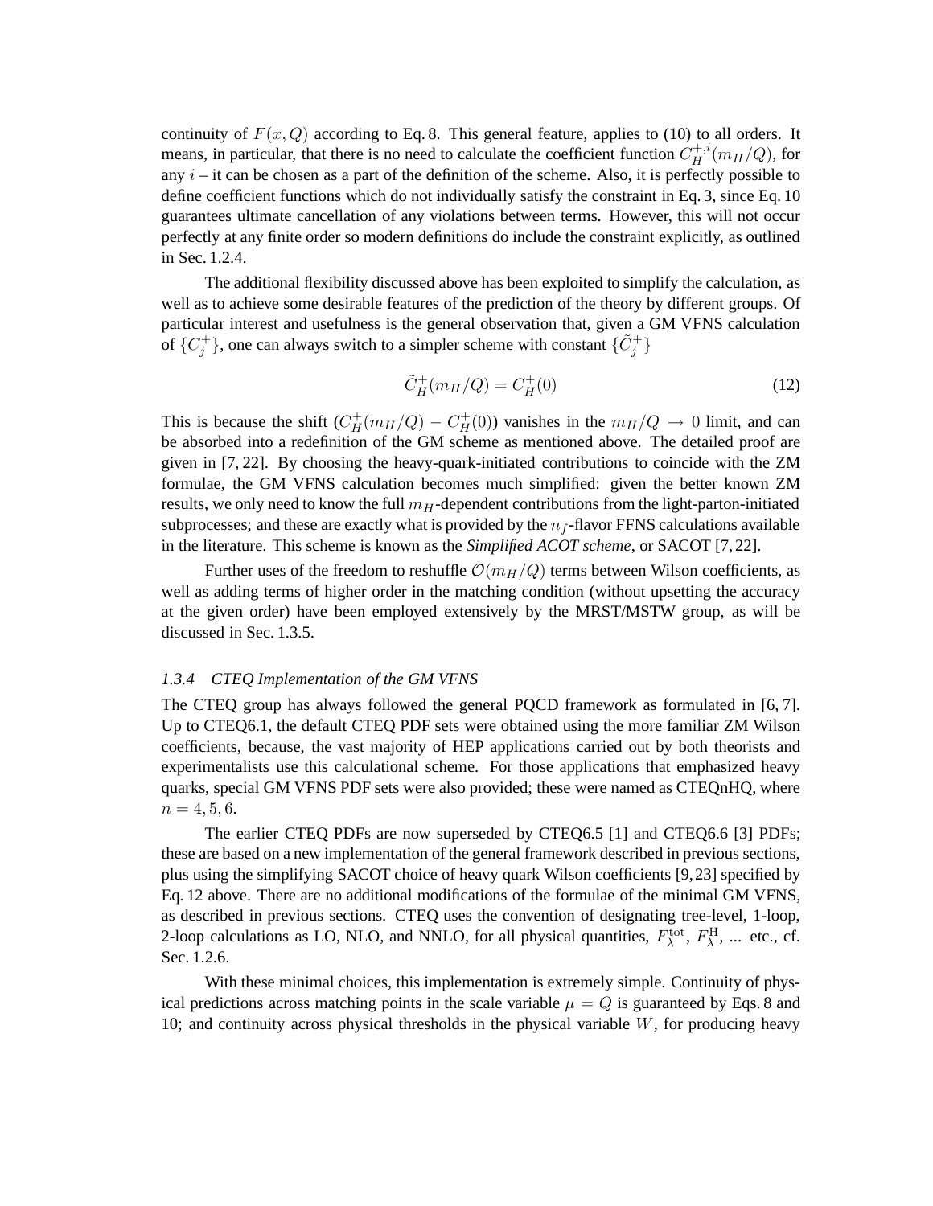continuity of $F(x, Q)$ according to Eq. 8. This general feature, applies to (10) to all orders. It means, in particular, that there is no need to calculate the coefficient function $C_H^{+,i}(m_H/Q)$, for any $i$ – it can be chosen as a part of the definition of the scheme. Also, it is perfectly possible to define coefficient functions which do not individually satisfy the constraint in Eq. 3, since Eq. 10 guarantees ultimate cancellation of any violations between terms. However, this will not occur perfectly at any finite order so modern definitions do include the constraint explicitly, as outlined in Sec. 1.2.4.

The additional flexibility discussed above has been exploited to simplify the calculation, as well as to achieve some desirable features of the prediction of the theory by different groups. Of particular interest and usefulness is the general observation that, given a GM VFNS calculation of $\{C_j^+\}$, one can always switch to a simpler scheme with constant $\{\tilde{C}_j^+\}$

$$\tilde{C}_H^+(m_H/Q) = C_H^+(0) \tag{12}$$

This is because the shift $(C_H^+(m_H/Q) - C_H^+(0))$ vanishes in the $m_H/Q \to 0$ limit, and can be absorbed into a redefinition of the GM scheme as mentioned above. The detailed proof are given in [7, 22]. By choosing the heavy-quark-initiated contributions to coincide with the ZM formulae, the GM VFNS calculation becomes much simplified: given the better known ZM results, we only need to know the full $m_H$-dependent contributions from the light-parton-initiated subprocesses; and these are exactly what is provided by the $n_f$-flavor FFNS calculations available in the literature. This scheme is known as the ***Simplified ACOT scheme***, or SACOT [7, 22].

Further uses of the freedom to reshuffle $\mathcal{O}(m_H/Q)$ terms between Wilson coefficients, as well as adding terms of higher order in the matching condition (without upsetting the accuracy at the given order) have been employed extensively by the MRST/MSTW group, as will be discussed in Sec. 1.3.5.

### *1.3.4 CTEQ Implementation of the GM VFNS*

The CTEQ group has always followed the general PQCD framework as formulated in [6, 7]. Up to CTEQ6.1, the default CTEQ PDF sets were obtained using the more familiar ZM Wilson coefficients, because, the vast majority of HEP applications carried out by both theorists and experimentalists use this calculational scheme. For those applications that emphasized heavy quarks, special GM VFNS PDF sets were also provided; these were named as CTEQnHQ, where $n = 4, 5, 6$.

The earlier CTEQ PDFs are now superseded by CTEQ6.5 [1] and CTEQ6.6 [3] PDFs; these are based on a new implementation of the general framework described in previous sections, plus using the simplifying SACOT choice of heavy quark Wilson coefficients [9,23] specified by Eq. 12 above. There are no additional modifications of the formulae of the minimal GM VFNS, as described in previous sections. CTEQ uses the convention of designating tree-level, 1-loop, 2-loop calculations as LO, NLO, and NNLO, for all physical quantities, $F_\lambda^{\text{tot}}$, $F_\lambda^{\text{H}}$, ... etc., cf. Sec. 1.2.6.

With these minimal choices, this implementation is extremely simple. Continuity of physical predictions across matching points in the scale variable $\mu = Q$ is guaranteed by Eqs. 8 and 10; and continuity across physical thresholds in the physical variable $W$, for producing heavy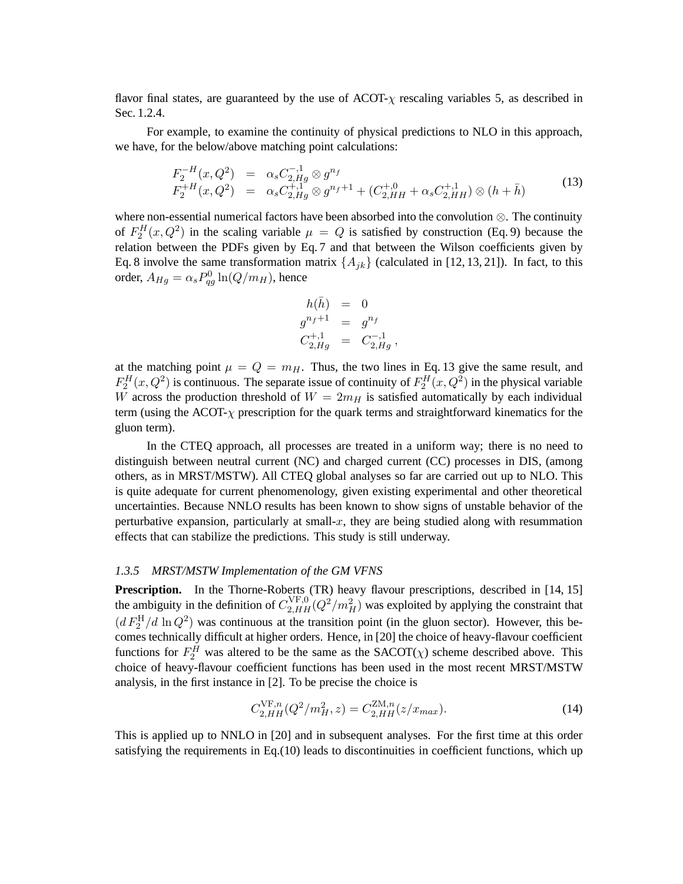flavor final states, are guaranteed by the use of ACOT-$\chi$ rescaling variables 5, as described in Sec. 1.2.4.

For example, to examine the continuity of physical predictions to NLO in this approach, we have, for the below/above matching point calculations:

$$
\begin{aligned}
F_2^{-H}(x,Q^2) &= \alpha_s C_{2,Hg}^{-,1} \otimes g^{n_f} \\
F_2^{+H}(x,Q^2) &= \alpha_s C_{2,Hg}^{+,1} \otimes g^{n_f+1} + (C_{2,HH}^{+,0} + \alpha_s C_{2,HH}^{+,1}) \otimes (h + \bar{h})
\end{aligned}
\tag{13}
$$

where non-essential numerical factors have been absorbed into the convolution $\otimes$. The continuity of $F_2^H(x,Q^2)$ in the scaling variable $\mu = Q$ is satisfied by construction (Eq. 9) because the relation between the PDFs given by Eq. 7 and that between the Wilson coefficients given by Eq. 8 involve the same transformation matrix $\{A_{jk}\}$ (calculated in [12, 13, 21]). In fact, to this order, $A_{Hg} = \alpha_s P_{qg}^0 \ln(Q/m_H)$, hence

$$
\begin{aligned}
h(\bar{h}) &= 0 \\
g^{n_f+1} &= g^{n_f} \\
C_{2,Hg}^{+,1} &= C_{2,Hg}^{-,1} \, ,
\end{aligned}
$$

at the matching point $\mu = Q = m_H$. Thus, the two lines in Eq. 13 give the same result, and $F_2^H(x,Q^2)$ is continuous. The separate issue of continuity of $F_2^H(x,Q^2)$ in the physical variable $W$ across the production threshold of $W = 2m_H$ is satisfied automatically by each individual term (using the ACOT-$\chi$ prescription for the quark terms and straightforward kinematics for the gluon term).

In the CTEQ approach, all processes are treated in a uniform way; there is no need to distinguish between neutral current (NC) and charged current (CC) processes in DIS, (among others, as in MRST/MSTW). All CTEQ global analyses so far are carried out up to NLO. This is quite adequate for current phenomenology, given existing experimental and other theoretical uncertainties. Because NNLO results has been known to show signs of unstable behavior of the perturbative expansion, particularly at small-$x$, they are being studied along with resummation effects that can stabilize the predictions. This study is still underway.

### *1.3.5 MRST/MSTW Implementation of the GM VFNS*

**Prescription.** In the Thorne-Roberts (TR) heavy flavour prescriptions, described in [14, 15] the ambiguity in the definition of $C_{2,HH}^{\mathrm{VF},0}(Q^2/m_H^2)$ was exploited by applying the constraint that $(d\,F_2^{\mathrm{H}}/d\,\ln Q^2)$ was continuous at the transition point (in the gluon sector). However, this becomes technically difficult at higher orders. Hence, in [20] the choice of heavy-flavour coefficient functions for $F_2^H$ was altered to be the same as the SACOT($\chi$) scheme described above. This choice of heavy-flavour coefficient functions has been used in the most recent MRST/MSTW analysis, in the first instance in [2]. To be precise the choice is

$$
C_{2,HH}^{\mathrm{VF},n}(Q^2/m_H^2, z) = C_{2,HH}^{\mathrm{ZM},n}(z/x_{max}). \tag{14}
$$

This is applied up to NNLO in [20] and in subsequent analyses. For the first time at this order satisfying the requirements in Eq.(10) leads to discontinuities in coefficient functions, which up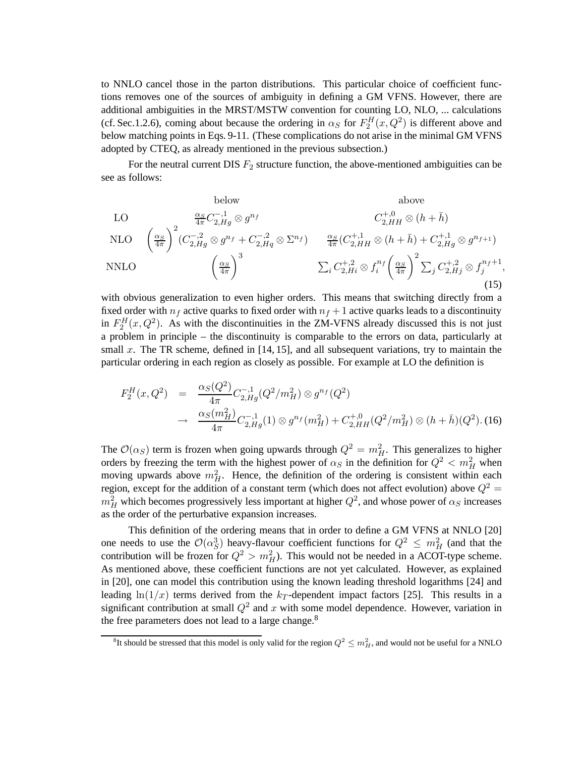to NNLO cancel those in the parton distributions. This particular choice of coefficient functions removes one of the sources of ambiguity in defining a GM VFNS. However, there are additional ambiguities in the MRST/MSTW convention for counting LO, NLO, ... calculations (cf. Sec.1.2.6), coming about because the ordering in $\alpha_S$ for $F_2^H(x, Q^2)$ is different above and below matching points in Eqs. 9-11. (These complications do not arise in the minimal GM VFNS adopted by CTEQ, as already mentioned in the previous subsection.)

For the neutral current DIS $F_2$ structure function, the above-mentioned ambiguities can be see as follows:

$$
\begin{array}{lcc}
 & \text{below} & \text{above} \\
\text{LO} & \frac{\alpha_S}{4\pi} C^{-,1}_{2,Hg} \otimes g^{n_f} & C^{+,0}_{2,HH} \otimes (h + \bar{h}) \\
\text{NLO} & \left(\frac{\alpha_S}{4\pi}\right)^2 (C^{-,2}_{2,Hg} \otimes g^{n_f} + C^{-,2}_{2,Hq} \otimes \Sigma^{n_f}) & \frac{\alpha_S}{4\pi}(C^{+,1}_{2,HH} \otimes (h + \bar{h}) + C^{+,1}_{2,Hg} \otimes g^{n_{f+1}}) \\
\text{NNLO} & \left(\frac{\alpha_S}{4\pi}\right)^3 & \sum_i C^{+,2}_{2,Hi} \otimes f_i^{n_f} \left(\frac{\alpha_S}{4\pi}\right)^2 \sum_j C^{+,2}_{2,Hj} \otimes f_j^{n_f+1},
\end{array}
\tag{15}
$$

with obvious generalization to even higher orders. This means that switching directly from a fixed order with $n_f$ active quarks to fixed order with $n_f + 1$ active quarks leads to a discontinuity in $F_2^H(x, Q^2)$. As with the discontinuities in the ZM-VFNS already discussed this is not just a problem in principle – the discontinuity is comparable to the errors on data, particularly at small $x$. The TR scheme, defined in [14, 15], and all subsequent variations, try to maintain the particular ordering in each region as closely as possible. For example at LO the definition is

$$
\begin{aligned}
F_2^H(x, Q^2) &= \frac{\alpha_S(Q^2)}{4\pi} C^{-,1}_{2,Hg}(Q^2/m_H^2) \otimes g^{n_f}(Q^2) \\
&\rightarrow \frac{\alpha_S(m_H^2)}{4\pi} C^{-,1}_{2,Hg}(1) \otimes g^{n_f}(m_H^2) + C^{+,0}_{2,HH}(Q^2/m_H^2) \otimes (h + \bar{h})(Q^2).
\end{aligned}
\tag{16}
$$

The $\mathcal{O}(\alpha_S)$ term is frozen when going upwards through $Q^2 = m_H^2$. This generalizes to higher orders by freezing the term with the highest power of $\alpha_S$ in the definition for $Q^2 < m_H^2$ when moving upwards above $m_H^2$. Hence, the definition of the ordering is consistent within each region, except for the addition of a constant term (which does not affect evolution) above $Q^2 = m_H^2$ which becomes progressively less important at higher $Q^2$, and whose power of $\alpha_S$ increases as the order of the perturbative expansion increases.

This definition of the ordering means that in order to define a GM VFNS at NNLO [20] one needs to use the $\mathcal{O}(\alpha_S^3)$ heavy-flavour coefficient functions for $Q^2 \leq m_H^2$ (and that the contribution will be frozen for $Q^2 > m_H^2$). This would not be needed in a ACOT-type scheme. As mentioned above, these coefficient functions are not yet calculated. However, as explained in [20], one can model this contribution using the known leading threshold logarithms [24] and leading $\ln(1/x)$ terms derived from the $k_T$-dependent impact factors [25]. This results in a significant contribution at small $Q^2$ and $x$ with some model dependence. However, variation in the free parameters does not lead to a large change.[8]

[8] It should be stressed that this model is only valid for the region $Q^2 \leq m_H^2$, and would not be useful for a NNLO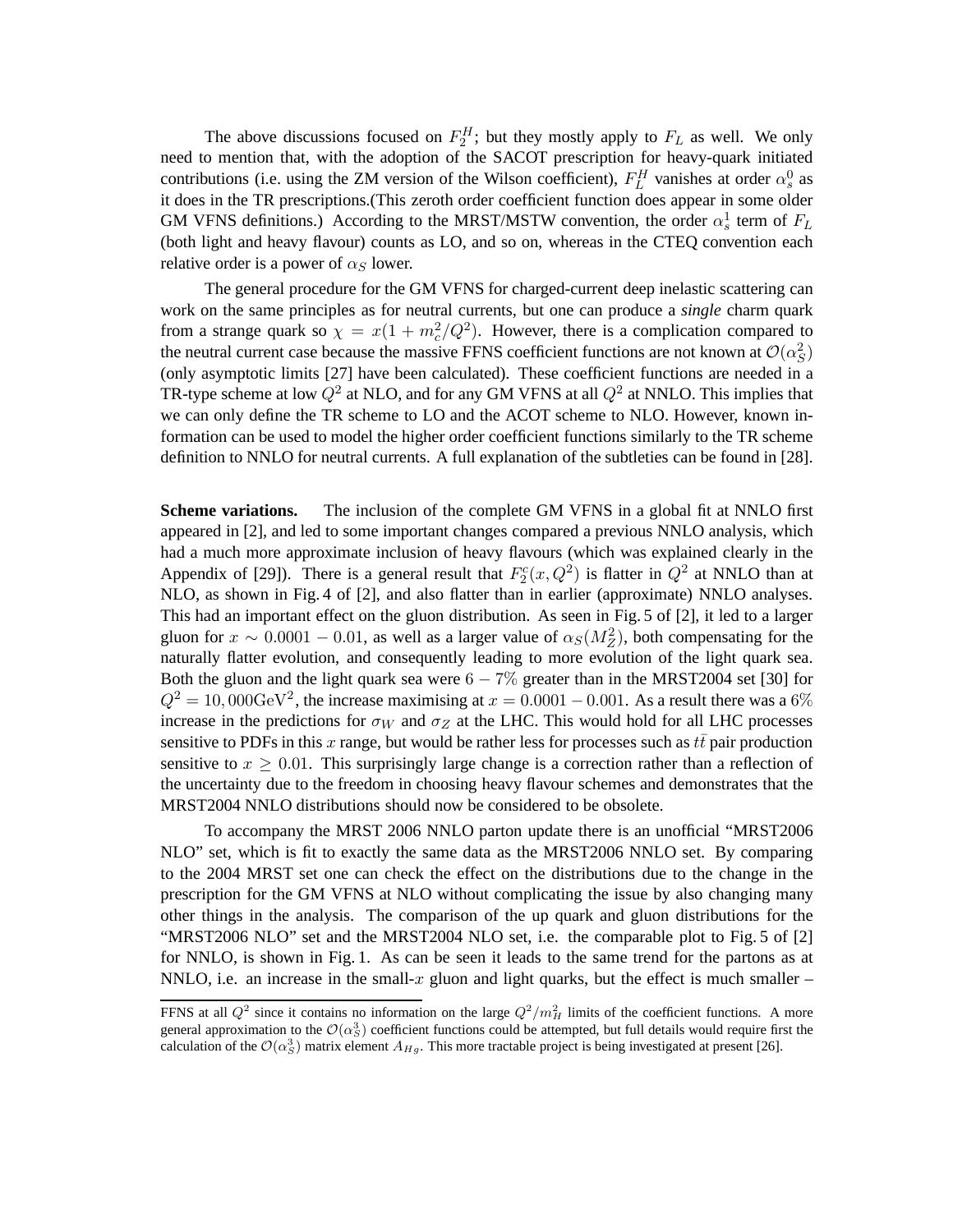The above discussions focused on $F_2^H$; but they mostly apply to $F_L$ as well. We only need to mention that, with the adoption of the SACOT prescription for heavy-quark initiated contributions (i.e. using the ZM version of the Wilson coefficient), $F_L^H$ vanishes at order $\alpha_s^0$ as it does in the TR prescriptions.(This zeroth order coefficient function does appear in some older GM VFNS definitions.) According to the MRST/MSTW convention, the order $\alpha_s^1$ term of $F_L$ (both light and heavy flavour) counts as LO, and so on, whereas in the CTEQ convention each relative order is a power of $\alpha_S$ lower.

The general procedure for the GM VFNS for charged-current deep inelastic scattering can work on the same principles as for neutral currents, but one can produce a *single* charm quark from a strange quark so $\chi = x(1 + m_c^2/Q^2)$. However, there is a complication compared to the neutral current case because the massive FFNS coefficient functions are not known at $\mathcal{O}(\alpha_S^2)$ (only asymptotic limits [27] have been calculated). These coefficient functions are needed in a TR-type scheme at low $Q^2$ at NLO, and for any GM VFNS at all $Q^2$ at NNLO. This implies that we can only define the TR scheme to LO and the ACOT scheme to NLO. However, known information can be used to model the higher order coefficient functions similarly to the TR scheme definition to NNLO for neutral currents. A full explanation of the subtleties can be found in [28].

**Scheme variations.** The inclusion of the complete GM VFNS in a global fit at NNLO first appeared in [2], and led to some important changes compared a previous NNLO analysis, which had a much more approximate inclusion of heavy flavours (which was explained clearly in the Appendix of [29]). There is a general result that $F_2^c(x, Q^2)$ is flatter in $Q^2$ at NNLO than at NLO, as shown in Fig. 4 of [2], and also flatter than in earlier (approximate) NNLO analyses. This had an important effect on the gluon distribution. As seen in Fig. 5 of [2], it led to a larger gluon for $x \sim 0.0001 - 0.01$, as well as a larger value of $\alpha_S(M_Z^2)$, both compensating for the naturally flatter evolution, and consequently leading to more evolution of the light quark sea. Both the gluon and the light quark sea were $6 - 7\%$ greater than in the MRST2004 set [30] for $Q^2 = 10,000\text{GeV}^2$, the increase maximising at $x = 0.0001 - 0.001$. As a result there was a $6\%$ increase in the predictions for $\sigma_W$ and $\sigma_Z$ at the LHC. This would hold for all LHC processes sensitive to PDFs in this $x$ range, but would be rather less for processes such as $t\bar{t}$ pair production sensitive to $x \geq 0.01$. This surprisingly large change is a correction rather than a reflection of the uncertainty due to the freedom in choosing heavy flavour schemes and demonstrates that the MRST2004 NNLO distributions should now be considered to be obsolete.

To accompany the MRST 2006 NNLO parton update there is an unofficial "MRST2006 NLO" set, which is fit to exactly the same data as the MRST2006 NNLO set. By comparing to the 2004 MRST set one can check the effect on the distributions due to the change in the prescription for the GM VFNS at NLO without complicating the issue by also changing many other things in the analysis. The comparison of the up quark and gluon distributions for the "MRST2006 NLO" set and the MRST2004 NLO set, i.e. the comparable plot to Fig. 5 of [2] for NNLO, is shown in Fig. 1. As can be seen it leads to the same trend for the partons as at NNLO, i.e. an increase in the small-$x$ gluon and light quarks, but the effect is much smaller –

---

FFNS at all $Q^2$ since it contains no information on the large $Q^2/m_H^2$ limits of the coefficient functions. A more general approximation to the $\mathcal{O}(\alpha_S^3)$ coefficient functions could be attempted, but full details would require first the calculation of the $\mathcal{O}(\alpha_S^3)$ matrix element $A_{Hg}$. This more tractable project is being investigated at present [26].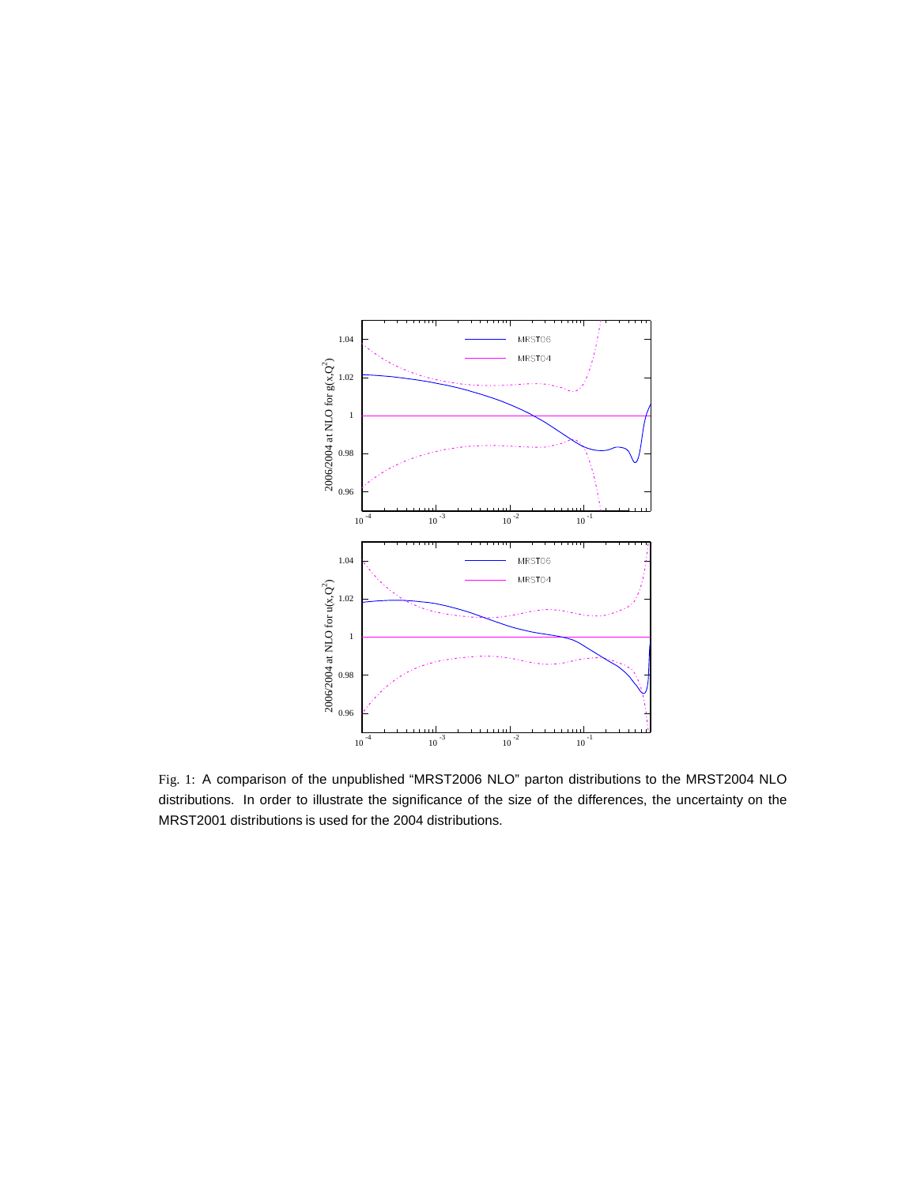Fig. 1: A comparison of the unpublished "MRST2006 NLO" parton distributions to the MRST2004 NLO distributions. In order to illustrate the significance of the size of the differences, the uncertainty on the MRST2001 distributions is used for the 2004 distributions.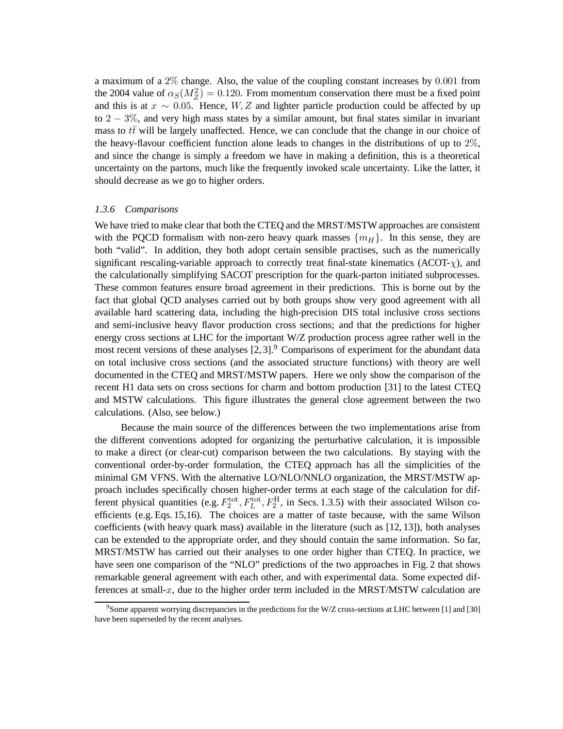a maximum of a $2\%$ change. Also, the value of the coupling constant increases by $0.001$ from the 2004 value of $\alpha_S(M_Z^2) = 0.120$. From momentum conservation there must be a fixed point and this is at $x \sim 0.05$. Hence, $W, Z$ and lighter particle production could be affected by up to $2-3\%$, and very high mass states by a similar amount, but final states similar in invariant mass to $t\bar{t}$ will be largely unaffected. Hence, we can conclude that the change in our choice of the heavy-flavour coefficient function alone leads to changes in the distributions of up to $2\%$, and since the change is simply a freedom we have in making a definition, this is a theoretical uncertainty on the partons, much like the frequently invoked scale uncertainty. Like the latter, it should decrease as we go to higher orders.

### *1.3.6 Comparisons*

We have tried to make clear that both the CTEQ and the MRST/MSTW approaches are consistent with the PQCD formalism with non-zero heavy quark masses $\{m_H\}$. In this sense, they are both "valid". In addition, they both adopt certain sensible practises, such as the numerically significant rescaling-variable approach to correctly treat final-state kinematics (ACOT-$\chi$), and the calculationally simplifying SACOT prescription for the quark-parton initiated subprocesses. These common features ensure broad agreement in their predictions. This is borne out by the fact that global QCD analyses carried out by both groups show very good agreement with all available hard scattering data, including the high-precision DIS total inclusive cross sections and semi-inclusive heavy flavor production cross sections; and that the predictions for higher energy cross sections at LHC for the important W/Z production process agree rather well in the most recent versions of these analyses [2, 3].[9] Comparisons of experiment for the abundant data on total inclusive cross sections (and the associated structure functions) with theory are well documented in the CTEQ and MRST/MSTW papers. Here we only show the comparison of the recent H1 data sets on cross sections for charm and bottom production [31] to the latest CTEQ and MSTW calculations. This figure illustrates the general close agreement between the two calculations. (Also, see below.)

Because the main source of the differences between the two implementations arise from the different conventions adopted for organizing the perturbative calculation, it is impossible to make a direct (or clear-cut) comparison between the two calculations. By staying with the conventional order-by-order formulation, the CTEQ approach has all the simplicities of the minimal GM VFNS. With the alternative LO/NLO/NNLO organization, the MRST/MSTW approach includes specifically chosen higher-order terms at each stage of the calculation for different physical quantities (e.g. $F_2^{\mathrm{tot}}, F_L^{\mathrm{tot}}, F_2^{\mathrm{H}}$, in Secs. 1.3.5) with their associated Wilson coefficients (e.g. Eqs. 15,16). The choices are a matter of taste because, with the same Wilson coefficients (with heavy quark mass) available in the literature (such as [12, 13]), both analyses can be extended to the appropriate order, and they should contain the same information. So far, MRST/MSTW has carried out their analyses to one order higher than CTEQ. In practice, we have seen one comparison of the "NLO" predictions of the two approaches in Fig. 2 that shows remarkable general agreement with each other, and with experimental data. Some expected differences at small-$x$, due to the higher order term included in the MRST/MSTW calculation are

[9] Some apparent worrying discrepancies in the predictions for the W/Z cross-sections at LHC between [1] and [30] have been superseded by the recent analyses.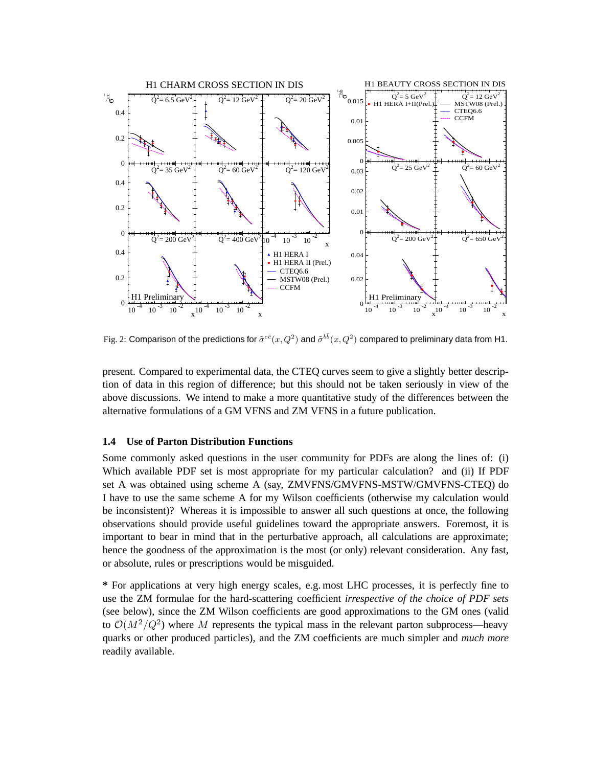Fig. 2: Comparison of the predictions for $\tilde{\sigma}^{c\bar{c}}(x, Q^2)$ and $\tilde{\sigma}^{b\bar{b}}(x, Q^2)$ compared to preliminary data from H1.

present. Compared to experimental data, the CTEQ curves seem to give a slightly better description of data in this region of difference; but this should not be taken seriously in view of the above discussions. We intend to make a more quantitative study of the differences between the alternative formulations of a GM VFNS and ZM VFNS in a future publication.

### 1.4 Use of Parton Distribution Functions

Some commonly asked questions in the user community for PDFs are along the lines of: (i) Which available PDF set is most appropriate for my particular calculation? and (ii) If PDF set A was obtained using scheme A (say, ZMVFNS/GMVFNS-MSTW/GMVFNS-CTEQ) do I have to use the same scheme A for my Wilson coefficients (otherwise my calculation would be inconsistent)? Whereas it is impossible to answer all such questions at once, the following observations should provide useful guidelines toward the appropriate answers. Foremost, it is important to bear in mind that in the perturbative approach, all calculations are approximate; hence the goodness of the approximation is the most (or only) relevant consideration. Any fast, or absolute, rules or prescriptions would be misguided.

**\*** For applications at very high energy scales, e.g. most LHC processes, it is perfectly fine to use the ZM formulae for the hard-scattering coefficient *irrespective of the choice of PDF sets* (see below), since the ZM Wilson coefficients are good approximations to the GM ones (valid to $\mathcal{O}(M^2/Q^2)$ where $M$ represents the typical mass in the relevant parton subprocess—heavy quarks or other produced particles), and the ZM coefficients are much simpler and *much more* readily available.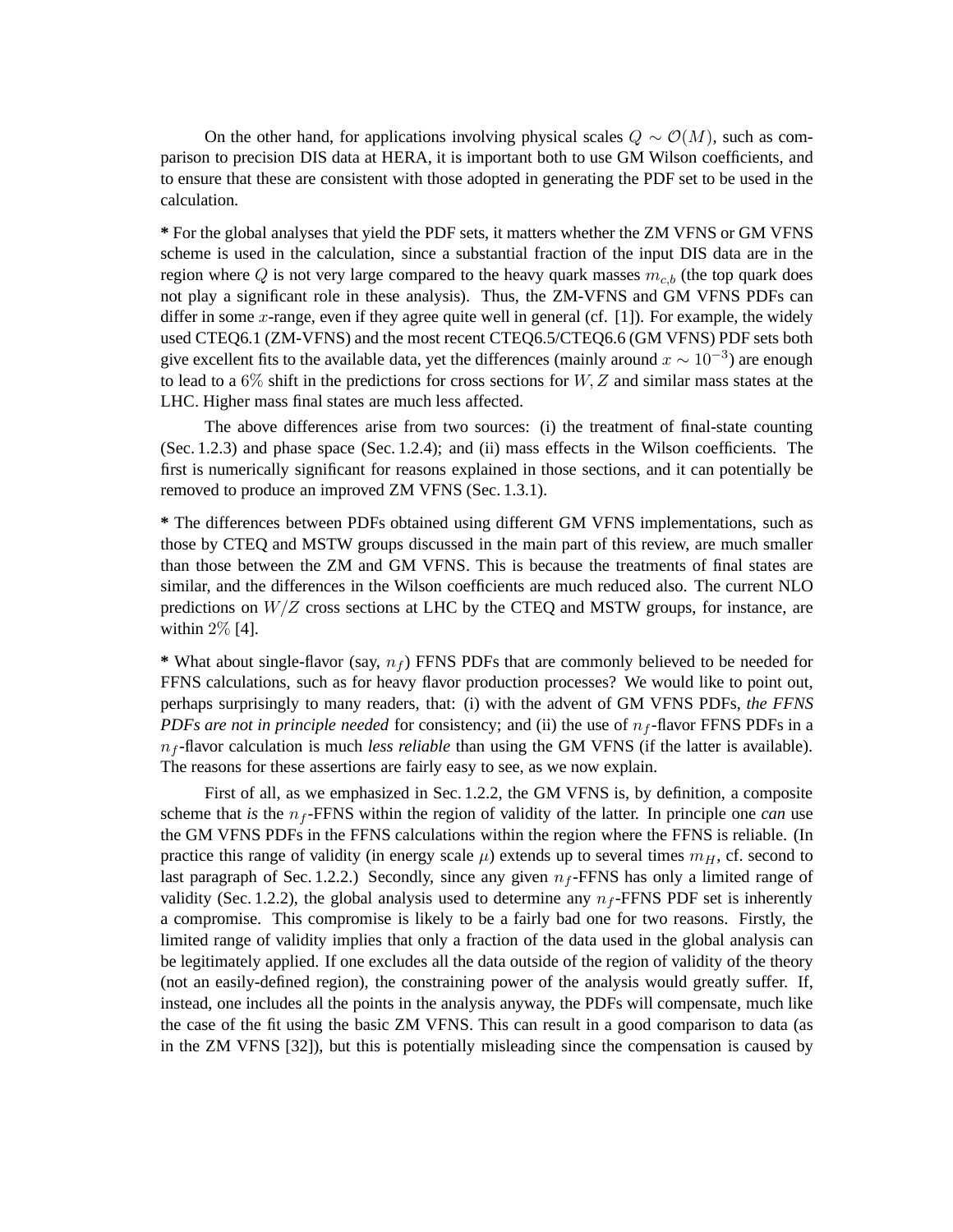On the other hand, for applications involving physical scales $Q \sim \mathcal{O}(M)$, such as comparison to precision DIS data at HERA, it is important both to use GM Wilson coefficients, and to ensure that these are consistent with those adopted in generating the PDF set to be used in the calculation.

**\*** For the global analyses that yield the PDF sets, it matters whether the ZM VFNS or GM VFNS scheme is used in the calculation, since a substantial fraction of the input DIS data are in the region where $Q$ is not very large compared to the heavy quark masses $m_{c,b}$ (the top quark does not play a significant role in these analysis). Thus, the ZM-VFNS and GM VFNS PDFs can differ in some $x$-range, even if they agree quite well in general (cf. [1]). For example, the widely used CTEQ6.1 (ZM-VFNS) and the most recent CTEQ6.5/CTEQ6.6 (GM VFNS) PDF sets both give excellent fits to the available data, yet the differences (mainly around $x \sim 10^{-3}$) are enough to lead to a $6\%$ shift in the predictions for cross sections for $W, Z$ and similar mass states at the LHC. Higher mass final states are much less affected.

The above differences arise from two sources: (i) the treatment of final-state counting (Sec. 1.2.3) and phase space (Sec. 1.2.4); and (ii) mass effects in the Wilson coefficients. The first is numerically significant for reasons explained in those sections, and it can potentially be removed to produce an improved ZM VFNS (Sec. 1.3.1).

**\*** The differences between PDFs obtained using different GM VFNS implementations, such as those by CTEQ and MSTW groups discussed in the main part of this review, are much smaller than those between the ZM and GM VFNS. This is because the treatments of final states are similar, and the differences in the Wilson coefficients are much reduced also. The current NLO predictions on $W/Z$ cross sections at LHC by the CTEQ and MSTW groups, for instance, are within $2\%$ [4].

**\*** What about single-flavor (say, $n_f$) FFNS PDFs that are commonly believed to be needed for FFNS calculations, such as for heavy flavor production processes? We would like to point out, perhaps surprisingly to many readers, that: (i) with the advent of GM VFNS PDFs, *the FFNS PDFs are not in principle needed* for consistency; and (ii) the use of $n_f$-flavor FFNS PDFs in a $n_f$-flavor calculation is much *less reliable* than using the GM VFNS (if the latter is available). The reasons for these assertions are fairly easy to see, as we now explain.

First of all, as we emphasized in Sec. 1.2.2, the GM VFNS is, by definition, a composite scheme that *is* the $n_f$-FFNS within the region of validity of the latter. In principle one *can* use the GM VFNS PDFs in the FFNS calculations within the region where the FFNS is reliable. (In practice this range of validity (in energy scale $\mu$) extends up to several times $m_H$, cf. second to last paragraph of Sec. 1.2.2.) Secondly, since any given $n_f$-FFNS has only a limited range of validity (Sec. 1.2.2), the global analysis used to determine any $n_f$-FFNS PDF set is inherently a compromise. This compromise is likely to be a fairly bad one for two reasons. Firstly, the limited range of validity implies that only a fraction of the data used in the global analysis can be legitimately applied. If one excludes all the data outside of the region of validity of the theory (not an easily-defined region), the constraining power of the analysis would greatly suffer. If, instead, one includes all the points in the analysis anyway, the PDFs will compensate, much like the case of the fit using the basic ZM VFNS. This can result in a good comparison to data (as in the ZM VFNS [32]), but this is potentially misleading since the compensation is caused by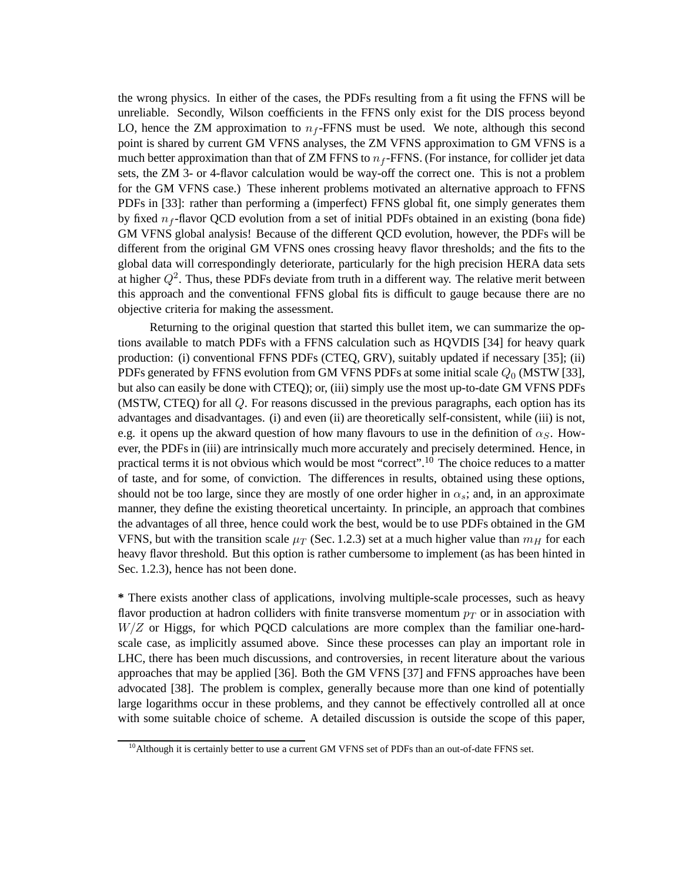the wrong physics. In either of the cases, the PDFs resulting from a fit using the FFNS will be unreliable. Secondly, Wilson coefficients in the FFNS only exist for the DIS process beyond LO, hence the ZM approximation to $n_f$-FFNS must be used. We note, although this second point is shared by current GM VFNS analyses, the ZM VFNS approximation to GM VFNS is a much better approximation than that of ZM FFNS to $n_f$-FFNS. (For instance, for collider jet data sets, the ZM 3- or 4-flavor calculation would be way-off the correct one. This is not a problem for the GM VFNS case.) These inherent problems motivated an alternative approach to FFNS PDFs in [33]: rather than performing a (imperfect) FFNS global fit, one simply generates them by fixed $n_f$-flavor QCD evolution from a set of initial PDFs obtained in an existing (bona fide) GM VFNS global analysis! Because of the different QCD evolution, however, the PDFs will be different from the original GM VFNS ones crossing heavy flavor thresholds; and the fits to the global data will correspondingly deteriorate, particularly for the high precision HERA data sets at higher $Q^2$. Thus, these PDFs deviate from truth in a different way. The relative merit between this approach and the conventional FFNS global fits is difficult to gauge because there are no objective criteria for making the assessment.

Returning to the original question that started this bullet item, we can summarize the options available to match PDFs with a FFNS calculation such as HQVDIS [34] for heavy quark production: (i) conventional FFNS PDFs (CTEQ, GRV), suitably updated if necessary [35]; (ii) PDFs generated by FFNS evolution from GM VFNS PDFs at some initial scale $Q_0$ (MSTW [33], but also can easily be done with CTEQ); or, (iii) simply use the most up-to-date GM VFNS PDFs (MSTW, CTEQ) for all $Q$. For reasons discussed in the previous paragraphs, each option has its advantages and disadvantages. (i) and even (ii) are theoretically self-consistent, while (iii) is not, e.g. it opens up the akward question of how many flavours to use in the definition of $\alpha_S$. However, the PDFs in (iii) are intrinsically much more accurately and precisely determined. Hence, in practical terms it is not obvious which would be most "correct".[10] The choice reduces to a matter of taste, and for some, of conviction. The differences in results, obtained using these options, should not be too large, since they are mostly of one order higher in $\alpha_s$; and, in an approximate manner, they define the existing theoretical uncertainty. In principle, an approach that combines the advantages of all three, hence could work the best, would be to use PDFs obtained in the GM VFNS, but with the transition scale $\mu_T$ (Sec. 1.2.3) set at a much higher value than $m_H$ for each heavy flavor threshold. But this option is rather cumbersome to implement (as has been hinted in Sec. 1.2.3), hence has not been done.

**\*** There exists another class of applications, involving multiple-scale processes, such as heavy flavor production at hadron colliders with finite transverse momentum $p_T$ or in association with $W/Z$ or Higgs, for which PQCD calculations are more complex than the familiar one-hard-scale case, as implicitly assumed above. Since these processes can play an important role in LHC, there has been much discussions, and controversies, in recent literature about the various approaches that may be applied [36]. Both the GM VFNS [37] and FFNS approaches have been advocated [38]. The problem is complex, generally because more than one kind of potentially large logarithms occur in these problems, and they cannot be effectively controlled all at once with some suitable choice of scheme. A detailed discussion is outside the scope of this paper,

[10] Although it is certainly better to use a current GM VFNS set of PDFs than an out-of-date FFNS set.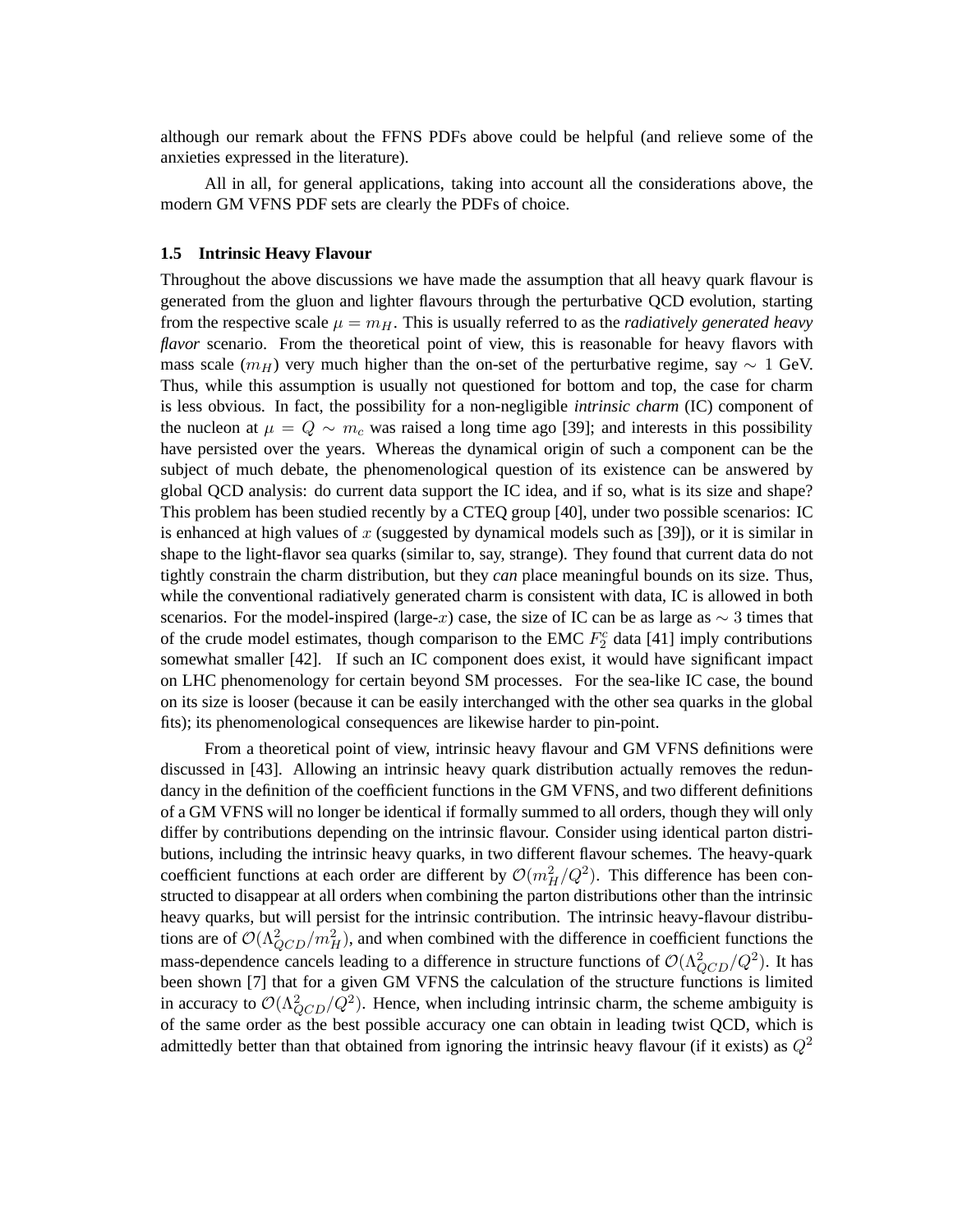although our remark about the FFNS PDFs above could be helpful (and relieve some of the anxieties expressed in the literature).

All in all, for general applications, taking into account all the considerations above, the modern GM VFNS PDF sets are clearly the PDFs of choice.

### 1.5 Intrinsic Heavy Flavour

Throughout the above discussions we have made the assumption that all heavy quark flavour is generated from the gluon and lighter flavours through the perturbative QCD evolution, starting from the respective scale $\mu = m_H$. This is usually referred to as the *radiatively generated heavy flavor* scenario. From the theoretical point of view, this is reasonable for heavy flavors with mass scale ($m_H$) very much higher than the on-set of the perturbative regime, say $\sim 1$ GeV. Thus, while this assumption is usually not questioned for bottom and top, the case for charm is less obvious. In fact, the possibility for a non-negligible *intrinsic charm* (IC) component of the nucleon at $\mu = Q \sim m_c$ was raised a long time ago [39]; and interests in this possibility have persisted over the years. Whereas the dynamical origin of such a component can be the subject of much debate, the phenomenological question of its existence can be answered by global QCD analysis: do current data support the IC idea, and if so, what is its size and shape? This problem has been studied recently by a CTEQ group [40], under two possible scenarios: IC is enhanced at high values of $x$ (suggested by dynamical models such as [39]), or it is similar in shape to the light-flavor sea quarks (similar to, say, strange). They found that current data do not tightly constrain the charm distribution, but they *can* place meaningful bounds on its size. Thus, while the conventional radiatively generated charm is consistent with data, IC is allowed in both scenarios. For the model-inspired (large-$x$) case, the size of IC can be as large as $\sim 3$ times that of the crude model estimates, though comparison to the EMC $F_2^c$ data [41] imply contributions somewhat smaller [42]. If such an IC component does exist, it would have significant impact on LHC phenomenology for certain beyond SM processes. For the sea-like IC case, the bound on its size is looser (because it can be easily interchanged with the other sea quarks in the global fits); its phenomenological consequences are likewise harder to pin-point.

From a theoretical point of view, intrinsic heavy flavour and GM VFNS definitions were discussed in [43]. Allowing an intrinsic heavy quark distribution actually removes the redundancy in the definition of the coefficient functions in the GM VFNS, and two different definitions of a GM VFNS will no longer be identical if formally summed to all orders, though they will only differ by contributions depending on the intrinsic flavour. Consider using identical parton distributions, including the intrinsic heavy quarks, in two different flavour schemes. The heavy-quark coefficient functions at each order are different by $\mathcal{O}(m_H^2/Q^2)$. This difference has been constructed to disappear at all orders when combining the parton distributions other than the intrinsic heavy quarks, but will persist for the intrinsic contribution. The intrinsic heavy-flavour distributions are of $\mathcal{O}(\Lambda_{QCD}^2/m_H^2)$, and when combined with the difference in coefficient functions the mass-dependence cancels leading to a difference in structure functions of $\mathcal{O}(\Lambda_{QCD}^2/Q^2)$. It has been shown [7] that for a given GM VFNS the calculation of the structure functions is limited in accuracy to $\mathcal{O}(\Lambda_{QCD}^2/Q^2)$. Hence, when including intrinsic charm, the scheme ambiguity is of the same order as the best possible accuracy one can obtain in leading twist QCD, which is admittedly better than that obtained from ignoring the intrinsic heavy flavour (if it exists) as $Q^2$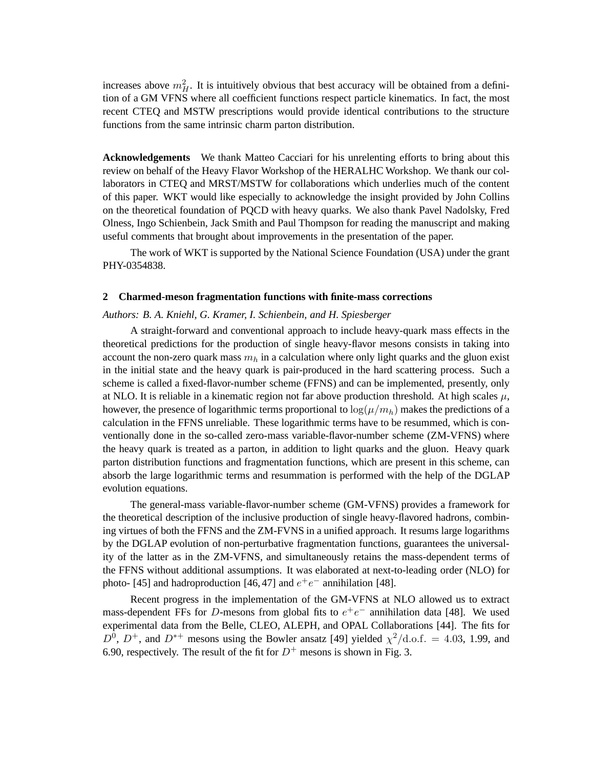increases above $m_H^2$. It is intuitively obvious that best accuracy will be obtained from a definition of a GM VFNS where all coefficient functions respect particle kinematics. In fact, the most recent CTEQ and MSTW prescriptions would provide identical contributions to the structure functions from the same intrinsic charm parton distribution.

**Acknowledgements** We thank Matteo Cacciari for his unrelenting efforts to bring about this review on behalf of the Heavy Flavor Workshop of the HERALHC Workshop. We thank our collaborators in CTEQ and MRST/MSTW for collaborations which underlies much of the content of this paper. WKT would like especially to acknowledge the insight provided by John Collins on the theoretical foundation of PQCD with heavy quarks. We also thank Pavel Nadolsky, Fred Olness, Ingo Schienbein, Jack Smith and Paul Thompson for reading the manuscript and making useful comments that brought about improvements in the presentation of the paper.

The work of WKT is supported by the National Science Foundation (USA) under the grant PHY-0354838.

## 2 Charmed-meson fragmentation functions with finite-mass corrections

*Authors: B. A. Kniehl, G. Kramer, I. Schienbein, and H. Spiesberger*

A straight-forward and conventional approach to include heavy-quark mass effects in the theoretical predictions for the production of single heavy-flavor mesons consists in taking into account the non-zero quark mass $m_h$ in a calculation where only light quarks and the gluon exist in the initial state and the heavy quark is pair-produced in the hard scattering process. Such a scheme is called a fixed-flavor-number scheme (FFNS) and can be implemented, presently, only at NLO. It is reliable in a kinematic region not far above production threshold. At high scales $\mu$, however, the presence of logarithmic terms proportional to $\log(\mu/m_h)$ makes the predictions of a calculation in the FFNS unreliable. These logarithmic terms have to be resummed, which is conventionally done in the so-called zero-mass variable-flavor-number scheme (ZM-VFNS) where the heavy quark is treated as a parton, in addition to light quarks and the gluon. Heavy quark parton distribution functions and fragmentation functions, which are present in this scheme, can absorb the large logarithmic terms and resummation is performed with the help of the DGLAP evolution equations.

The general-mass variable-flavor-number scheme (GM-VFNS) provides a framework for the theoretical description of the inclusive production of single heavy-flavored hadrons, combining virtues of both the FFNS and the ZM-FVNS in a unified approach. It resums large logarithms by the DGLAP evolution of non-perturbative fragmentation functions, guarantees the universality of the latter as in the ZM-VFNS, and simultaneously retains the mass-dependent terms of the FFNS without additional assumptions. It was elaborated at next-to-leading order (NLO) for photo- [45] and hadroproduction [46, 47] and $e^+e^-$ annihilation [48].

Recent progress in the implementation of the GM-VFNS at NLO allowed us to extract mass-dependent FFs for $D$-mesons from global fits to $e^+e^-$ annihilation data [48]. We used experimental data from the Belle, CLEO, ALEPH, and OPAL Collaborations [44]. The fits for $D^0$, $D^+$, and $D^{*+}$ mesons using the Bowler ansatz [49] yielded $\chi^2/\mathrm{d.o.f.} = 4.03$, 1.99, and 6.90, respectively. The result of the fit for $D^+$ mesons is shown in Fig. 3.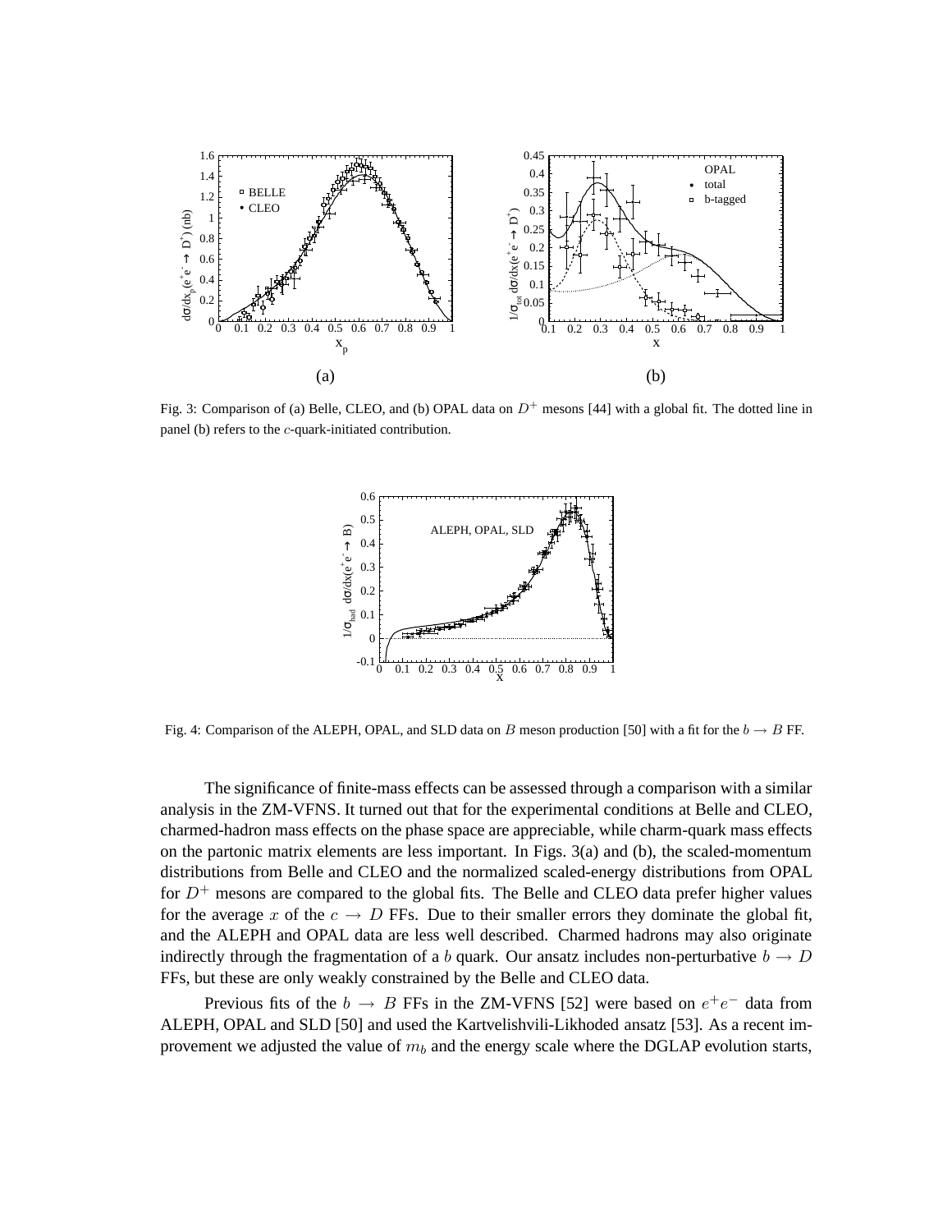Fig. 3: Comparison of (a) Belle, CLEO, and (b) OPAL data on $D^+$ mesons [44] with a global fit. The dotted line in panel (b) refers to the $c$-quark-initiated contribution.

Fig. 4: Comparison of the ALEPH, OPAL, and SLD data on $B$ meson production [50] with a fit for the $b \to B$ FF.

The significance of finite-mass effects can be assessed through a comparison with a similar analysis in the ZM-VFNS. It turned out that for the experimental conditions at Belle and CLEO, charmed-hadron mass effects on the phase space are appreciable, while charm-quark mass effects on the partonic matrix elements are less important. In Figs. 3(a) and (b), the scaled-momentum distributions from Belle and CLEO and the normalized scaled-energy distributions from OPAL for $D^+$ mesons are compared to the global fits. The Belle and CLEO data prefer higher values for the average $x$ of the $c \to D$ FFs. Due to their smaller errors they dominate the global fit, and the ALEPH and OPAL data are less well described. Charmed hadrons may also originate indirectly through the fragmentation of a $b$ quark. Our ansatz includes non-perturbative $b \to D$ FFs, but these are only weakly constrained by the Belle and CLEO data.

Previous fits of the $b \to B$ FFs in the ZM-VFNS [52] were based on $e^+e^-$ data from ALEPH, OPAL and SLD [50] and used the Kartvelishvili-Likhoded ansatz [53]. As a recent improvement we adjusted the value of $m_b$ and the energy scale where the DGLAP evolution starts,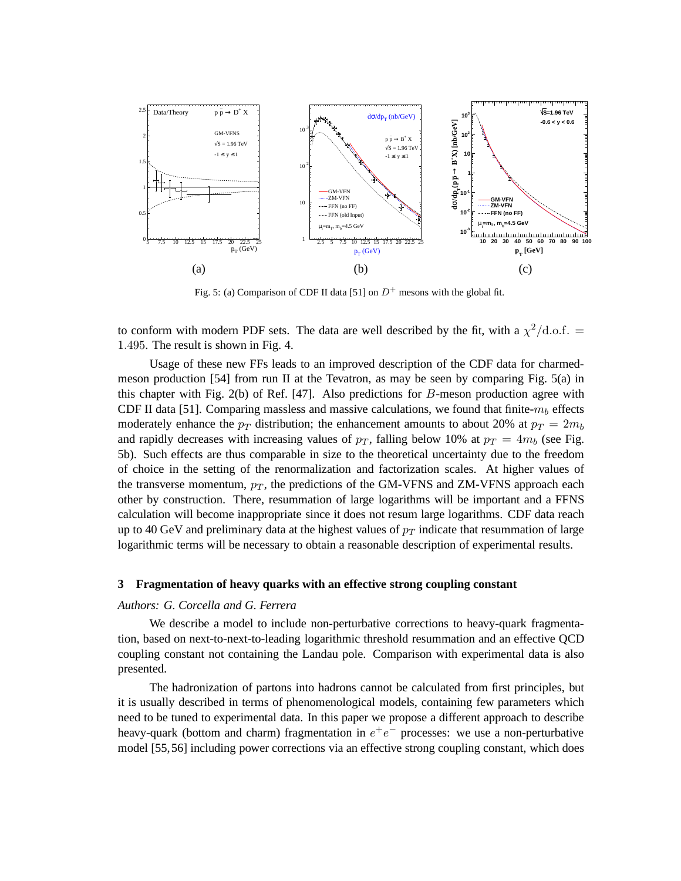Fig. 5: (a) Comparison of CDF II data [51] on $D^+$ mesons with the global fit.

to conform with modern PDF sets. The data are well described by the fit, with a $\chi^2/\mathrm{d.o.f.} = 1.495$. The result is shown in Fig. 4.

Usage of these new FFs leads to an improved description of the CDF data for charmed-meson production [54] from run II at the Tevatron, as may be seen by comparing Fig. 5(a) in this chapter with Fig. 2(b) of Ref. [47]. Also predictions for $B$-meson production agree with CDF II data [51]. Comparing massless and massive calculations, we found that finite-$m_b$ effects moderately enhance the $p_T$ distribution; the enhancement amounts to about 20% at $p_T = 2m_b$ and rapidly decreases with increasing values of $p_T$, falling below 10% at $p_T = 4m_b$ (see Fig. 5b). Such effects are thus comparable in size to the theoretical uncertainty due to the freedom of choice in the setting of the renormalization and factorization scales. At higher values of the transverse momentum, $p_T$, the predictions of the GM-VFNS and ZM-VFNS approach each other by construction. There, resummation of large logarithms will be important and a FFNS calculation will become inappropriate since it does not resum large logarithms. CDF data reach up to 40 GeV and preliminary data at the highest values of $p_T$ indicate that resummation of large logarithmic terms will be necessary to obtain a reasonable description of experimental results.

## 3 Fragmentation of heavy quarks with an effective strong coupling constant

*Authors: G. Corcella and G. Ferrera*

We describe a model to include non-perturbative corrections to heavy-quark fragmentation, based on next-to-next-to-leading logarithmic threshold resummation and an effective QCD coupling constant not containing the Landau pole. Comparison with experimental data is also presented.

The hadronization of partons into hadrons cannot be calculated from first principles, but it is usually described in terms of phenomenological models, containing few parameters which need to be tuned to experimental data. In this paper we propose a different approach to describe heavy-quark (bottom and charm) fragmentation in $e^+e^-$ processes: we use a non-perturbative model [55,56] including power corrections via an effective strong coupling constant, which does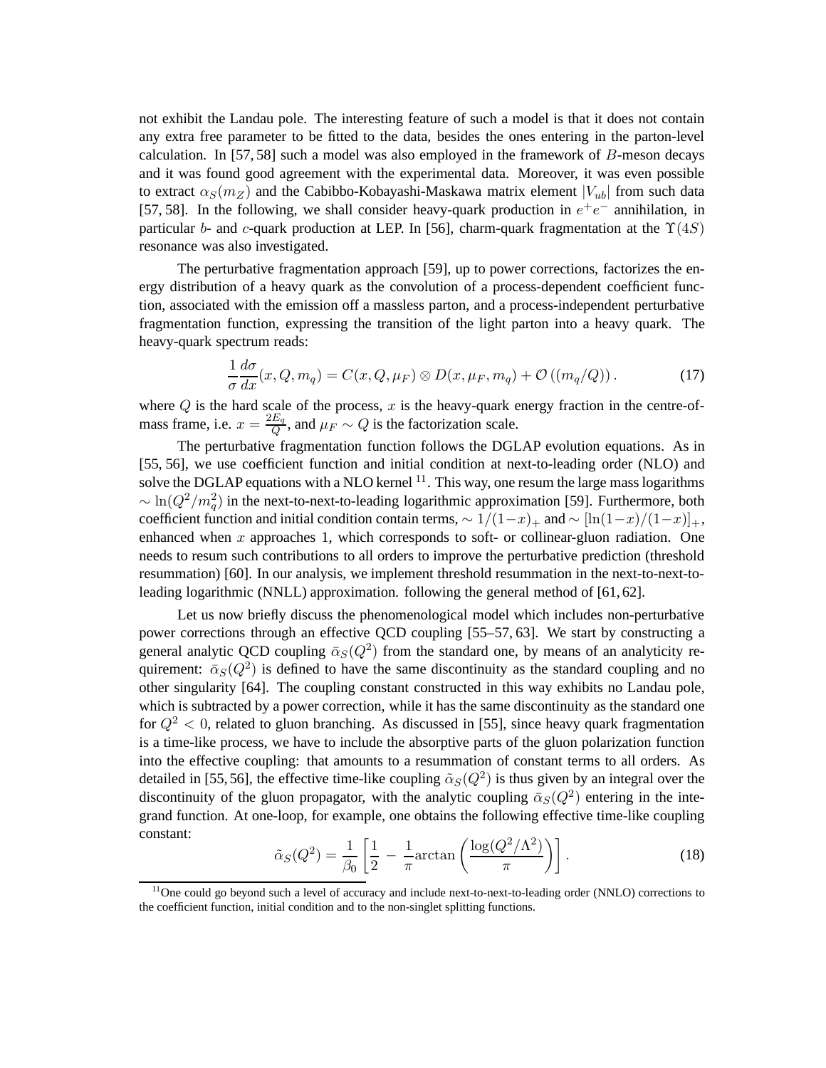not exhibit the Landau pole. The interesting feature of such a model is that it does not contain any extra free parameter to be fitted to the data, besides the ones entering in the parton-level calculation. In [57, 58] such a model was also employed in the framework of $B$-meson decays and it was found good agreement with the experimental data. Moreover, it was even possible to extract $\alpha_S(m_Z)$ and the Cabibbo-Kobayashi-Maskawa matrix element $|V_{ub}|$ from such data [57, 58]. In the following, we shall consider heavy-quark production in $e^+e^-$ annihilation, in particular $b$- and $c$-quark production at LEP. In [56], charm-quark fragmentation at the $\Upsilon(4S)$ resonance was also investigated.

The perturbative fragmentation approach [59], up to power corrections, factorizes the energy distribution of a heavy quark as the convolution of a process-dependent coefficient function, associated with the emission off a massless parton, and a process-independent perturbative fragmentation function, expressing the transition of the light parton into a heavy quark. The heavy-quark spectrum reads:

$$\frac{1}{\sigma}\frac{d\sigma}{dx}(x, Q, m_q) = C(x, Q, \mu_F) \otimes D(x, \mu_F, m_q) + \mathcal{O}\left((m_q/Q)\right). \tag{17}$$

where $Q$ is the hard scale of the process, $x$ is the heavy-quark energy fraction in the centre-of-mass frame, i.e. $x = \frac{2E_q}{Q}$, and $\mu_F \sim Q$ is the factorization scale.

The perturbative fragmentation function follows the DGLAP evolution equations. As in [55, 56], we use coefficient function and initial condition at next-to-leading order (NLO) and solve the DGLAP equations with a NLO kernel [11]. This way, one resum the large mass logarithms $\sim \ln(Q^2/m_q^2)$ in the next-to-next-to-leading logarithmic approximation [59]. Furthermore, both coefficient function and initial condition contain terms, $\sim 1/(1-x)_+$ and $\sim [\ln(1-x)/(1-x)]_+$, enhanced when $x$ approaches 1, which corresponds to soft- or collinear-gluon radiation. One needs to resum such contributions to all orders to improve the perturbative prediction (threshold resummation) [60]. In our analysis, we implement threshold resummation in the next-to-next-to-leading logarithmic (NNLL) approximation. following the general method of [61, 62].

Let us now briefly discuss the phenomenological model which includes non-perturbative power corrections through an effective QCD coupling [55–57, 63]. We start by constructing a general analytic QCD coupling $\bar{\alpha}_S(Q^2)$ from the standard one, by means of an analyticity requirement: $\bar{\alpha}_S(Q^2)$ is defined to have the same discontinuity as the standard coupling and no other singularity [64]. The coupling constant constructed in this way exhibits no Landau pole, which is subtracted by a power correction, while it has the same discontinuity as the standard one for $Q^2 < 0$, related to gluon branching. As discussed in [55], since heavy quark fragmentation is a time-like process, we have to include the absorptive parts of the gluon polarization function into the effective coupling: that amounts to a resummation of constant terms to all orders. As detailed in [55, 56], the effective time-like coupling $\tilde{\alpha}_S(Q^2)$ is thus given by an integral over the discontinuity of the gluon propagator, with the analytic coupling $\bar{\alpha}_S(Q^2)$ entering in the integrand function. At one-loop, for example, one obtains the following effective time-like coupling constant:

$$\tilde{\alpha}_S(Q^2) = \frac{1}{\beta_0}\left[\frac{1}{2} - \frac{1}{\pi}\arctan\left(\frac{\log(Q^2/\Lambda^2)}{\pi}\right)\right]. \tag{18}$$

[11] One could go beyond such a level of accuracy and include next-to-next-to-leading order (NNLO) corrections to the coefficient function, initial condition and to the non-singlet splitting functions.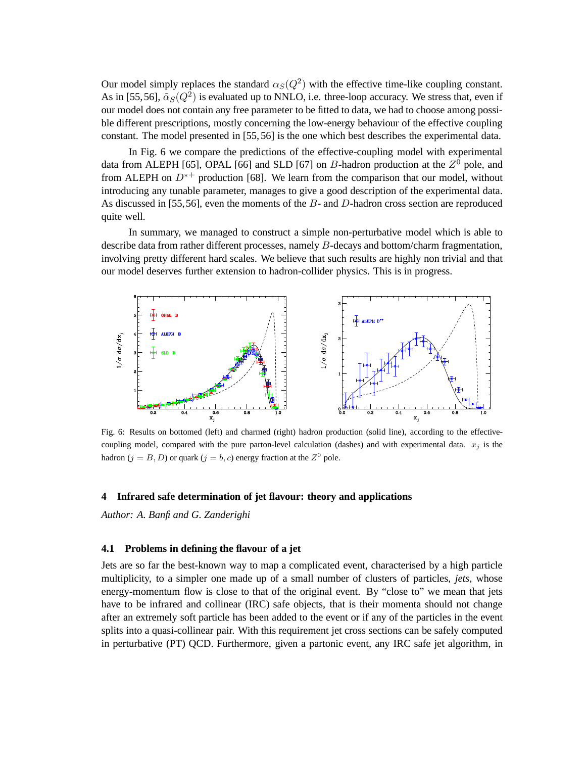Our model simply replaces the standard $\alpha_S(Q^2)$ with the effective time-like coupling constant. As in [55, 56], $\tilde{\alpha}_S(Q^2)$ is evaluated up to NNLO, i.e. three-loop accuracy. We stress that, even if our model does not contain any free parameter to be fitted to data, we had to choose among possible different prescriptions, mostly concerning the low-energy behaviour of the effective coupling constant. The model presented in [55, 56] is the one which best describes the experimental data.

In Fig. 6 we compare the predictions of the effective-coupling model with experimental data from ALEPH [65], OPAL [66] and SLD [67] on $B$-hadron production at the $Z^0$ pole, and from ALEPH on $D^{*+}$ production [68]. We learn from the comparison that our model, without introducing any tunable parameter, manages to give a good description of the experimental data. As discussed in [55, 56], even the moments of the $B$- and $D$-hadron cross section are reproduced quite well.

In summary, we managed to construct a simple non-perturbative model which is able to describe data from rather different processes, namely $B$-decays and bottom/charm fragmentation, involving pretty different hard scales. We believe that such results are highly non trivial and that our model deserves further extension to hadron-collider physics. This is in progress.

Fig. 6: Results on bottomed (left) and charmed (right) hadron production (solid line), according to the effective-coupling model, compared with the pure parton-level calculation (dashes) and with experimental data. $x_j$ is the hadron ($j = B, D$) or quark ($j = b, c$) energy fraction at the $Z^0$ pole.

## 4 Infrared safe determination of jet flavour: theory and applications

*Author: A. Banfi and G. Zanderighi*

### 4.1 Problems in defining the flavour of a jet

Jets are so far the best-known way to map a complicated event, characterised by a high particle multiplicity, to a simpler one made up of a small number of clusters of particles, *jets*, whose energy-momentum flow is close to that of the original event. By "close to" we mean that jets have to be infrared and collinear (IRC) safe objects, that is their momenta should not change after an extremely soft particle has been added to the event or if any of the particles in the event splits into a quasi-collinear pair. With this requirement jet cross sections can be safely computed in perturbative (PT) QCD. Furthermore, given a partonic event, any IRC safe jet algorithm, in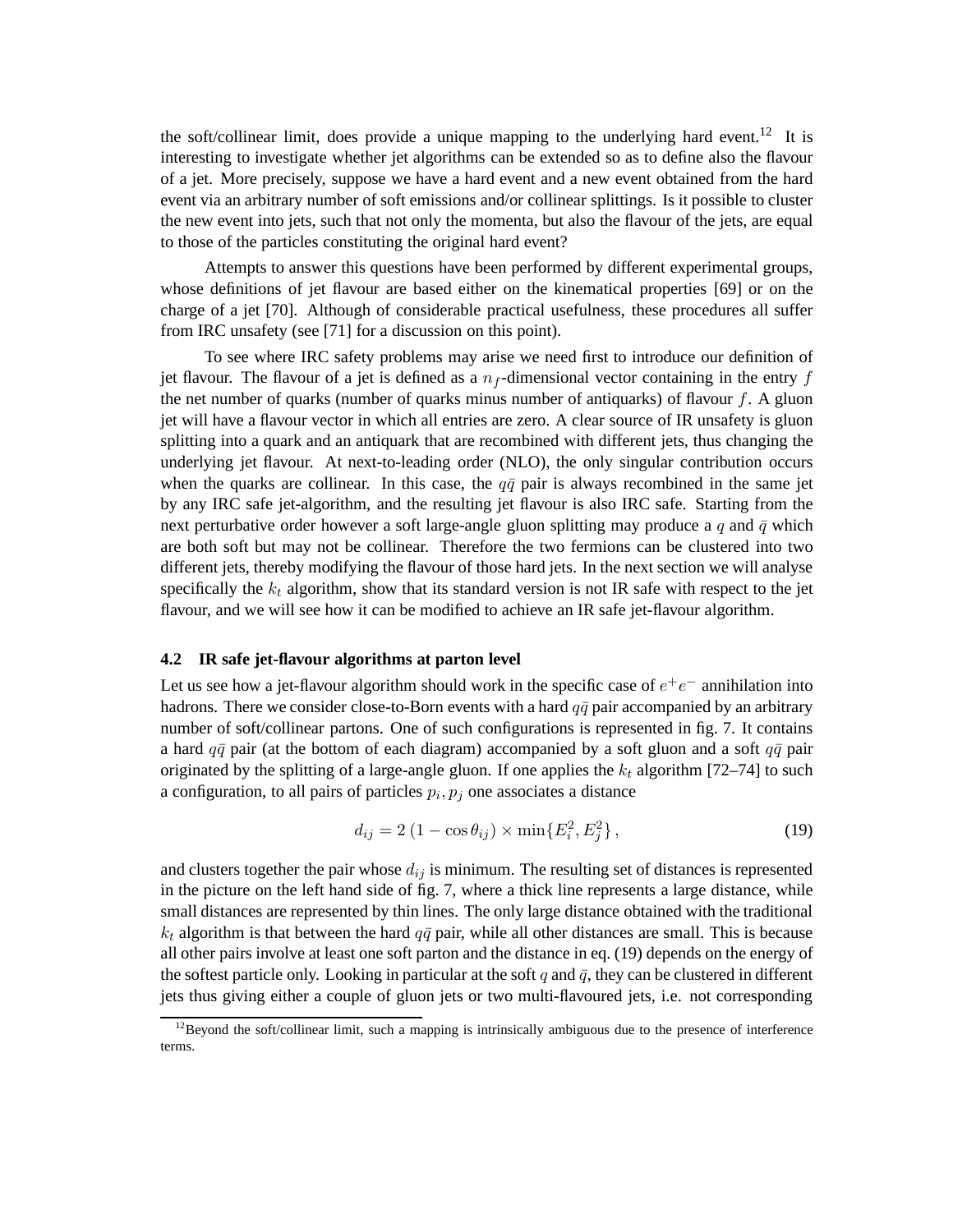the soft/collinear limit, does provide a unique mapping to the underlying hard event.[12] It is interesting to investigate whether jet algorithms can be extended so as to define also the flavour of a jet. More precisely, suppose we have a hard event and a new event obtained from the hard event via an arbitrary number of soft emissions and/or collinear splittings. Is it possible to cluster the new event into jets, such that not only the momenta, but also the flavour of the jets, are equal to those of the particles constituting the original hard event?

Attempts to answer this questions have been performed by different experimental groups, whose definitions of jet flavour are based either on the kinematical properties [69] or on the charge of a jet [70]. Although of considerable practical usefulness, these procedures all suffer from IRC unsafety (see [71] for a discussion on this point).

To see where IRC safety problems may arise we need first to introduce our definition of jet flavour. The flavour of a jet is defined as a $n_f$-dimensional vector containing in the entry $f$ the net number of quarks (number of quarks minus number of antiquarks) of flavour $f$. A gluon jet will have a flavour vector in which all entries are zero. A clear source of IR unsafety is gluon splitting into a quark and an antiquark that are recombined with different jets, thus changing the underlying jet flavour. At next-to-leading order (NLO), the only singular contribution occurs when the quarks are collinear. In this case, the $q\bar{q}$ pair is always recombined in the same jet by any IRC safe jet-algorithm, and the resulting jet flavour is also IRC safe. Starting from the next perturbative order however a soft large-angle gluon splitting may produce a $q$ and $\bar{q}$ which are both soft but may not be collinear. Therefore the two fermions can be clustered into two different jets, thereby modifying the flavour of those hard jets. In the next section we will analyse specifically the $k_t$ algorithm, show that its standard version is not IR safe with respect to the jet flavour, and we will see how it can be modified to achieve an IR safe jet-flavour algorithm.

### 4.2 IR safe jet-flavour algorithms at parton level

Let us see how a jet-flavour algorithm should work in the specific case of $e^+e^-$ annihilation into hadrons. There we consider close-to-Born events with a hard $q\bar{q}$ pair accompanied by an arbitrary number of soft/collinear partons. One of such configurations is represented in fig. 7. It contains a hard $q\bar{q}$ pair (at the bottom of each diagram) accompanied by a soft gluon and a soft $q\bar{q}$ pair originated by the splitting of a large-angle gluon. If one applies the $k_t$ algorithm [72–74] to such a configuration, to all pairs of particles $p_i, p_j$ one associates a distance

$$d_{ij} = 2\,(1-\cos\theta_{ij}) \times \min\{E_i^2, E_j^2\}\,, \tag{19}$$

and clusters together the pair whose $d_{ij}$ is minimum. The resulting set of distances is represented in the picture on the left hand side of fig. 7, where a thick line represents a large distance, while small distances are represented by thin lines. The only large distance obtained with the traditional $k_t$ algorithm is that between the hard $q\bar{q}$ pair, while all other distances are small. This is because all other pairs involve at least one soft parton and the distance in eq. (19) depends on the energy of the softest particle only. Looking in particular at the soft $q$ and $\bar{q}$, they can be clustered in different jets thus giving either a couple of gluon jets or two multi-flavoured jets, i.e. not corresponding

[12] Beyond the soft/collinear limit, such a mapping is intrinsically ambiguous due to the presence of interference terms.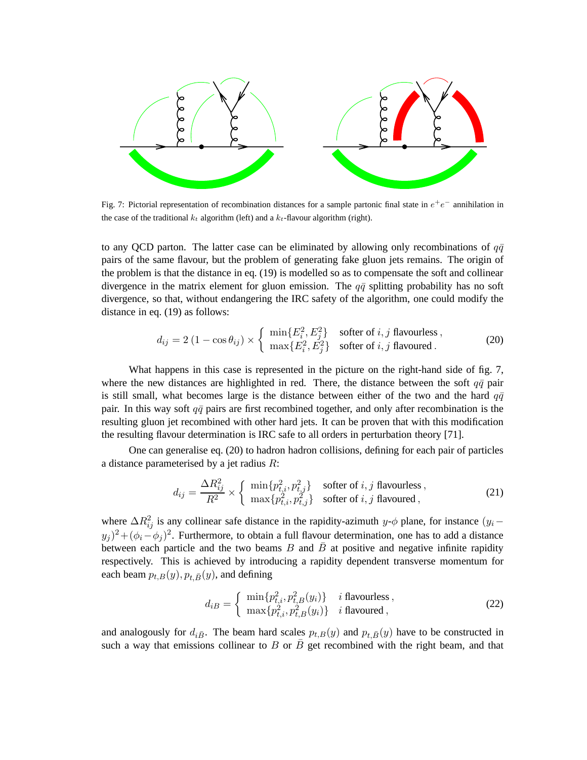Fig. 7: Pictorial representation of recombination distances for a sample partonic final state in $e^+e^-$ annihilation in the case of the traditional $k_t$ algorithm (left) and a $k_t$-flavour algorithm (right).

to any QCD parton. The latter case can be eliminated by allowing only recombinations of $q\bar{q}$ pairs of the same flavour, but the problem of generating fake gluon jets remains. The origin of the problem is that the distance in eq. (19) is modelled so as to compensate the soft and collinear divergence in the matrix element for gluon emission. The $q\bar{q}$ splitting probability has no soft divergence, so that, without endangering the IRC safety of the algorithm, one could modify the distance in eq. (19) as follows:

$$d_{ij} = 2\,(1-\cos\theta_{ij}) \times \begin{cases} \min\{E_i^2, E_j^2\} & \text{softer of } i,j \text{ flavourless}\,, \\ \max\{E_i^2, E_j^2\} & \text{softer of } i,j \text{ flavoured}\,. \end{cases} \tag{20}$$

What happens in this case is represented in the picture on the right-hand side of fig. 7, where the new distances are highlighted in red. There, the distance between the soft $q\bar{q}$ pair is still small, what becomes large is the distance between either of the two and the hard $q\bar{q}$ pair. In this way soft $q\bar{q}$ pairs are first recombined together, and only after recombination is the resulting gluon jet recombined with other hard jets. It can be proven that with this modification the resulting flavour determination is IRC safe to all orders in perturbation theory [71].

One can generalise eq. (20) to hadron hadron collisions, defining for each pair of particles a distance parameterised by a jet radius $R$:

$$d_{ij} = \frac{\Delta R_{ij}^2}{R^2} \times \begin{cases} \min\{p_{t,i}^2, p_{t,j}^2\} & \text{softer of } i,j \text{ flavourless}\,, \\ \max\{p_{t,i}^2, p_{t,j}^2\} & \text{softer of } i,j \text{ flavoured}\,, \end{cases} \tag{21}$$

where $\Delta R_{ij}^2$ is any collinear safe distance in the rapidity-azimuth $y$-$\phi$ plane, for instance $(y_i - y_j)^2 + (\phi_i - \phi_j)^2$. Furthermore, to obtain a full flavour determination, one has to add a distance between each particle and the two beams $B$ and $\bar{B}$ at positive and negative infinite rapidity respectively. This is achieved by introducing a rapidity dependent transverse momentum for each beam $p_{t,B}(y), p_{t,\bar{B}}(y)$, and defining

$$d_{iB} = \begin{cases} \min\{p_{t,i}^2, p_{t,B}^2(y_i)\} & i \text{ flavourless}\,, \\ \max\{p_{t,i}^2, p_{t,B}^2(y_i)\} & i \text{ flavoured}\,, \end{cases} \tag{22}$$

and analogously for $d_{i\bar{B}}$. The beam hard scales $p_{t,B}(y)$ and $p_{t,\bar{B}}(y)$ have to be constructed in such a way that emissions collinear to $B$ or $\bar{B}$ get recombined with the right beam, and that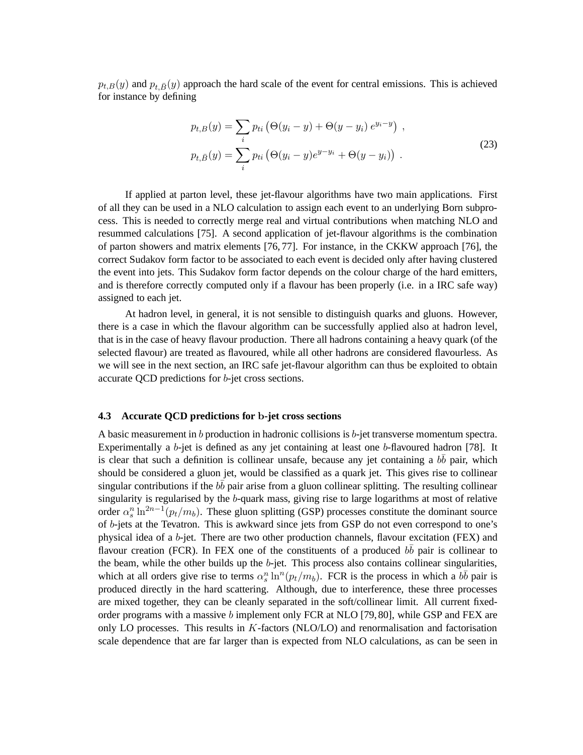$p_{t,B}(y)$ and $p_{t,\bar{B}}(y)$ approach the hard scale of the event for central emissions. This is achieved for instance by defining

$$
\begin{aligned}
p_{t,B}(y) &= \sum_i p_{ti} \left( \Theta(y_i - y) + \Theta(y - y_i)\, e^{y_i - y} \right) \,, \\
p_{t,\bar{B}}(y) &= \sum_i p_{ti} \left( \Theta(y_i - y) e^{y - y_i} + \Theta(y - y_i) \right) \,.
\end{aligned}
\tag{23}
$$

If applied at parton level, these jet-flavour algorithms have two main applications. First of all they can be used in a NLO calculation to assign each event to an underlying Born subprocess. This is needed to correctly merge real and virtual contributions when matching NLO and resummed calculations [75]. A second application of jet-flavour algorithms is the combination of parton showers and matrix elements [76, 77]. For instance, in the CKKW approach [76], the correct Sudakov form factor to be associated to each event is decided only after having clustered the event into jets. This Sudakov form factor depends on the colour charge of the hard emitters, and is therefore correctly computed only if a flavour has been properly (i.e. in a IRC safe way) assigned to each jet.

At hadron level, in general, it is not sensible to distinguish quarks and gluons. However, there is a case in which the flavour algorithm can be successfully applied also at hadron level, that is in the case of heavy flavour production. There all hadrons containing a heavy quark (of the selected flavour) are treated as flavoured, while all other hadrons are considered flavourless. As we will see in the next section, an IRC safe jet-flavour algorithm can thus be exploited to obtain accurate QCD predictions for $b$-jet cross sections.

### 4.3 Accurate QCD predictions for $b$-jet cross sections

A basic measurement in $b$ production in hadronic collisions is $b$-jet transverse momentum spectra. Experimentally a $b$-jet is defined as any jet containing at least one $b$-flavoured hadron [78]. It is clear that such a definition is collinear unsafe, because any jet containing a $b\bar{b}$ pair, which should be considered a gluon jet, would be classified as a quark jet. This gives rise to collinear singular contributions if the $b\bar{b}$ pair arise from a gluon collinear splitting. The resulting collinear singularity is regularised by the $b$-quark mass, giving rise to large logarithms at most of relative order $\alpha_s^n \ln^{2n-1}(p_t/m_b)$. These gluon splitting (GSP) processes constitute the dominant source of $b$-jets at the Tevatron. This is awkward since jets from GSP do not even correspond to one's physical idea of a $b$-jet. There are two other production channels, flavour excitation (FEX) and flavour creation (FCR). In FEX one of the constituents of a produced $b\bar{b}$ pair is collinear to the beam, while the other builds up the $b$-jet. This process also contains collinear singularities, which at all orders give rise to terms $\alpha_s^n \ln^n(p_t/m_b)$. FCR is the process in which a $b\bar{b}$ pair is produced directly in the hard scattering. Although, due to interference, these three processes are mixed together, they can be cleanly separated in the soft/collinear limit. All current fixed-order programs with a massive $b$ implement only FCR at NLO [79, 80], while GSP and FEX are only LO processes. This results in $K$-factors (NLO/LO) and renormalisation and factorisation scale dependence that are far larger than is expected from NLO calculations, as can be seen in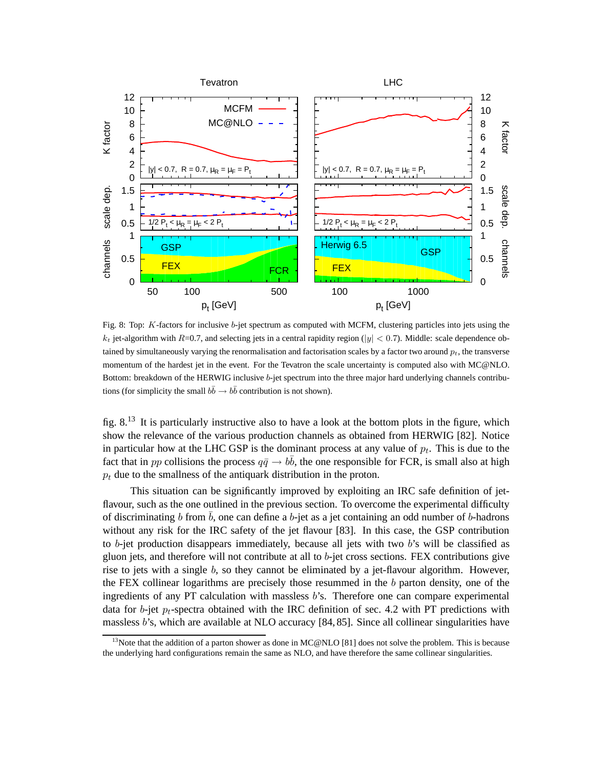Fig. 8: Top: $K$-factors for inclusive $b$-jet spectrum as computed with MCFM, clustering particles into jets using the $k_t$ jet-algorithm with $R$=0.7, and selecting jets in a central rapidity region ($|y| < 0.7$). Middle: scale dependence obtained by simultaneously varying the renormalisation and factorisation scales by a factor two around $p_t$, the transverse momentum of the hardest jet in the event. For the Tevatron the scale uncertainty is computed also with MC@NLO. Bottom: breakdown of the HERWIG inclusive $b$-jet spectrum into the three major hard underlying channels contributions (for simplicity the small $b\bar{b} \to b\bar{b}$ contribution is not shown).

fig. 8.[13] It is particularly instructive also to have a look at the bottom plots in the figure, which show the relevance of the various production channels as obtained from HERWIG [82]. Notice in particular how at the LHC GSP is the dominant process at any value of $p_t$. This is due to the fact that in $pp$ collisions the process $q\bar{q} \to b\bar{b}$, the one responsible for FCR, is small also at high $p_t$ due to the smallness of the antiquark distribution in the proton.

This situation can be significantly improved by exploiting an IRC safe definition of jet-flavour, such as the one outlined in the previous section. To overcome the experimental difficulty of discriminating $b$ from $\bar{b}$, one can define a $b$-jet as a jet containing an odd number of $b$-hadrons without any risk for the IRC safety of the jet flavour [83]. In this case, the GSP contribution to $b$-jet production disappears immediately, because all jets with two $b$'s will be classified as gluon jets, and therefore will not contribute at all to $b$-jet cross sections. FEX contributions give rise to jets with a single $b$, so they cannot be eliminated by a jet-flavour algorithm. However, the FEX collinear logarithms are precisely those resummed in the $b$ parton density, one of the ingredients of any PT calculation with massless $b$'s. Therefore one can compare experimental data for $b$-jet $p_t$-spectra obtained with the IRC definition of sec. 4.2 with PT predictions with massless $b$'s, which are available at NLO accuracy [84, 85]. Since all collinear singularities have

[13] Note that the addition of a parton shower as done in MC@NLO [81] does not solve the problem. This is because the underlying hard configurations remain the same as NLO, and have therefore the same collinear singularities.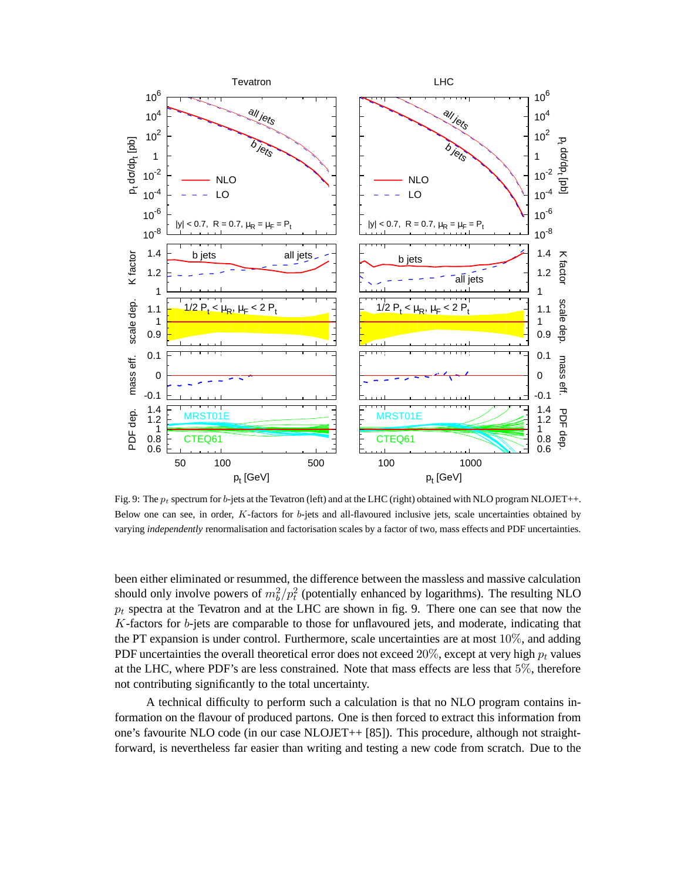Fig. 9: The $p_t$ spectrum for $b$-jets at the Tevatron (left) and at the LHC (right) obtained with NLO program NLOJET++. Below one can see, in order, $K$-factors for $b$-jets and all-flavoured inclusive jets, scale uncertainties obtained by varying *independently* renormalisation and factorisation scales by a factor of two, mass effects and PDF uncertainties.

been either eliminated or resummed, the difference between the massless and massive calculation should only involve powers of $m_b^2/p_t^2$ (potentially enhanced by logarithms). The resulting NLO $p_t$ spectra at the Tevatron and at the LHC are shown in fig. 9. There one can see that now the $K$-factors for $b$-jets are comparable to those for unflavoured jets, and moderate, indicating that the PT expansion is under control. Furthermore, scale uncertainties are at most $10\%$, and adding PDF uncertainties the overall theoretical error does not exceed $20\%$, except at very high $p_t$ values at the LHC, where PDF's are less constrained. Note that mass effects are less that $5\%$, therefore not contributing significantly to the total uncertainty.

A technical difficulty to perform such a calculation is that no NLO program contains information on the flavour of produced partons. One is then forced to extract this information from one's favourite NLO code (in our case NLOJET++ [85]). This procedure, although not straightforward, is nevertheless far easier than writing and testing a new code from scratch. Due to the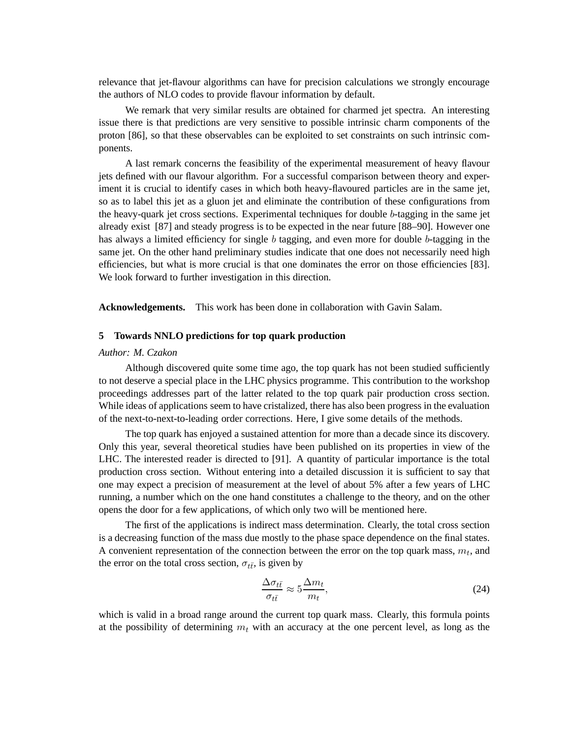relevance that jet-flavour algorithms can have for precision calculations we strongly encourage the authors of NLO codes to provide flavour information by default.

We remark that very similar results are obtained for charmed jet spectra. An interesting issue there is that predictions are very sensitive to possible intrinsic charm components of the proton [86], so that these observables can be exploited to set constraints on such intrinsic components.

A last remark concerns the feasibility of the experimental measurement of heavy flavour jets defined with our flavour algorithm. For a successful comparison between theory and experiment it is crucial to identify cases in which both heavy-flavoured particles are in the same jet, so as to label this jet as a gluon jet and eliminate the contribution of these configurations from the heavy-quark jet cross sections. Experimental techniques for double $b$-tagging in the same jet already exist [87] and steady progress is to be expected in the near future [88–90]. However one has always a limited efficiency for single $b$ tagging, and even more for double $b$-tagging in the same jet. On the other hand preliminary studies indicate that one does not necessarily need high efficiencies, but what is more crucial is that one dominates the error on those efficiencies [83]. We look forward to further investigation in this direction.

**Acknowledgements.** This work has been done in collaboration with Gavin Salam.

## 5 Towards NNLO predictions for top quark production

*Author: M. Czakon*

Although discovered quite some time ago, the top quark has not been studied sufficiently to not deserve a special place in the LHC physics programme. This contribution to the workshop proceedings addresses part of the latter related to the top quark pair production cross section. While ideas of applications seem to have cristalized, there has also been progress in the evaluation of the next-to-next-to-leading order corrections. Here, I give some details of the methods.

The top quark has enjoyed a sustained attention for more than a decade since its discovery. Only this year, several theoretical studies have been published on its properties in view of the LHC. The interested reader is directed to [91]. A quantity of particular importance is the total production cross section. Without entering into a detailed discussion it is sufficient to say that one may expect a precision of measurement at the level of about 5% after a few years of LHC running, a number which on the one hand constitutes a challenge to the theory, and on the other opens the door for a few applications, of which only two will be mentioned here.

The first of the applications is indirect mass determination. Clearly, the total cross section is a decreasing function of the mass due mostly to the phase space dependence on the final states. A convenient representation of the connection between the error on the top quark mass, $m_t$, and the error on the total cross section, $\sigma_{t\bar{t}}$, is given by

$$\frac{\Delta\sigma_{t\bar{t}}}{\sigma_{t\bar{t}}} \approx 5\frac{\Delta m_t}{m_t}, \tag{24}$$

which is valid in a broad range around the current top quark mass. Clearly, this formula points at the possibility of determining $m_t$ with an accuracy at the one percent level, as long as the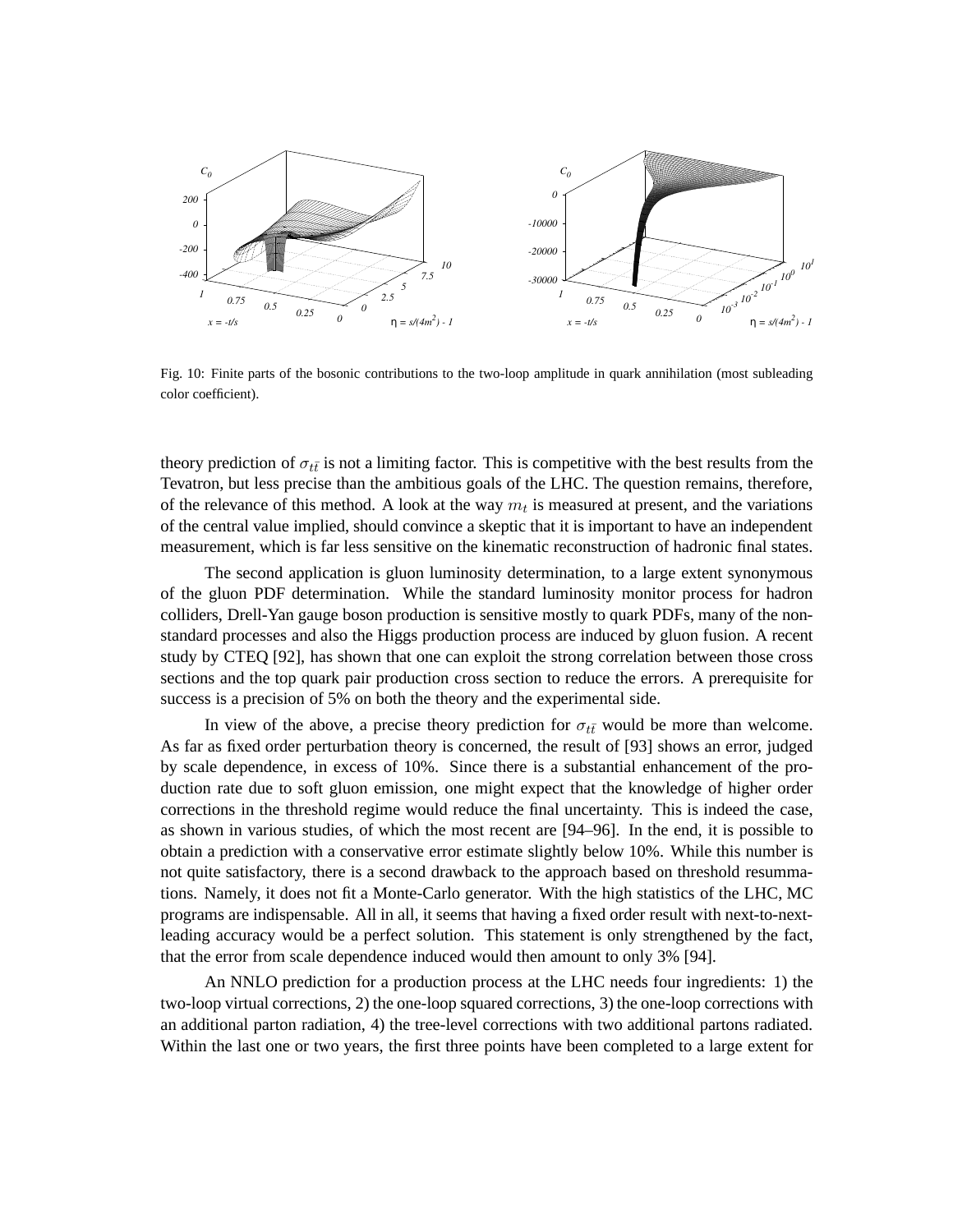Fig. 10: Finite parts of the bosonic contributions to the two-loop amplitude in quark annihilation (most subleading color coefficient).

theory prediction of $\sigma_{t\bar{t}}$ is not a limiting factor. This is competitive with the best results from the Tevatron, but less precise than the ambitious goals of the LHC. The question remains, therefore, of the relevance of this method. A look at the way $m_t$ is measured at present, and the variations of the central value implied, should convince a skeptic that it is important to have an independent measurement, which is far less sensitive on the kinematic reconstruction of hadronic final states.

The second application is gluon luminosity determination, to a large extent synonymous of the gluon PDF determination. While the standard luminosity monitor process for hadron colliders, Drell-Yan gauge boson production is sensitive mostly to quark PDFs, many of the non-standard processes and also the Higgs production process are induced by gluon fusion. A recent study by CTEQ [92], has shown that one can exploit the strong correlation between those cross sections and the top quark pair production cross section to reduce the errors. A prerequisite for success is a precision of 5% on both the theory and the experimental side.

In view of the above, a precise theory prediction for $\sigma_{t\bar{t}}$ would be more than welcome. As far as fixed order perturbation theory is concerned, the result of [93] shows an error, judged by scale dependence, in excess of 10%. Since there is a substantial enhancement of the production rate due to soft gluon emission, one might expect that the knowledge of higher order corrections in the threshold regime would reduce the final uncertainty. This is indeed the case, as shown in various studies, of which the most recent are [94–96]. In the end, it is possible to obtain a prediction with a conservative error estimate slightly below 10%. While this number is not quite satisfactory, there is a second drawback to the approach based on threshold resummations. Namely, it does not fit a Monte-Carlo generator. With the high statistics of the LHC, MC programs are indispensable. All in all, it seems that having a fixed order result with next-to-next-leading accuracy would be a perfect solution. This statement is only strengthened by the fact, that the error from scale dependence induced would then amount to only 3% [94].

An NNLO prediction for a production process at the LHC needs four ingredients: 1) the two-loop virtual corrections, 2) the one-loop squared corrections, 3) the one-loop corrections with an additional parton radiation, 4) the tree-level corrections with two additional partons radiated. Within the last one or two years, the first three points have been completed to a large extent for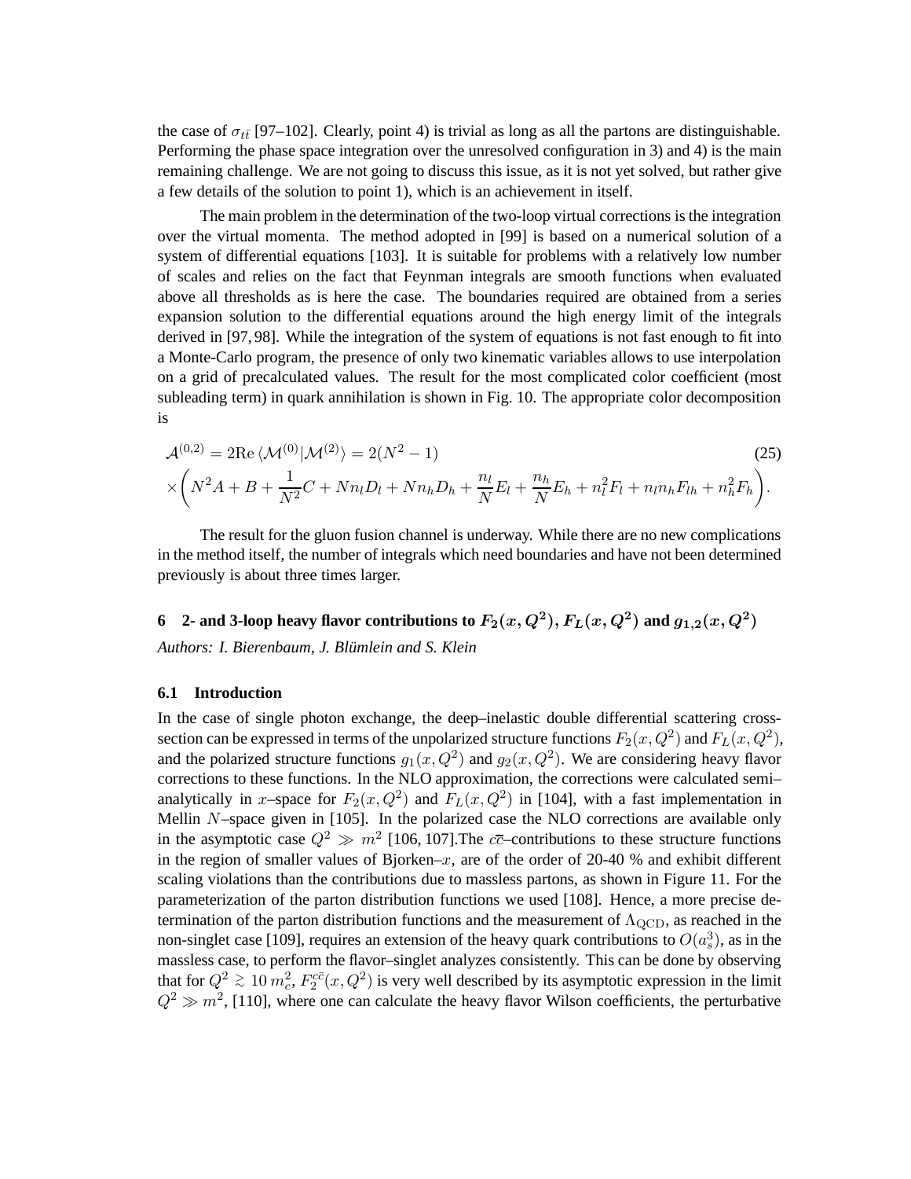the case of $\sigma_{t\bar{t}}$ [97–102]. Clearly, point 4) is trivial as long as all the partons are distinguishable. Performing the phase space integration over the unresolved configuration in 3) and 4) is the main remaining challenge. We are not going to discuss this issue, as it is not yet solved, but rather give a few details of the solution to point 1), which is an achievement in itself.

The main problem in the determination of the two-loop virtual corrections is the integration over the virtual momenta. The method adopted in [99] is based on a numerical solution of a system of differential equations [103]. It is suitable for problems with a relatively low number of scales and relies on the fact that Feynman integrals are smooth functions when evaluated above all thresholds as is here the case. The boundaries required are obtained from a series expansion solution to the differential equations around the high energy limit of the integrals derived in [97, 98]. While the integration of the system of equations is not fast enough to fit into a Monte-Carlo program, the presence of only two kinematic variables allows to use interpolation on a grid of precalculated values. The result for the most complicated color coefficient (most subleading term) in quark annihilation is shown in Fig. 10. The appropriate color decomposition is

$$
\mathcal{A}^{(0,2)} = 2\mathrm{Re}\,\langle \mathcal{M}^{(0)} | \mathcal{M}^{(2)} \rangle = 2(N^2-1) \tag{25}
$$

$$
\times \left( N^2 A + B + \frac{1}{N^2} C + N n_l D_l + N n_h D_h + \frac{n_l}{N} E_l + \frac{n_h}{N} E_h + n_l^2 F_l + n_l n_h F_{lh} + n_h^2 F_h \right).
$$

The result for the gluon fusion channel is underway. While there are no new complications in the method itself, the number of integrals which need boundaries and have not been determined previously is about three times larger.

# 6 2- and 3-loop heavy flavor contributions to $F_2(x, Q^2)$, $F_L(x, Q^2)$ and $g_{1,2}(x, Q^2)$

*Authors: I. Bierenbaum, J. Blümlein and S. Klein*

## 6.1 Introduction

In the case of single photon exchange, the deep–inelastic double differential scattering cross-section can be expressed in terms of the unpolarized structure functions $F_2(x, Q^2)$ and $F_L(x, Q^2)$, and the polarized structure functions $g_1(x, Q^2)$ and $g_2(x, Q^2)$. We are considering heavy flavor corrections to these functions. In the NLO approximation, the corrections were calculated semi–analytically in $x$–space for $F_2(x, Q^2)$ and $F_L(x, Q^2)$ in [104], with a fast implementation in Mellin $N$–space given in [105]. In the polarized case the NLO corrections are available only in the asymptotic case $Q^2 \gg m^2$ [106, 107].The $c\overline{c}$–contributions to these structure functions in the region of smaller values of Bjorken–$x$, are of the order of 20-40 % and exhibit different scaling violations than the contributions due to massless partons, as shown in Figure 11. For the parameterization of the parton distribution functions we used [108]. Hence, a more precise determination of the parton distribution functions and the measurement of $\Lambda_{\rm QCD}$, as reached in the non-singlet case [109], requires an extension of the heavy quark contributions to $O(a_s^3)$, as in the massless case, to perform the flavor–singlet analyzes consistently. This can be done by observing that for $Q^2 \gtrsim 10\, m_c^2$, $F_2^{c\bar{c}}(x, Q^2)$ is very well described by its asymptotic expression in the limit $Q^2 \gg m^2$, [110], where one can calculate the heavy flavor Wilson coefficients, the perturbative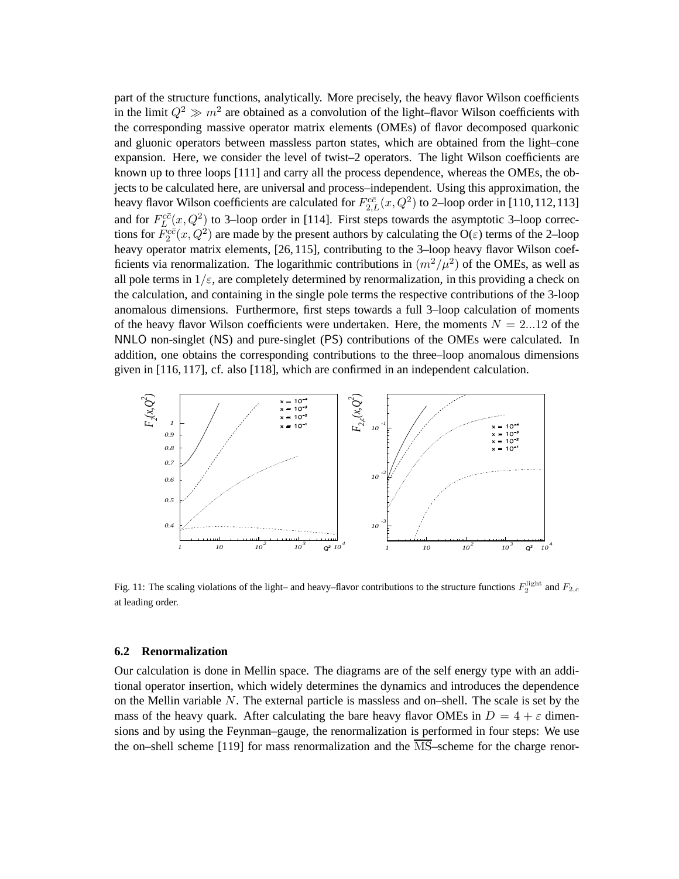part of the structure functions, analytically. More precisely, the heavy flavor Wilson coefficients in the limit $Q^2 \gg m^2$ are obtained as a convolution of the light–flavor Wilson coefficients with the corresponding massive operator matrix elements (OMEs) of flavor decomposed quarkonic and gluonic operators between massless parton states, which are obtained from the light–cone expansion. Here, we consider the level of twist–2 operators. The light Wilson coefficients are known up to three loops [111] and carry all the process dependence, whereas the OMEs, the objects to be calculated here, are universal and process–independent. Using this approximation, the heavy flavor Wilson coefficients are calculated for $F_{2,L}^{c\bar{c}}(x, Q^2)$ to 2–loop order in [110, 112, 113] and for $F_L^{c\bar{c}}(x, Q^2)$ to 3–loop order in [114]. First steps towards the asymptotic 3–loop corrections for $F_2^{c\bar{c}}(x, Q^2)$ are made by the present authors by calculating the $O(\varepsilon)$ terms of the 2–loop heavy operator matrix elements, [26, 115], contributing to the 3–loop heavy flavor Wilson coefficients via renormalization. The logarithmic contributions in $(m^2/\mu^2)$ of the OMEs, as well as all pole terms in $1/\varepsilon$, are completely determined by renormalization, in this providing a check on the calculation, and containing in the single pole terms the respective contributions of the 3-loop anomalous dimensions. Furthermore, first steps towards a full 3–loop calculation of moments of the heavy flavor Wilson coefficients were undertaken. Here, the moments $N = 2...12$ of the NNLO non-singlet (NS) and pure-singlet (PS) contributions of the OMEs were calculated. In addition, one obtains the corresponding contributions to the three–loop anomalous dimensions given in [116, 117], cf. also [118], which are confirmed in an independent calculation.

Fig. 11: The scaling violations of the light– and heavy–flavor contributions to the structure functions $F_2^{\rm light}$ and $F_{2,c}$ at leading order.

### 6.2 Renormalization

Our calculation is done in Mellin space. The diagrams are of the self energy type with an additional operator insertion, which widely determines the dynamics and introduces the dependence on the Mellin variable $N$. The external particle is massless and on–shell. The scale is set by the mass of the heavy quark. After calculating the bare heavy flavor OMEs in $D = 4 + \varepsilon$ dimensions and by using the Feynman–gauge, the renormalization is performed in four steps: We use the on–shell scheme [119] for mass renormalization and the $\overline{\rm MS}$–scheme for the charge renor-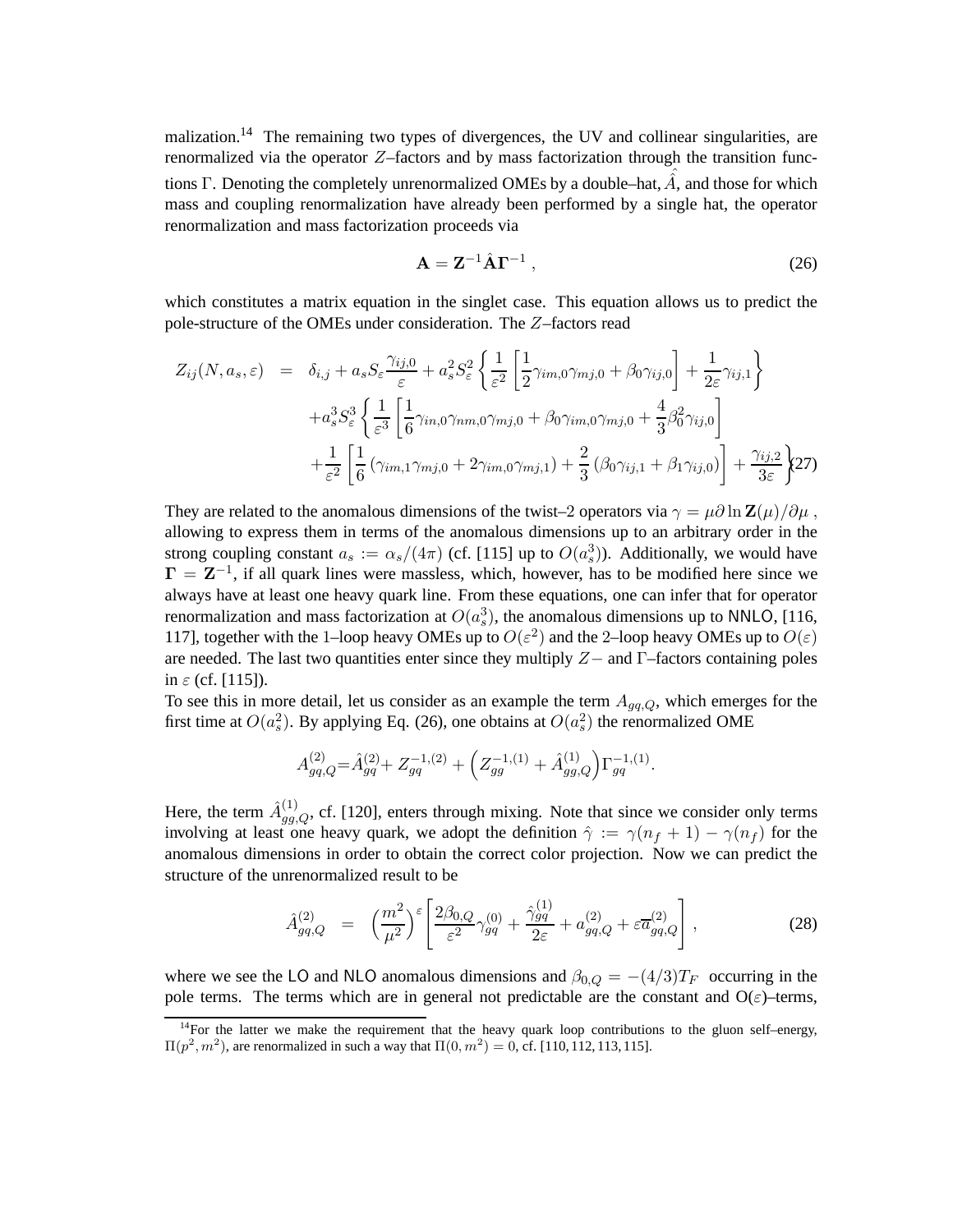malization.[14] The remaining two types of divergences, the UV and collinear singularities, are renormalized via the operator $Z$–factors and by mass factorization through the transition functions $\Gamma$. Denoting the completely unrenormalized OMEs by a double–hat, $\hat{\hat{A}}$, and those for which mass and coupling renormalization have already been performed by a single hat, the operator renormalization and mass factorization proceeds via

$$\mathbf{A} = \mathbf{Z}^{-1}\hat{\mathbf{A}}\mathbf{\Gamma}^{-1} \, , \tag{26}$$

which constitutes a matrix equation in the singlet case. This equation allows us to predict the pole-structure of the OMEs under consideration. The $Z$–factors read

$$\begin{aligned}
Z_{ij}(N, a_s, \varepsilon) &= \delta_{i,j} + a_s S_\varepsilon \frac{\gamma_{ij,0}}{\varepsilon} + a_s^2 S_\varepsilon^2 \left\{ \frac{1}{\varepsilon^2}\left[\frac{1}{2}\gamma_{im,0}\gamma_{mj,0} + \beta_0 \gamma_{ij,0}\right] + \frac{1}{2\varepsilon}\gamma_{ij,1} \right\} \\
&\quad + a_s^3 S_\varepsilon^3 \left\{ \frac{1}{\varepsilon^3}\left[\frac{1}{6}\gamma_{in,0}\gamma_{nm,0}\gamma_{mj,0} + \beta_0\gamma_{im,0}\gamma_{mj,0} + \frac{4}{3}\beta_0^2\gamma_{ij,0}\right] \right. \\
&\quad \left. + \frac{1}{\varepsilon^2}\left[\frac{1}{6}\left(\gamma_{im,1}\gamma_{mj,0} + 2\gamma_{im,0}\gamma_{mj,1}\right) + \frac{2}{3}\left(\beta_0\gamma_{ij,1} + \beta_1\gamma_{ij,0}\right)\right] + \frac{\gamma_{ij,2}}{3\varepsilon} \right\}
\end{aligned} \tag{27}$$

They are related to the anomalous dimensions of the twist–2 operators via $\gamma = \mu \partial \ln \mathbf{Z}(\mu)/\partial\mu$ , allowing to express them in terms of the anomalous dimensions up to an arbitrary order in the strong coupling constant $a_s := \alpha_s/(4\pi)$ (cf. [115] up to $O(a_s^3)$). Additionally, we would have $\mathbf{\Gamma} = \mathbf{Z}^{-1}$, if all quark lines were massless, which, however, has to be modified here since we always have at least one heavy quark line. From these equations, one can infer that for operator renormalization and mass factorization at $O(a_s^3)$, the anomalous dimensions up to NNLO, [116, 117], together with the 1–loop heavy OMEs up to $O(\varepsilon^2)$ and the 2–loop heavy OMEs up to $O(\varepsilon)$ are needed. The last two quantities enter since they multiply $Z-$ and $\Gamma$–factors containing poles in $\varepsilon$ (cf. [115]).

To see this in more detail, let us consider as an example the term $A_{gq,Q}$, which emerges for the first time at $O(a_s^2)$. By applying Eq. (26), one obtains at $O(a_s^2)$ the renormalized OME

$$A_{gq,Q}^{(2)} = \hat{A}_{gq}^{(2)} + Z_{gq}^{-1,(2)} + \left(Z_{gg}^{-1,(1)} + \hat{A}_{gg,Q}^{(1)}\right)\Gamma_{gq}^{-1,(1)}.$$

Here, the term $\hat{A}_{gg,Q}^{(1)}$, cf. [120], enters through mixing. Note that since we consider only terms involving at least one heavy quark, we adopt the definition $\hat{\gamma} := \gamma(n_f + 1) - \gamma(n_f)$ for the anomalous dimensions in order to obtain the correct color projection. Now we can predict the structure of the unrenormalized result to be

$$\hat{A}_{gq,Q}^{(2)} = \left(\frac{m^2}{\mu^2}\right)^\varepsilon \left[\frac{2\beta_{0,Q}}{\varepsilon^2}\gamma_{gq}^{(0)} + \frac{\hat{\gamma}_{gq}^{(1)}}{2\varepsilon} + a_{gq,Q}^{(2)} + \varepsilon \overline{a}_{gq,Q}^{(2)}\right], \tag{28}$$

where we see the LO and NLO anomalous dimensions and $\beta_{0,Q} = -(4/3)T_F$ occurring in the pole terms. The terms which are in general not predictable are the constant and O($\varepsilon$)–terms,

[14] For the latter we make the requirement that the heavy quark loop contributions to the gluon self–energy, $\Pi(p^2, m^2)$, are renormalized in such a way that $\Pi(0, m^2) = 0$, cf. [110, 112, 113, 115].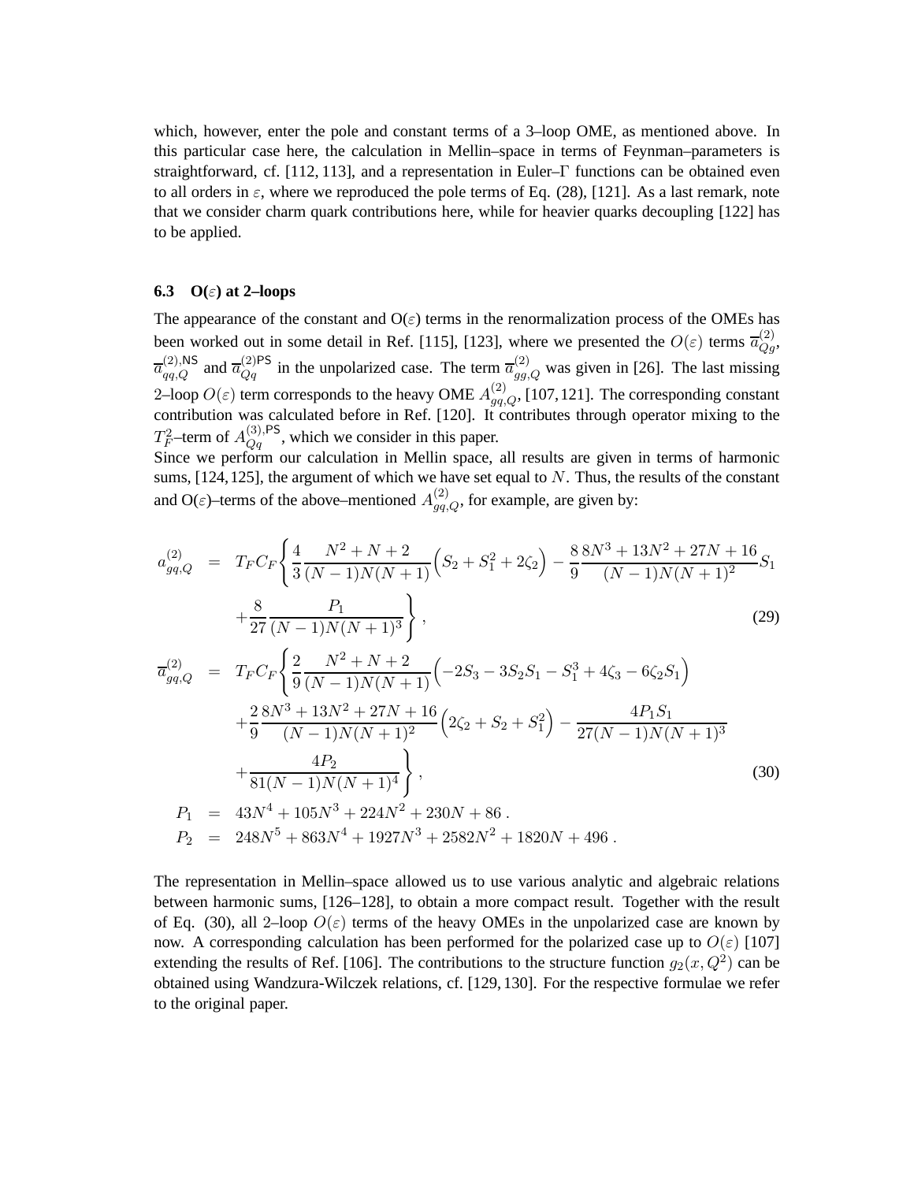which, however, enter the pole and constant terms of a 3–loop OME, as mentioned above. In this particular case here, the calculation in Mellin–space in terms of Feynman–parameters is straightforward, cf. [112, 113], and a representation in Euler–$\Gamma$ functions can be obtained even to all orders in $\varepsilon$, where we reproduced the pole terms of Eq. (28), [121]. As a last remark, note that we consider charm quark contributions here, while for heavier quarks decoupling [122] has to be applied.

### 6.3 O($\varepsilon$) at 2–loops

The appearance of the constant and O($\varepsilon$) terms in the renormalization process of the OMEs has been worked out in some detail in Ref. [115], [123], where we presented the $O(\varepsilon)$ terms $\overline{a}_{Qg}^{(2)}$, $\overline{a}_{qq,Q}^{(2),\mathsf{NS}}$ and $\overline{a}_{Qq}^{(2)\mathsf{PS}}$ in the unpolarized case. The term $\overline{a}_{gg,Q}^{(2)}$ was given in [26]. The last missing 2–loop $O(\varepsilon)$ term corresponds to the heavy OME $A_{gq,Q}^{(2)}$, [107,121]. The corresponding constant contribution was calculated before in Ref. [120]. It contributes through operator mixing to the $T_F^2$–term of $A_{Qq}^{(3),\mathsf{PS}}$, which we consider in this paper.
Since we perform our calculation in Mellin space, all results are given in terms of harmonic sums, [124,125], the argument of which we have set equal to $N$. Thus, the results of the constant and O($\varepsilon$)–terms of the above–mentioned $A_{gq,Q}^{(2)}$, for example, are given by:

$$
\begin{aligned}
a_{gq,Q}^{(2)} &= T_F C_F \Biggl\{ \frac{4}{3}\frac{N^2+N+2}{(N-1)N(N+1)}\Bigl(S_2+S_1^2+2\zeta_2\Bigr) - \frac{8}{9}\frac{8N^3+13N^2+27N+16}{(N-1)N(N+1)^2}S_1 \\
&\quad + \frac{8}{27}\frac{P_1}{(N-1)N(N+1)^3} \Biggr\} , \qquad (29) \\
\overline{a}_{gq,Q}^{(2)} &= T_F C_F \Biggl\{ \frac{2}{9}\frac{N^2+N+2}{(N-1)N(N+1)}\Bigl(-2S_3-3S_2S_1-S_1^3+4\zeta_3-6\zeta_2S_1\Bigr) \\
&\quad + \frac{2}{9}\frac{8N^3+13N^2+27N+16}{(N-1)N(N+1)^2}\Bigl(2\zeta_2+S_2+S_1^2\Bigr) - \frac{4P_1S_1}{27(N-1)N(N+1)^3} \\
&\quad + \frac{4P_2}{81(N-1)N(N+1)^4} \Biggr\} , \qquad (30) \\
P_1 &= 43N^4+105N^3+224N^2+230N+86 . \\
P_2 &= 248N^5+863N^4+1927N^3+2582N^2+1820N+496 .
\end{aligned}
$$

The representation in Mellin–space allowed us to use various analytic and algebraic relations between harmonic sums, [126–128], to obtain a more compact result. Together with the result of Eq. (30), all 2–loop $O(\varepsilon)$ terms of the heavy OMEs in the unpolarized case are known by now. A corresponding calculation has been performed for the polarized case up to $O(\varepsilon)$ [107] extending the results of Ref. [106]. The contributions to the structure function $g_2(x,Q^2)$ can be obtained using Wandzura-Wilczek relations, cf. [129, 130]. For the respective formulae we refer to the original paper.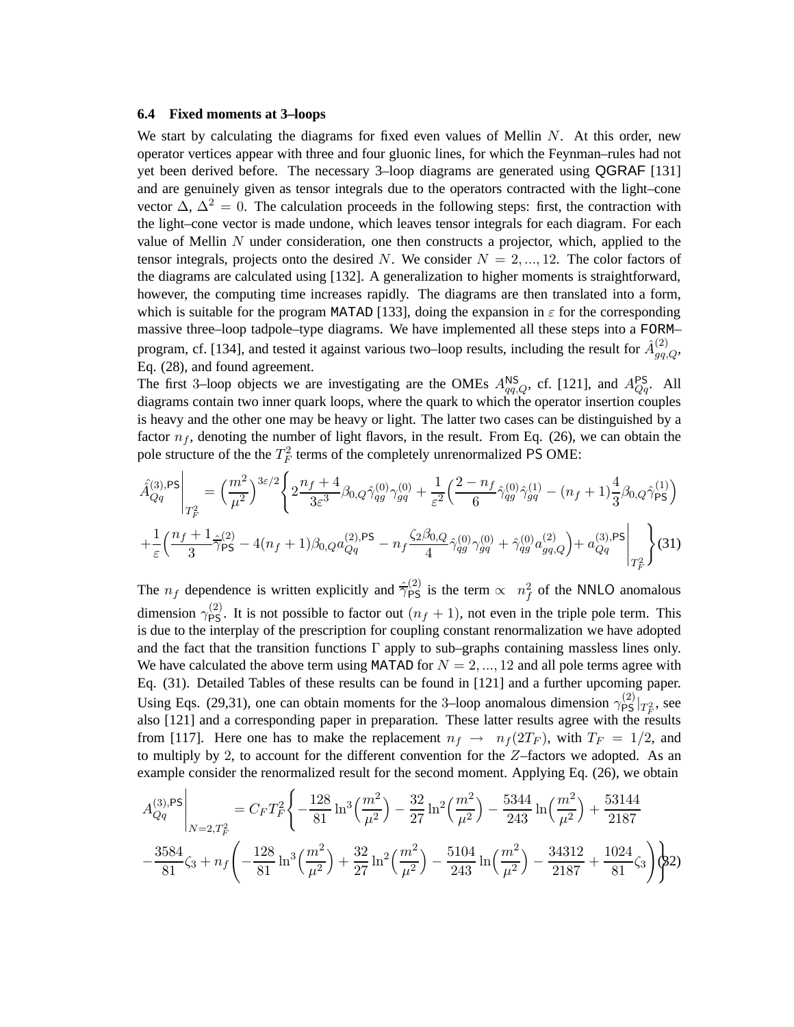### 6.4 Fixed moments at 3–loops

We start by calculating the diagrams for fixed even values of Mellin $N$. At this order, new operator vertices appear with three and four gluonic lines, for which the Feynman–rules had not yet been derived before. The necessary 3–loop diagrams are generated using QGRAF [131] and are genuinely given as tensor integrals due to the operators contracted with the light–cone vector $\Delta$, $\Delta^2 = 0$. The calculation proceeds in the following steps: first, the contraction with the light–cone vector is made undone, which leaves tensor integrals for each diagram. For each value of Mellin $N$ under consideration, one then constructs a projector, which, applied to the tensor integrals, projects onto the desired $N$. We consider $N = 2, ..., 12$. The color factors of the diagrams are calculated using [132]. A generalization to higher moments is straightforward, however, the computing time increases rapidly. The diagrams are then translated into a form, which is suitable for the program MATAD [133], doing the expansion in $\varepsilon$ for the corresponding massive three–loop tadpole–type diagrams. We have implemented all these steps into a FORM–program, cf. [134], and tested it against various two–loop results, including the result for $\hat{A}_{gq,Q}^{(2)}$, Eq. (28), and found agreement.

The first 3–loop objects we are investigating are the OMEs $A_{qq,Q}^{\sf NS}$, cf. [121], and $A_{Qq}^{\sf PS}$. All diagrams contain two inner quark loops, where the quark to which the operator insertion couples is heavy and the other one may be heavy or light. The latter two cases can be distinguished by a factor $n_f$, denoting the number of light flavors, in the result. From Eq. (26), we can obtain the pole structure of the the $T_F^2$ terms of the completely unrenormalized PS OME:

$$\hat{\hat{A}}_{Qq}^{(3),\sf PS}\Bigg|_{T_F^2} = \Big(\frac{m^2}{\mu^2}\Big)^{3\varepsilon/2}\Bigg\{2\frac{n_f+4}{3\varepsilon^3}\beta_{0,Q}\hat{\gamma}_{qg}^{(0)}\gamma_{gq}^{(0)} + \frac{1}{\varepsilon^2}\Big(\frac{2-n_f}{6}\hat{\gamma}_{qg}^{(0)}\hat{\gamma}_{gq}^{(1)} - (n_f+1)\frac{4}{3}\beta_{0,Q}\hat{\gamma}_{\sf PS}^{(1)}\Big)$$
$$+\frac{1}{\varepsilon}\Big(\frac{n_f+1}{3}\hat{\hat{\gamma}}_{\sf PS}^{(2)} - 4(n_f+1)\beta_{0,Q}a_{Qq}^{(2),\sf PS} - n_f\frac{\zeta_2\beta_{0,Q}}{4}\hat{\gamma}_{qg}^{(0)}\gamma_{gq}^{(0)} + \hat{\gamma}_{qg}^{(0)}a_{gq,Q}^{(2)}\Big) + a_{Qq}^{(3),\sf PS}\Bigg|_{T_F^2}\Bigg\} \quad (31)$$

The $n_f$ dependence is written explicitly and $\hat{\hat{\gamma}}_{\sf PS}^{(2)}$ is the term $\propto\ n_f^2$ of the NNLO anomalous dimension $\gamma_{\sf PS}^{(2)}$. It is not possible to factor out $(n_f + 1)$, not even in the triple pole term. This is due to the interplay of the prescription for coupling constant renormalization we have adopted and the fact that the transition functions $\Gamma$ apply to sub–graphs containing massless lines only. We have calculated the above term using MATAD for $N = 2, ..., 12$ and all pole terms agree with Eq. (31). Detailed Tables of these results can be found in [121] and a further upcoming paper. Using Eqs. (29,31), one can obtain moments for the 3–loop anomalous dimension $\gamma_{\sf PS}^{(2)}|_{T_F^2}$, see also [121] and a corresponding paper in preparation. These latter results agree with the results from [117]. Here one has to make the replacement $n_f \rightarrow\ n_f(2T_F)$, with $T_F = 1/2$, and to multiply by 2, to account for the different convention for the $Z$–factors we adopted. As an example consider the renormalized result for the second moment. Applying Eq. (26), we obtain

$$A_{Qq}^{(3),\sf PS}\Bigg|_{N=2,T_F^2} = C_F T_F^2\Bigg\{-\frac{128}{81}\ln^3\Big(\frac{m^2}{\mu^2}\Big) - \frac{32}{27}\ln^2\Big(\frac{m^2}{\mu^2}\Big) - \frac{5344}{243}\ln\Big(\frac{m^2}{\mu^2}\Big) + \frac{53144}{2187}$$
$$-\frac{3584}{81}\zeta_3 + n_f\Bigg(-\frac{128}{81}\ln^3\Big(\frac{m^2}{\mu^2}\Big) + \frac{32}{27}\ln^2\Big(\frac{m^2}{\mu^2}\Big) - \frac{5104}{243}\ln\Big(\frac{m^2}{\mu^2}\Big) - \frac{34312}{2187} + \frac{1024}{81}\zeta_3\Bigg)\Bigg\} \quad (32)$$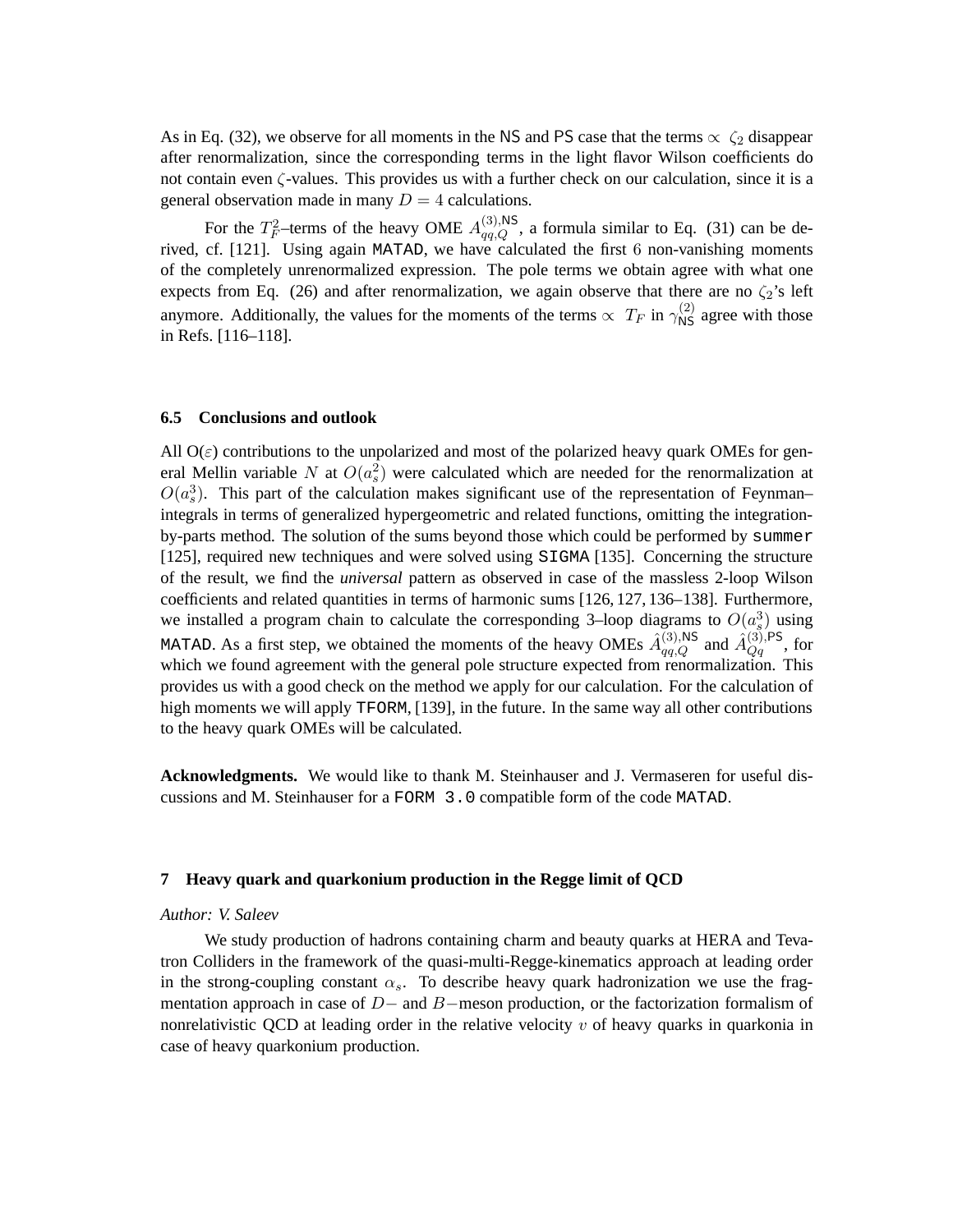As in Eq. (32), we observe for all moments in the NS and PS case that the terms $\propto \zeta_2$ disappear after renormalization, since the corresponding terms in the light flavor Wilson coefficients do not contain even $\zeta$-values. This provides us with a further check on our calculation, since it is a general observation made in many $D = 4$ calculations.

For the $T_F^2$–terms of the heavy OME $A_{qq,Q}^{(3),\mathsf{NS}}$, a formula similar to Eq. (31) can be derived, cf. [121]. Using again `MATAD`, we have calculated the first 6 non-vanishing moments of the completely unrenormalized expression. The pole terms we obtain agree with what one expects from Eq. (26) and after renormalization, we again observe that there are no $\zeta_2$'s left anymore. Additionally, the values for the moments of the terms $\propto T_F$ in $\gamma_{\mathsf{NS}}^{(2)}$ agree with those in Refs. [116–118].

### 6.5 Conclusions and outlook

All O($\varepsilon$) contributions to the unpolarized and most of the polarized heavy quark OMEs for general Mellin variable $N$ at $O(a_s^2)$ were calculated which are needed for the renormalization at $O(a_s^3)$. This part of the calculation makes significant use of the representation of Feynman–integrals in terms of generalized hypergeometric and related functions, omitting the integration-by-parts method. The solution of the sums beyond those which could be performed by `summer` [125], required new techniques and were solved using `SIGMA` [135]. Concerning the structure of the result, we find the *universal* pattern as observed in case of the massless 2-loop Wilson coefficients and related quantities in terms of harmonic sums [126, 127, 136–138]. Furthermore, we installed a program chain to calculate the corresponding 3–loop diagrams to $O(a_s^3)$ using `MATAD`. As a first step, we obtained the moments of the heavy OMEs $\hat{A}_{qq,Q}^{(3),\mathsf{NS}}$ and $\hat{A}_{Qq}^{(3),\mathsf{PS}}$, for which we found agreement with the general pole structure expected from renormalization. This provides us with a good check on the method we apply for our calculation. For the calculation of high moments we will apply `TFORM`, [139], in the future. In the same way all other contributions to the heavy quark OMEs will be calculated.

**Acknowledgments.** We would like to thank M. Steinhauser and J. Vermaseren for useful discussions and M. Steinhauser for a `FORM 3.0` compatible form of the code `MATAD`.

## 7 Heavy quark and quarkonium production in the Regge limit of QCD

*Author: V. Saleev*

We study production of hadrons containing charm and beauty quarks at HERA and Tevatron Colliders in the framework of the quasi-multi-Regge-kinematics approach at leading order in the strong-coupling constant $\alpha_s$. To describe heavy quark hadronization we use the fragmentation approach in case of $D-$ and $B-$meson production, or the factorization formalism of nonrelativistic QCD at leading order in the relative velocity $v$ of heavy quarks in quarkonia in case of heavy quarkonium production.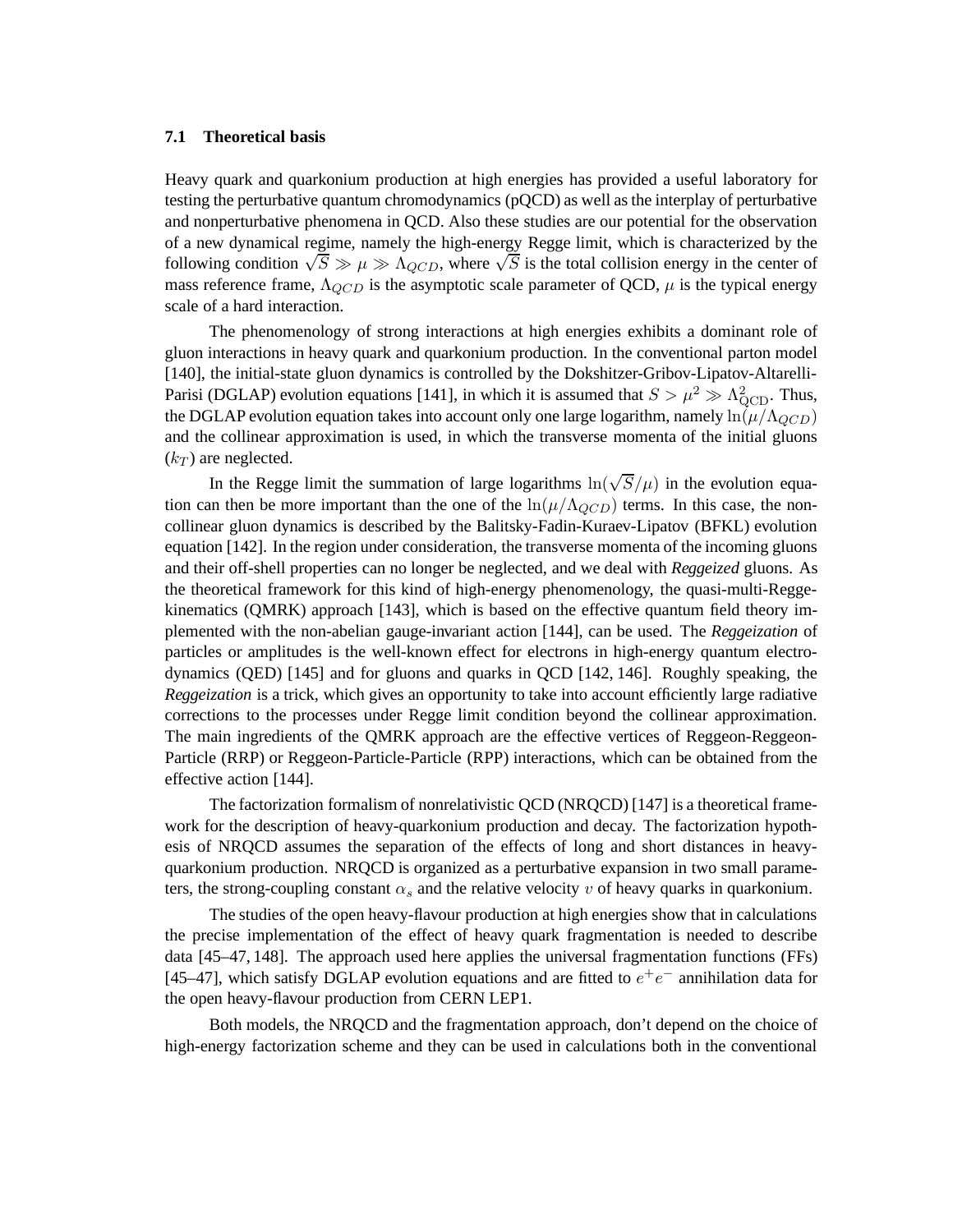### 7.1 Theoretical basis

Heavy quark and quarkonium production at high energies has provided a useful laboratory for testing the perturbative quantum chromodynamics (pQCD) as well as the interplay of perturbative and nonperturbative phenomena in QCD. Also these studies are our potential for the observation of a new dynamical regime, namely the high-energy Regge limit, which is characterized by the following condition $\sqrt{S} \gg \mu \gg \Lambda_{QCD}$, where $\sqrt{S}$ is the total collision energy in the center of mass reference frame, $\Lambda_{QCD}$ is the asymptotic scale parameter of QCD, $\mu$ is the typical energy scale of a hard interaction.

The phenomenology of strong interactions at high energies exhibits a dominant role of gluon interactions in heavy quark and quarkonium production. In the conventional parton model [140], the initial-state gluon dynamics is controlled by the Dokshitzer-Gribov-Lipatov-Altarelli-Parisi (DGLAP) evolution equations [141], in which it is assumed that $S > \mu^2 \gg \Lambda^2_{\rm QCD}$. Thus, the DGLAP evolution equation takes into account only one large logarithm, namely $\ln(\mu/\Lambda_{QCD})$ and the collinear approximation is used, in which the transverse momenta of the initial gluons ($k_T$) are neglected.

In the Regge limit the summation of large logarithms $\ln(\sqrt{S}/\mu)$ in the evolution equation can then be more important than the one of the $\ln(\mu/\Lambda_{QCD})$ terms. In this case, the non-collinear gluon dynamics is described by the Balitsky-Fadin-Kuraev-Lipatov (BFKL) evolution equation [142]. In the region under consideration, the transverse momenta of the incoming gluons and their off-shell properties can no longer be neglected, and we deal with ***Reggeized*** gluons. As the theoretical framework for this kind of high-energy phenomenology, the quasi-multi-Regge-kinematics (QMRK) approach [143], which is based on the effective quantum field theory implemented with the non-abelian gauge-invariant action [144], can be used. The ***Reggeization*** of particles or amplitudes is the well-known effect for electrons in high-energy quantum electrodynamics (QED) [145] and for gluons and quarks in QCD [142, 146]. Roughly speaking, the ***Reggeization*** is a trick, which gives an opportunity to take into account efficiently large radiative corrections to the processes under Regge limit condition beyond the collinear approximation. The main ingredients of the QMRK approach are the effective vertices of Reggeon-Reggeon-Particle (RRP) or Reggeon-Particle-Particle (RPP) interactions, which can be obtained from the effective action [144].

The factorization formalism of nonrelativistic QCD (NRQCD) [147] is a theoretical framework for the description of heavy-quarkonium production and decay. The factorization hypothesis of NRQCD assumes the separation of the effects of long and short distances in heavy-quarkonium production. NRQCD is organized as a perturbative expansion in two small parameters, the strong-coupling constant $\alpha_s$ and the relative velocity $v$ of heavy quarks in quarkonium.

The studies of the open heavy-flavour production at high energies show that in calculations the precise implementation of the effect of heavy quark fragmentation is needed to describe data [45–47, 148]. The approach used here applies the universal fragmentation functions (FFs) [45–47], which satisfy DGLAP evolution equations and are fitted to $e^+e^-$ annihilation data for the open heavy-flavour production from CERN LEP1.

Both models, the NRQCD and the fragmentation approach, don't depend on the choice of high-energy factorization scheme and they can be used in calculations both in the conventional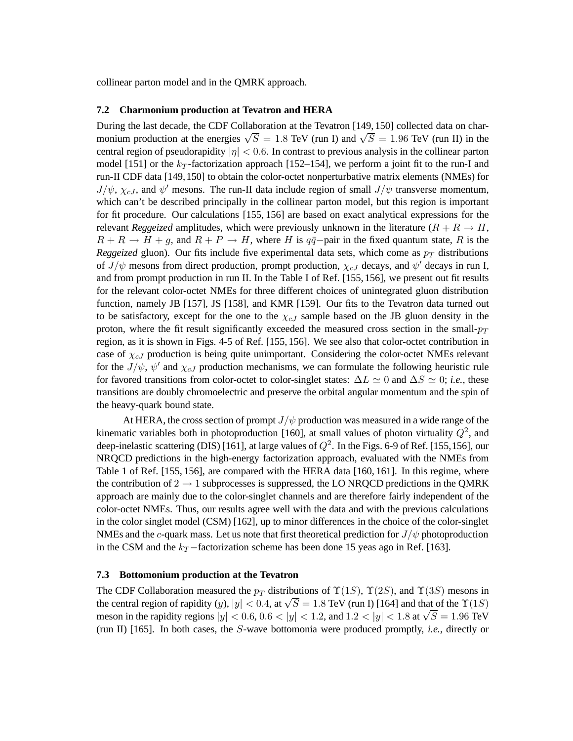collinear parton model and in the QMRK approach.

### 7.2 Charmonium production at Tevatron and HERA

During the last decade, the CDF Collaboration at the Tevatron [149, 150] collected data on charmonium production at the energies $\sqrt{S} = 1.8$ TeV (run I) and $\sqrt{S} = 1.96$ TeV (run II) in the central region of pseudorapidity $|\eta| < 0.6$. In contrast to previous analysis in the collinear parton model [151] or the $k_T$-factorization approach [152–154], we perform a joint fit to the run-I and run-II CDF data [149, 150] to obtain the color-octet nonperturbative matrix elements (NMEs) for $J/\psi$, $\chi_{cJ}$, and $\psi'$ mesons. The run-II data include region of small $J/\psi$ transverse momentum, which can't be described principally in the collinear parton model, but this region is important for fit procedure. Our calculations [155, 156] are based on exact analytical expressions for the relevant *Reggeized* amplitudes, which were previously unknown in the literature ($R + R \to H$, $R + R \to H + g$, and $R + P \to H$, where $H$ is $q\bar{q}-$pair in the fixed quantum state, $R$ is the *Reggeized* gluon). Our fits include five experimental data sets, which come as $p_T$ distributions of $J/\psi$ mesons from direct production, prompt production, $\chi_{cJ}$ decays, and $\psi'$ decays in run I, and from prompt production in run II. In the Table I of Ref. [155, 156], we present out fit results for the relevant color-octet NMEs for three different choices of unintegrated gluon distribution function, namely JB [157], JS [158], and KMR [159]. Our fits to the Tevatron data turned out to be satisfactory, except for the one to the $\chi_{cJ}$ sample based on the JB gluon density in the proton, where the fit result significantly exceeded the measured cross section in the small-$p_T$ region, as it is shown in Figs. 4-5 of Ref. [155, 156]. We see also that color-octet contribution in case of $\chi_{cJ}$ production is being quite unimportant. Considering the color-octet NMEs relevant for the $J/\psi$, $\psi'$ and $\chi_{cJ}$ production mechanisms, we can formulate the following heuristic rule for favored transitions from color-octet to color-singlet states: $\Delta L \simeq 0$ and $\Delta S \simeq 0$; *i.e.*, these transitions are doubly chromoelectric and preserve the orbital angular momentum and the spin of the heavy-quark bound state.

At HERA, the cross section of prompt $J/\psi$ production was measured in a wide range of the kinematic variables both in photoproduction [160], at small values of photon virtuality $Q^2$, and deep-inelastic scattering (DIS) [161], at large values of $Q^2$. In the Figs. 6-9 of Ref. [155,156], our NRQCD predictions in the high-energy factorization approach, evaluated with the NMEs from Table 1 of Ref. [155, 156], are compared with the HERA data [160, 161]. In this regime, where the contribution of $2 \to 1$ subprocesses is suppressed, the LO NRQCD predictions in the QMRK approach are mainly due to the color-singlet channels and are therefore fairly independent of the color-octet NMEs. Thus, our results agree well with the data and with the previous calculations in the color singlet model (CSM) [162], up to minor differences in the choice of the color-singlet NMEs and the $c$-quark mass. Let us note that first theoretical prediction for $J/\psi$ photoproduction in the CSM and the $k_T-$factorization scheme has been done 15 yeas ago in Ref. [163].

### 7.3 Bottomonium production at the Tevatron

The CDF Collaboration measured the $p_T$ distributions of $\Upsilon(1S)$, $\Upsilon(2S)$, and $\Upsilon(3S)$ mesons in the central region of rapidity ($y$), $|y| < 0.4$, at $\sqrt{S} = 1.8$ TeV (run I) [164] and that of the $\Upsilon(1S)$ meson in the rapidity regions $|y| < 0.6$, $0.6 < |y| < 1.2$, and $1.2 < |y| < 1.8$ at $\sqrt{S} = 1.96$ TeV (run II) [165]. In both cases, the $S$-wave bottomonia were produced promptly, *i.e.*, directly or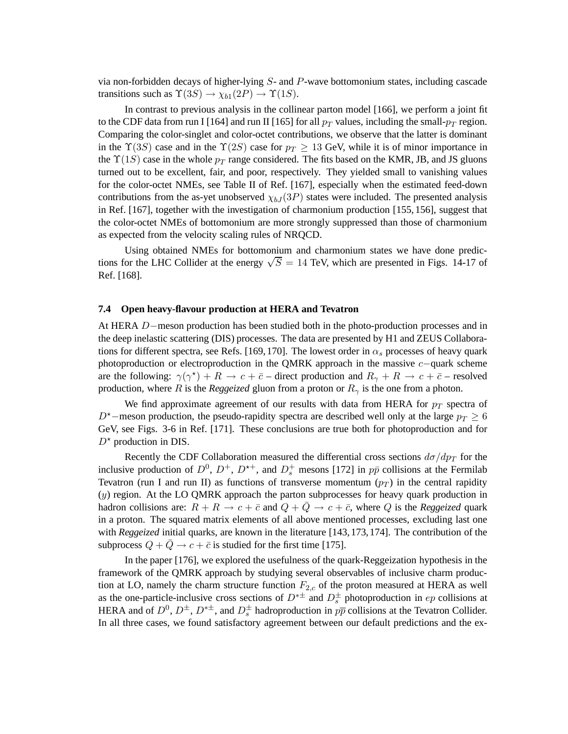via non-forbidden decays of higher-lying $S$- and $P$-wave bottomonium states, including cascade transitions such as $\Upsilon(3S) \to \chi_{b1}(2P) \to \Upsilon(1S)$.

In contrast to previous analysis in the collinear parton model [166], we perform a joint fit to the CDF data from run I [164] and run II [165] for all $p_T$ values, including the small-$p_T$ region. Comparing the color-singlet and color-octet contributions, we observe that the latter is dominant in the $\Upsilon(3S)$ case and in the $\Upsilon(2S)$ case for $p_T \geq 13$ GeV, while it is of minor importance in the $\Upsilon(1S)$ case in the whole $p_T$ range considered. The fits based on the KMR, JB, and JS gluons turned out to be excellent, fair, and poor, respectively. They yielded small to vanishing values for the color-octet NMEs, see Table II of Ref. [167], especially when the estimated feed-down contributions from the as-yet unobserved $\chi_{bJ}(3P)$ states were included. The presented analysis in Ref. [167], together with the investigation of charmonium production [155, 156], suggest that the color-octet NMEs of bottomonium are more strongly suppressed than those of charmonium as expected from the velocity scaling rules of NRQCD.

Using obtained NMEs for bottomonium and charmonium states we have done predictions for the LHC Collider at the energy $\sqrt{S} = 14$ TeV, which are presented in Figs. 14-17 of Ref. [168].

### 7.4 Open heavy-flavour production at HERA and Tevatron

At HERA $D-$meson production has been studied both in the photo-production processes and in the deep inelastic scattering (DIS) processes. The data are presented by H1 and ZEUS Collaborations for different spectra, see Refs. [169, 170]. The lowest order in $\alpha_s$ processes of heavy quark photoproduction or electroproduction in the QMRK approach in the massive $c-$quark scheme are the following: $\gamma(\gamma^\star) + R \to c + \bar{c}$ – direct production and $R_\gamma + R \to c + \bar{c}$ – resolved production, where $R$ is the *Reggeized* gluon from a proton or $R_\gamma$ is the one from a photon.

We find approximate agreement of our results with data from HERA for $p_T$ spectra of $D^\star-$meson production, the pseudo-rapidity spectra are described well only at the large $p_T \geq 6$ GeV, see Figs. 3-6 in Ref. [171]. These conclusions are true both for photoproduction and for $D^\star$ production in DIS.

Recently the CDF Collaboration measured the differential cross sections $d\sigma/dp_T$ for the inclusive production of $D^0$, $D^+$, $D^{\star +}$, and $D_s^+$ mesons [172] in $p\bar{p}$ collisions at the Fermilab Tevatron (run I and run II) as functions of transverse momentum ($p_T$) in the central rapidity ($y$) region. At the LO QMRK approach the parton subprocesses for heavy quark production in hadron collisions are: $R + R \to c + \bar{c}$ and $Q + \bar{Q} \to c + \bar{c}$, where $Q$ is the *Reggeized* quark in a proton. The squared matrix elements of all above mentioned processes, excluding last one with *Reggeized* initial quarks, are known in the literature [143, 173, 174]. The contribution of the subprocess $Q + \bar{Q} \to c + \bar{c}$ is studied for the first time [175].

In the paper [176], we explored the usefulness of the quark-Reggeization hypothesis in the framework of the QMRK approach by studying several observables of inclusive charm production at LO, namely the charm structure function $F_{2,c}$ of the proton measured at HERA as well as the one-particle-inclusive cross sections of $D^{*\pm}$ and $D_s^\pm$ photoproduction in $ep$ collisions at HERA and of $D^0$, $D^\pm$, $D^{*\pm}$, and $D_s^\pm$ hadroproduction in $p\overline{p}$ collisions at the Tevatron Collider. In all three cases, we found satisfactory agreement between our default predictions and the ex-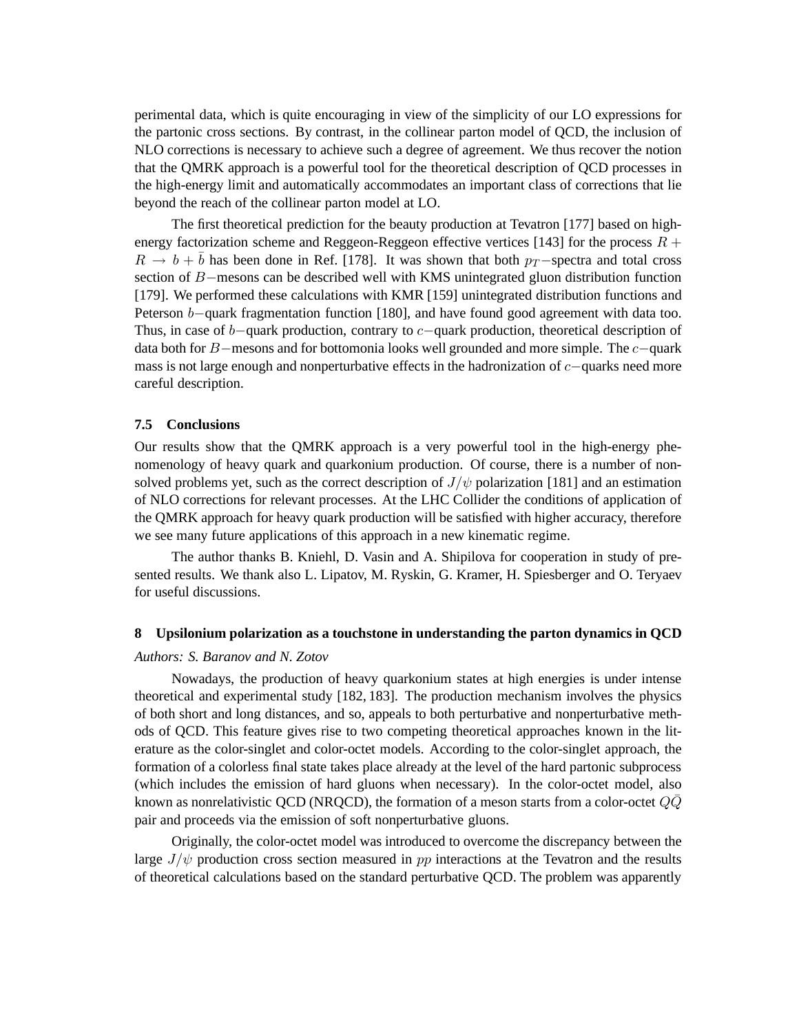perimental data, which is quite encouraging in view of the simplicity of our LO expressions for the partonic cross sections. By contrast, in the collinear parton model of QCD, the inclusion of NLO corrections is necessary to achieve such a degree of agreement. We thus recover the notion that the QMRK approach is a powerful tool for the theoretical description of QCD processes in the high-energy limit and automatically accommodates an important class of corrections that lie beyond the reach of the collinear parton model at LO.

The first theoretical prediction for the beauty production at Tevatron [177] based on high-energy factorization scheme and Reggeon-Reggeon effective vertices [143] for the process $R + R \to b + \bar{b}$ has been done in Ref. [178]. It was shown that both $p_T-$spectra and total cross section of $B-$mesons can be described well with KMS unintegrated gluon distribution function [179]. We performed these calculations with KMR [159] unintegrated distribution functions and Peterson $b-$quark fragmentation function [180], and have found good agreement with data too. Thus, in case of $b-$quark production, contrary to $c-$quark production, theoretical description of data both for $B-$mesons and for bottomonia looks well grounded and more simple. The $c-$quark mass is not large enough and nonperturbative effects in the hadronization of $c-$quarks need more careful description.

### 7.5 Conclusions

Our results show that the QMRK approach is a very powerful tool in the high-energy phenomenology of heavy quark and quarkonium production. Of course, there is a number of non-solved problems yet, such as the correct description of $J/\psi$ polarization [181] and an estimation of NLO corrections for relevant processes. At the LHC Collider the conditions of application of the QMRK approach for heavy quark production will be satisfied with higher accuracy, therefore we see many future applications of this approach in a new kinematic regime.

The author thanks B. Kniehl, D. Vasin and A. Shipilova for cooperation in study of presented results. We thank also L. Lipatov, M. Ryskin, G. Kramer, H. Spiesberger and O. Teryaev for useful discussions.

## 8 Upsilonium polarization as a touchstone in understanding the parton dynamics in QCD

*Authors: S. Baranov and N. Zotov*

Nowadays, the production of heavy quarkonium states at high energies is under intense theoretical and experimental study [182, 183]. The production mechanism involves the physics of both short and long distances, and so, appeals to both perturbative and nonperturbative methods of QCD. This feature gives rise to two competing theoretical approaches known in the literature as the color-singlet and color-octet models. According to the color-singlet approach, the formation of a colorless final state takes place already at the level of the hard partonic subprocess (which includes the emission of hard gluons when necessary). In the color-octet model, also known as nonrelativistic QCD (NRQCD), the formation of a meson starts from a color-octet $Q\bar{Q}$ pair and proceeds via the emission of soft nonperturbative gluons.

Originally, the color-octet model was introduced to overcome the discrepancy between the large $J/\psi$ production cross section measured in $pp$ interactions at the Tevatron and the results of theoretical calculations based on the standard perturbative QCD. The problem was apparently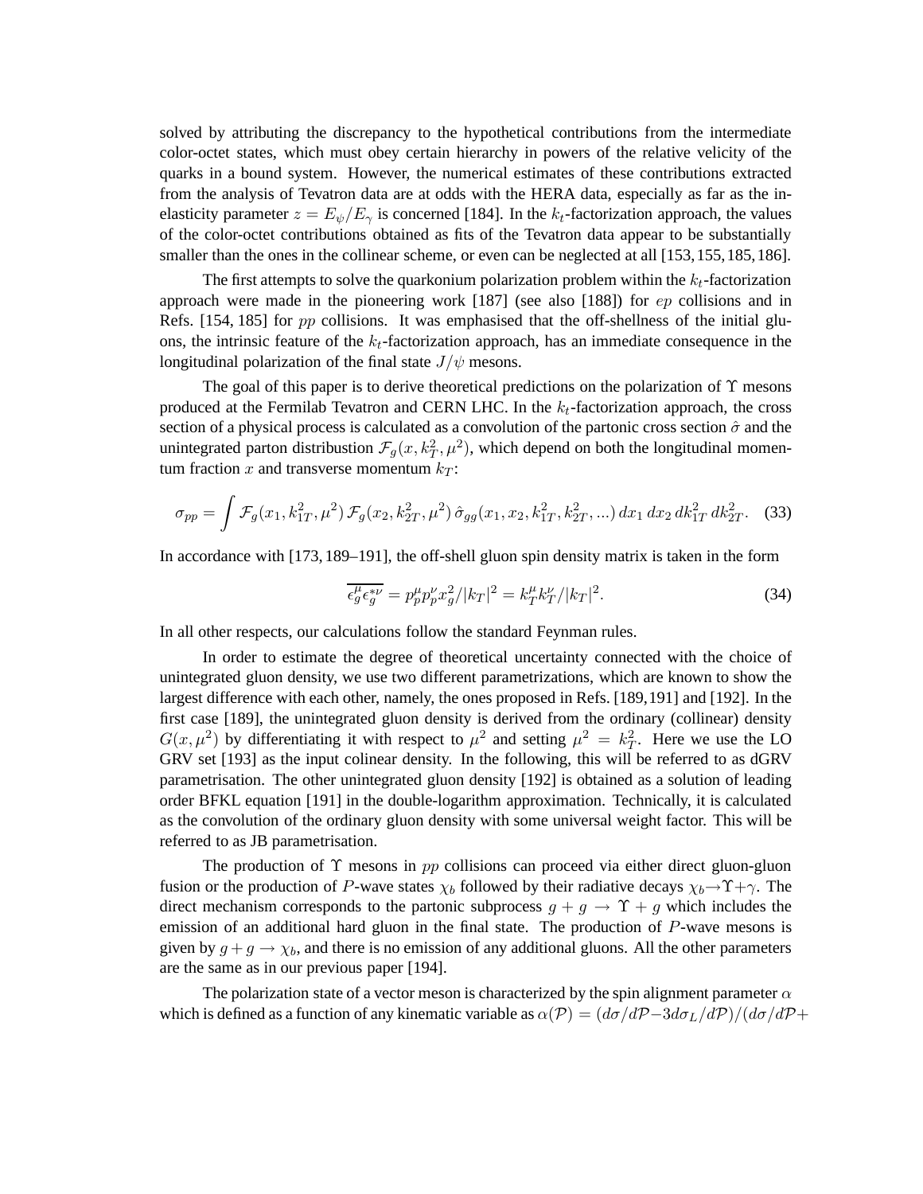solved by attributing the discrepancy to the hypothetical contributions from the intermediate color-octet states, which must obey certain hierarchy in powers of the relative velicity of the quarks in a bound system. However, the numerical estimates of these contributions extracted from the analysis of Tevatron data are at odds with the HERA data, especially as far as the inelasticity parameter $z = E_\psi/E_\gamma$ is concerned [184]. In the $k_t$-factorization approach, the values of the color-octet contributions obtained as fits of the Tevatron data appear to be substantially smaller than the ones in the collinear scheme, or even can be neglected at all [153,155,185,186].

The first attempts to solve the quarkonium polarization problem within the $k_t$-factorization approach were made in the pioneering work [187] (see also [188]) for $ep$ collisions and in Refs. [154, 185] for $pp$ collisions. It was emphasised that the off-shellness of the initial gluons, the intrinsic feature of the $k_t$-factorization approach, has an immediate consequence in the longitudinal polarization of the final state $J/\psi$ mesons.

The goal of this paper is to derive theoretical predictions on the polarization of $\Upsilon$ mesons produced at the Fermilab Tevatron and CERN LHC. In the $k_t$-factorization approach, the cross section of a physical process is calculated as a convolution of the partonic cross section $\hat{\sigma}$ and the unintegrated parton distribustion $\mathcal{F}_g(x, k_T^2, \mu^2)$, which depend on both the longitudinal momentum fraction $x$ and transverse momentum $k_T$:

$$\sigma_{pp} = \int \mathcal{F}_g(x_1, k_{1T}^2, \mu^2)\, \mathcal{F}_g(x_2, k_{2T}^2, \mu^2)\, \hat{\sigma}_{gg}(x_1, x_2, k_{1T}^2, k_{2T}^2, ...)\, dx_1\, dx_2\, dk_{1T}^2\, dk_{2T}^2. \quad (33)$$

In accordance with [173, 189–191], the off-shell gluon spin density matrix is taken in the form

$$\overline{\epsilon_g^\mu \epsilon_g^{*\nu}} = p_p^\mu p_p^\nu x_g^2/|k_T|^2 = k_T^\mu k_T^\nu/|k_T|^2. \quad (34)$$

In all other respects, our calculations follow the standard Feynman rules.

In order to estimate the degree of theoretical uncertainty connected with the choice of unintegrated gluon density, we use two different parametrizations, which are known to show the largest difference with each other, namely, the ones proposed in Refs. [189,191] and [192]. In the first case [189], the unintegrated gluon density is derived from the ordinary (collinear) density $G(x, \mu^2)$ by differentiating it with respect to $\mu^2$ and setting $\mu^2 = k_T^2$. Here we use the LO GRV set [193] as the input colinear density. In the following, this will be referred to as dGRV parametrisation. The other unintegrated gluon density [192] is obtained as a solution of leading order BFKL equation [191] in the double-logarithm approximation. Technically, it is calculated as the convolution of the ordinary gluon density with some universal weight factor. This will be referred to as JB parametrisation.

The production of $\Upsilon$ mesons in $pp$ collisions can proceed via either direct gluon-gluon fusion or the production of $P$-wave states $\chi_b$ followed by their radiative decays $\chi_b \to \Upsilon + \gamma$. The direct mechanism corresponds to the partonic subprocess $g + g \to \Upsilon + g$ which includes the emission of an additional hard gluon in the final state. The production of $P$-wave mesons is given by $g + g \to \chi_b$, and there is no emission of any additional gluons. All the other parameters are the same as in our previous paper [194].

The polarization state of a vector meson is characterized by the spin alignment parameter $\alpha$ which is defined as a function of any kinematic variable as $\alpha(\mathcal{P}) = (d\sigma/d\mathcal{P} - 3d\sigma_L/d\mathcal{P})/(d\sigma/d\mathcal{P} +$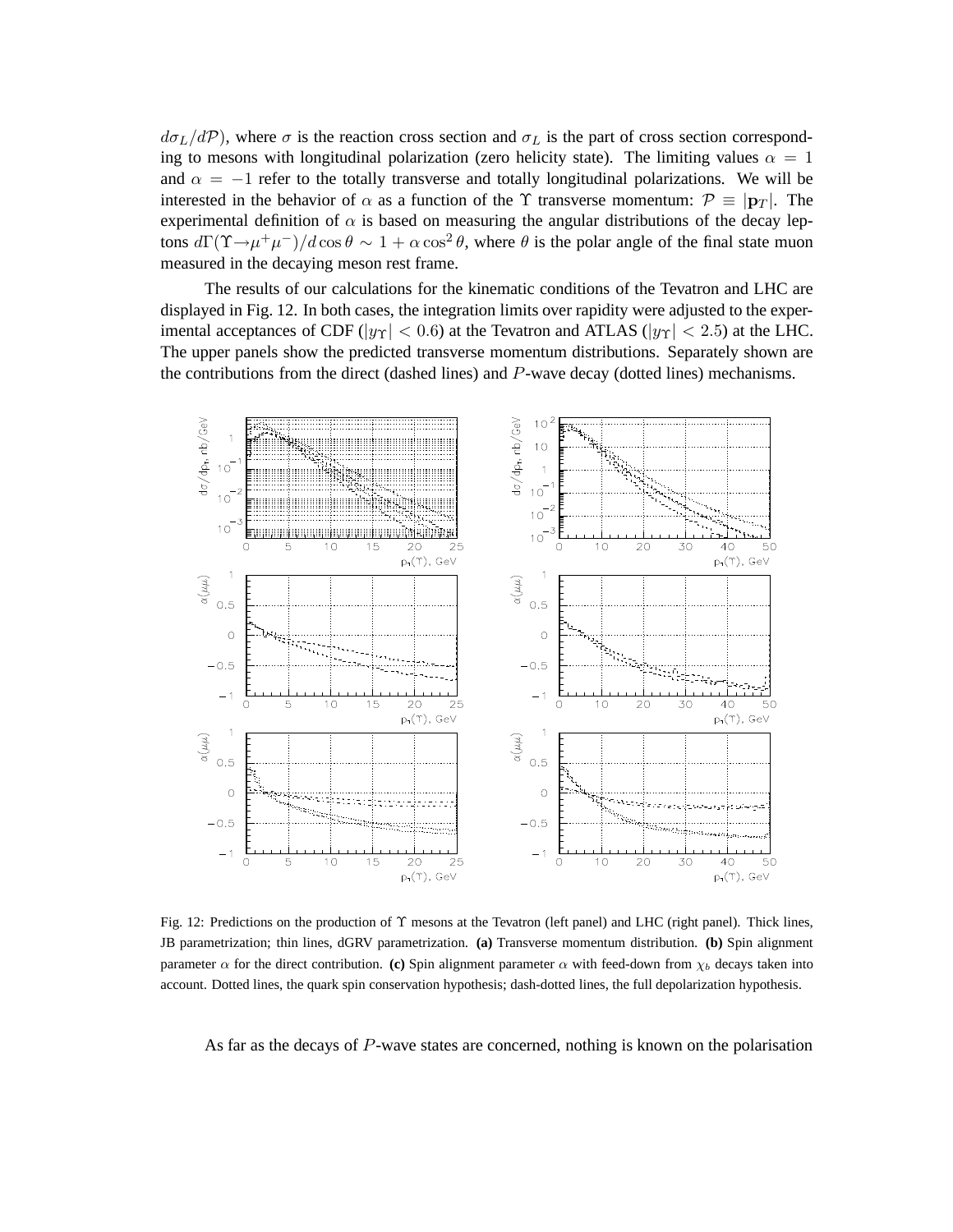$d\sigma_L/d\mathcal{P}$), where $\sigma$ is the reaction cross section and $\sigma_L$ is the part of cross section corresponding to mesons with longitudinal polarization (zero helicity state). The limiting values $\alpha = 1$ and $\alpha = -1$ refer to the totally transverse and totally longitudinal polarizations. We will be interested in the behavior of $\alpha$ as a function of the $\Upsilon$ transverse momentum: $\mathcal{P} \equiv |\mathbf{p}_T|$. The experimental definition of $\alpha$ is based on measuring the angular distributions of the decay leptons $d\Gamma(\Upsilon \to \mu^+\mu^-)/d\cos\theta \sim 1 + \alpha\cos^2\theta$, where $\theta$ is the polar angle of the final state muon measured in the decaying meson rest frame.

The results of our calculations for the kinematic conditions of the Tevatron and LHC are displayed in Fig. 12. In both cases, the integration limits over rapidity were adjusted to the experimental acceptances of CDF ($|y_\Upsilon| < 0.6$) at the Tevatron and ATLAS ($|y_\Upsilon| < 2.5$) at the LHC. The upper panels show the predicted transverse momentum distributions. Separately shown are the contributions from the direct (dashed lines) and $P$-wave decay (dotted lines) mechanisms.

Fig. 12: Predictions on the production of $\Upsilon$ mesons at the Tevatron (left panel) and LHC (right panel). Thick lines, JB parametrization; thin lines, dGRV parametrization. **(a)** Transverse momentum distribution. **(b)** Spin alignment parameter $\alpha$ for the direct contribution. **(c)** Spin alignment parameter $\alpha$ with feed-down from $\chi_b$ decays taken into account. Dotted lines, the quark spin conservation hypothesis; dash-dotted lines, the full depolarization hypothesis.

As far as the decays of $P$-wave states are concerned, nothing is known on the polarisation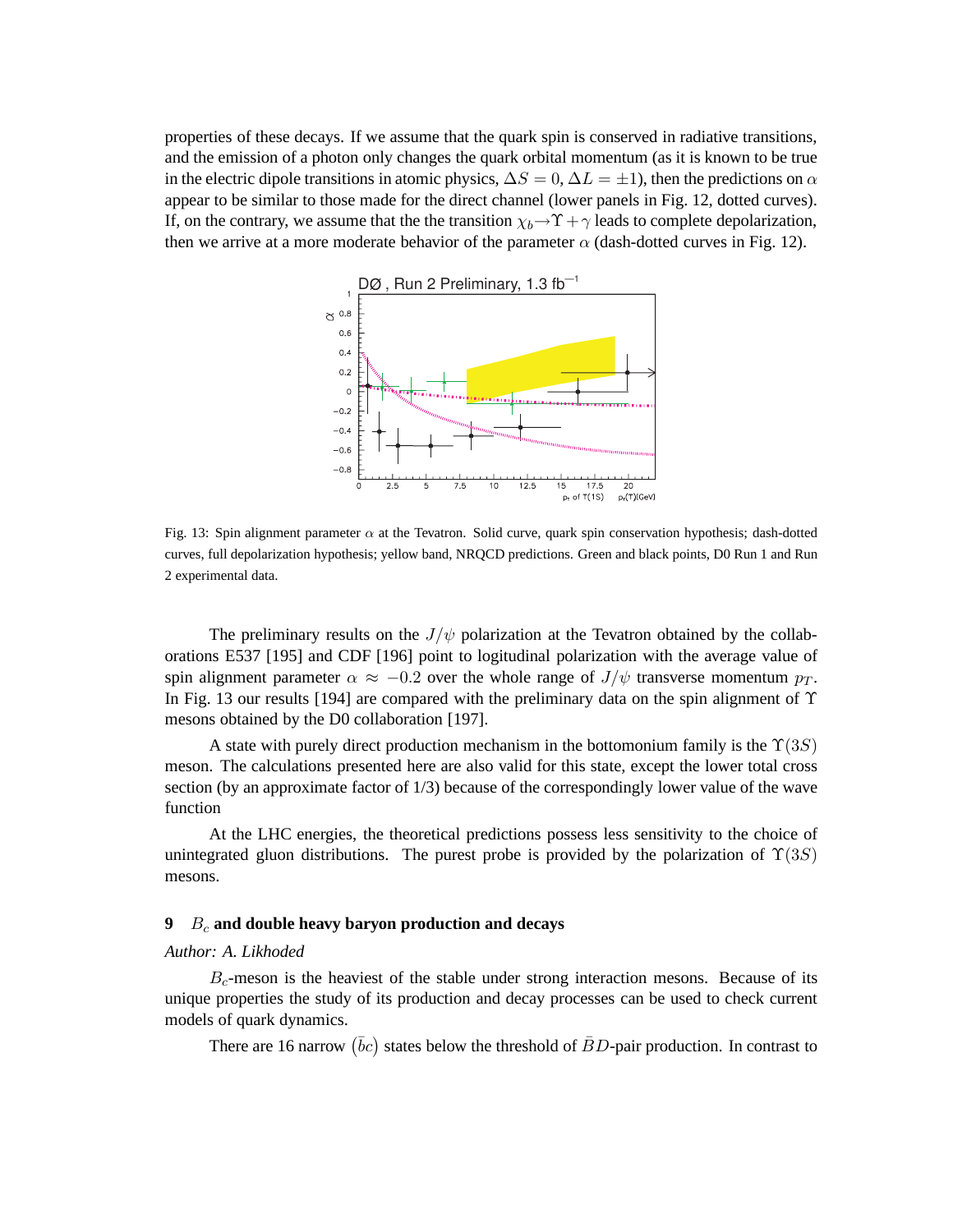properties of these decays. If we assume that the quark spin is conserved in radiative transitions, and the emission of a photon only changes the quark orbital momentum (as it is known to be true in the electric dipole transitions in atomic physics, $\Delta S = 0$, $\Delta L = \pm 1$), then the predictions on $\alpha$ appear to be similar to those made for the direct channel (lower panels in Fig. 12, dotted curves). If, on the contrary, we assume that the the transition $\chi_b \to \Upsilon + \gamma$ leads to complete depolarization, then we arrive at a more moderate behavior of the parameter $\alpha$ (dash-dotted curves in Fig. 12).

Fig. 13: Spin alignment parameter $\alpha$ at the Tevatron. Solid curve, quark spin conservation hypothesis; dash-dotted curves, full depolarization hypothesis; yellow band, NRQCD predictions. Green and black points, D0 Run 1 and Run 2 experimental data.

The preliminary results on the $J/\psi$ polarization at the Tevatron obtained by the collaborations E537 [195] and CDF [196] point to logitudinal polarization with the average value of spin alignment parameter $\alpha \approx -0.2$ over the whole range of $J/\psi$ transverse momentum $p_T$. In Fig. 13 our results [194] are compared with the preliminary data on the spin alignment of $\Upsilon$ mesons obtained by the D0 collaboration [197].

A state with purely direct production mechanism in the bottomonium family is the $\Upsilon(3S)$ meson. The calculations presented here are also valid for this state, except the lower total cross section (by an approximate factor of 1/3) because of the correspondingly lower value of the wave function

At the LHC energies, the theoretical predictions possess less sensitivity to the choice of unintegrated gluon distributions. The purest probe is provided by the polarization of $\Upsilon(3S)$ mesons.

## 9 $B_c$ and double heavy baryon production and decays

*Author: A. Likhoded*

$B_c$-meson is the heaviest of the stable under strong interaction mesons. Because of its unique properties the study of its production and decay processes can be used to check current models of quark dynamics.

There are 16 narrow $(\bar{b}c)$ states below the threshold of $\bar{B}D$-pair production. In contrast to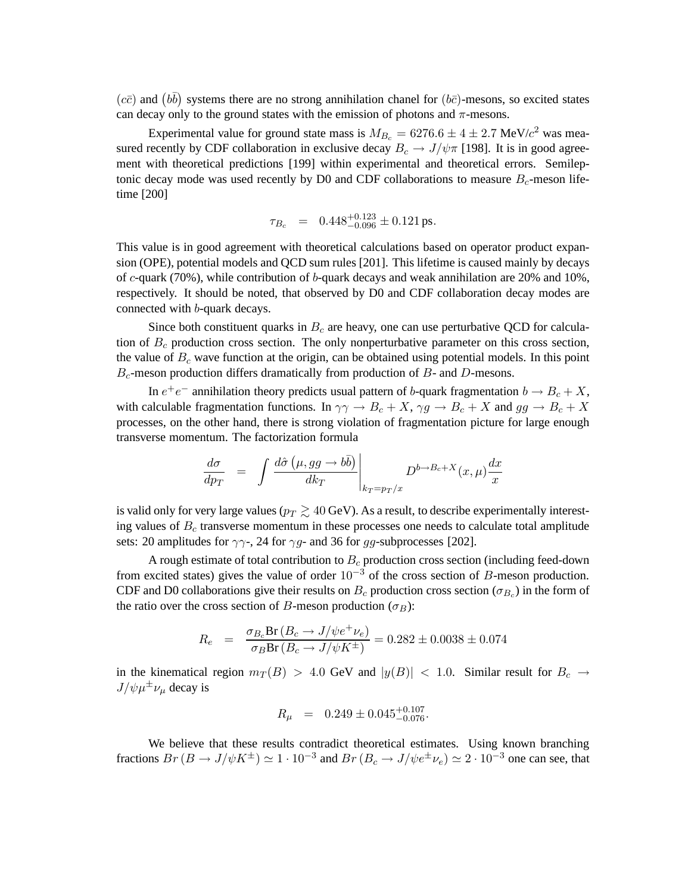$(c\bar{c})$ and $(b\bar{b})$ systems there are no strong annihilation chanel for $(b\bar{c})$-mesons, so excited states can decay only to the ground states with the emission of photons and $\pi$-mesons.

Experimental value for ground state mass is $M_{B_c} = 6276.6 \pm 4 \pm 2.7$ MeV/$c^2$ was measured recently by CDF collaboration in exclusive decay $B_c \to J/\psi\pi$ [198]. It is in good agreement with theoretical predictions [199] within experimental and theoretical errors. Semileptonic decay mode was used recently by D0 and CDF collaborations to measure $B_c$-meson lifetime [200]

$$\tau_{B_c} \quad = \quad 0.448^{+0.123}_{-0.096} \pm 0.121\,\text{ps}.$$

This value is in good agreement with theoretical calculations based on operator product expansion (OPE), potential models and QCD sum rules [201]. This lifetime is caused mainly by decays of $c$-quark (70%), while contribution of $b$-quark decays and weak annihilation are 20% and 10%, respectively. It should be noted, that observed by D0 and CDF collaboration decay modes are connected with $b$-quark decays.

Since both constituent quarks in $B_c$ are heavy, one can use perturbative QCD for calculation of $B_c$ production cross section. The only nonperturbative parameter on this cross section, the value of $B_c$ wave function at the origin, can be obtained using potential models. In this point $B_c$-meson production differs dramatically from production of $B$- and $D$-mesons.

In $e^+e^-$ annihilation theory predicts usual pattern of $b$-quark fragmentation $b \to B_c + X$, with calculable fragmentation functions. In $\gamma\gamma \to B_c + X$, $\gamma g \to B_c + X$ and $gg \to B_c + X$ processes, on the other hand, there is strong violation of fragmentation picture for large enough transverse momentum. The factorization formula

$$\frac{d\sigma}{dp_T} \quad = \quad \int \left. \frac{d\hat{\sigma}\left(\mu, gg \to b\bar{b}\right)}{dk_T} \right|_{k_T = p_T/x} D^{b \to B_c + X}(x, \mu)\frac{dx}{x}$$

is valid only for very large values ($p_T \gtrsim 40$ GeV). As a result, to describe experimentally interesting values of $B_c$ transverse momentum in these processes one needs to calculate total amplitude sets: 20 amplitudes for $\gamma\gamma$-, 24 for $\gamma g$- and 36 for $gg$-subprocesses [202].

A rough estimate of total contribution to $B_c$ production cross section (including feed-down from excited states) gives the value of order $10^{-3}$ of the cross section of $B$-meson production. CDF and D0 collaborations give their results on $B_c$ production cross section ($\sigma_{B_c}$) in the form of the ratio over the cross section of $B$-meson production ($\sigma_B$):

$$R_e \quad = \quad \frac{\sigma_{B_c}\text{Br}\left(B_c \to J/\psi e^+\nu_e\right)}{\sigma_B \text{Br}\left(B_c \to J/\psi K^\pm\right)} = 0.282 \pm 0.0038 \pm 0.074$$

in the kinematical region $m_T(B) > 4.0$ GeV and $|y(B)| < 1.0$. Similar result for $B_c \to J/\psi\mu^\pm\nu_\mu$ decay is

$$R_\mu \quad = \quad 0.249 \pm 0.045^{+0.107}_{-0.076}.$$

We believe that these results contradict theoretical estimates. Using known branching fractions $Br\left(B \to J/\psi K^\pm\right) \simeq 1 \cdot 10^{-3}$ and $Br\left(B_c \to J/\psi e^\pm \nu_e\right) \simeq 2 \cdot 10^{-3}$ one can see, that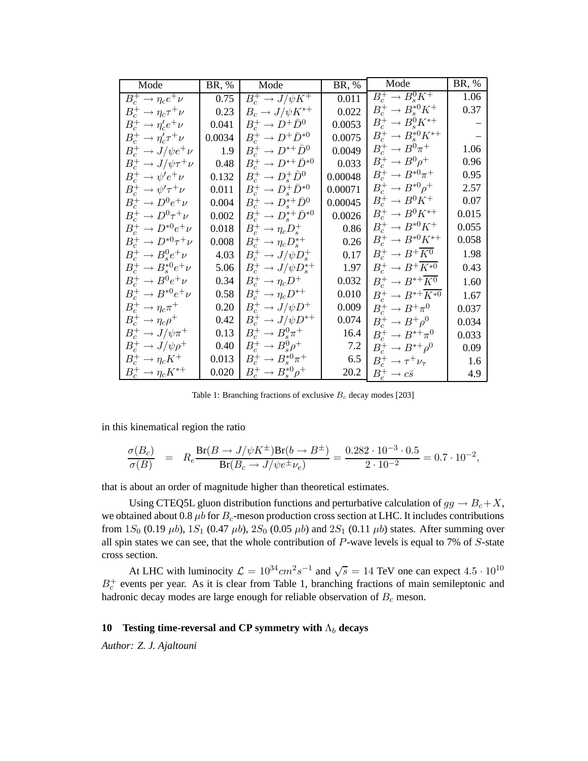| Mode | BR, % | Mode | BR, % | Mode | BR, % |
|---|---|---|---|---|---|
| $B_c^+ \to \eta_c e^+ \nu$ | 0.75 | $B_c^+ \to J/\psi K^+$ | 0.011 | $B_c^+ \to B_s^0 K^+$ | 1.06 |
| $B_c^+ \to \eta_c \tau^+ \nu$ | 0.23 | $B_c \to J/\psi K^{*+}$ | 0.022 | $B_c^+ \to B_s^{*0} K^+$ | 0.37 |
| $B_c^+ \to \eta_c' e^+ \nu$ | 0.041 | $B_c^+ \to D^+ \bar{D}^0$ | 0.0053 | $B_c^+ \to B_s^0 K^{*+}$ | – |
| $B_c^+ \to \eta_c' \tau^+ \nu$ | 0.0034 | $B_c^+ \to D^+ \bar{D}^{*0}$ | 0.0075 | $B_c^+ \to B_s^{*0} K^{*+}$ | – |
| $B_c^+ \to J/\psi e^+ \nu$ | 1.9 | $B_c^+ \to D^{*+} \bar{D}^0$ | 0.0049 | $B_c^+ \to B^0 \pi^+$ | 1.06 |
| $B_c^+ \to J/\psi \tau^+ \nu$ | 0.48 | $B_c^+ \to D^{*+} \bar{D}^{*0}$ | 0.033 | $B_c^+ \to B^0 \rho^+$ | 0.96 |
| $B_c^+ \to \psi' e^+ \nu$ | 0.132 | $B_c^+ \to D_s^+ \bar{D}^0$ | 0.00048 | $B_c^+ \to B^{*0} \pi^+$ | 0.95 |
| $B_c^+ \to \psi' \tau^+ \nu$ | 0.011 | $B_c^+ \to D_s^+ \bar{D}^{*0}$ | 0.00071 | $B_c^+ \to B^{*0} \rho^+$ | 2.57 |
| $B_c^+ \to D^0 e^+ \nu$ | 0.004 | $B_c^+ \to D_s^{*+} \bar{D}^0$ | 0.00045 | $B_c^+ \to B^0 K^+$ | 0.07 |
| $B_c^+ \to D^0 \tau^+ \nu$ | 0.002 | $B_c^+ \to D_s^{*+} \bar{D}^{*0}$ | 0.0026 | $B_c^+ \to B^0 K^{*+}$ | 0.015 |
| $B_c^+ \to D^{*0} e^+ \nu$ | 0.018 | $B_c^+ \to \eta_c D_s^+$ | 0.86 | $B_c^+ \to B^{*0} K^+$ | 0.055 |
| $B_c^+ \to D^{*0} \tau^+ \nu$ | 0.008 | $B_c^+ \to \eta_c D_s^{*+}$ | 0.26 | $B_c^+ \to B^{*0} K^{*+}$ | 0.058 |
| $B_c^+ \to B_s^0 e^+ \nu$ | 4.03 | $B_c^+ \to J/\psi D_s^+$ | 0.17 | $B_c^+ \to B^+ \overline{K^0}$ | 1.98 |
| $B_c^+ \to B_s^{*0} e^+ \nu$ | 5.06 | $B_c^+ \to J/\psi D_s^{*+}$ | 1.97 | $B_c^+ \to B^+ \overline{K^{*0}}$ | 0.43 |
| $B_c^+ \to B^0 e^+ \nu$ | 0.34 | $B_c^+ \to \eta_c D^+$ | 0.032 | $B_c^+ \to B^{*+} \overline{K^0}$ | 1.60 |
| $B_c^+ \to B^{*0} e^+ \nu$ | 0.58 | $B_c^+ \to \eta_c D^{*+}$ | 0.010 | $B_c^+ \to B^{*+} \overline{K^{*0}}$ | 1.67 |
| $B_c^+ \to \eta_c \pi^+$ | 0.20 | $B_c^+ \to J/\psi D^+$ | 0.009 | $B_c^+ \to B^+ \pi^0$ | 0.037 |
| $B_c^+ \to \eta_c \rho^+$ | 0.42 | $B_c^+ \to J/\psi D^{*+}$ | 0.074 | $B_c^+ \to B^+ \rho^0$ | 0.034 |
| $B_c^+ \to J/\psi \pi^+$ | 0.13 | $B_c^+ \to B_s^0 \pi^+$ | 16.4 | $B_c^+ \to B^{*+} \pi^0$ | 0.033 |
| $B_c^+ \to J/\psi \rho^+$ | 0.40 | $B_c^+ \to B_s^0 \rho^+$ | 7.2 | $B_c^+ \to B^{*+} \rho^0$ | 0.09 |
| $B_c^+ \to \eta_c K^+$ | 0.013 | $B_c^+ \to B_s^{*0} \pi^+$ | 6.5 | $B_c^+ \to \tau^+ \nu_\tau$ | 1.6 |
| $B_c^+ \to \eta_c K^{*+}$ | 0.020 | $B_c^+ \to B_s^{*0} \rho^+$ | 20.2 | $B_c^+ \to c\bar{s}$ | 4.9 |

Table 1: Branching fractions of exclusive $B_c$ decay modes [203]

in this kinematical region the ratio

$$\frac{\sigma(B_c)}{\sigma(B)} = R_e \frac{\text{Br}(B \to J/\psi K^\pm)\text{Br}(b \to B^\pm)}{\text{Br}(B_c \to J/\psi e^\pm \nu_e)} = \frac{0.282 \cdot 10^{-3} \cdot 0.5}{2 \cdot 10^{-2}} = 0.7 \cdot 10^{-2},$$

that is about an order of magnitude higher than theoretical estimates.

Using CTEQ5L gluon distribution functions and perturbative calculation of $gg \to B_c + X$, we obtained about 0.8 $\mu b$ for $B_c$-meson production cross section at LHC. It includes contributions from $1S_0$ (0.19 $\mu b$), $1S_1$ (0.47 $\mu b$), $2S_0$ (0.05 $\mu b$) and $2S_1$ (0.11 $\mu b$) states. After summing over all spin states we can see, that the whole contribution of $P$-wave levels is equal to 7% of $S$-state cross section.

At LHC with luminocity $\mathcal{L} = 10^{34} cm^2 s^{-1}$ and $\sqrt{s} = 14$ TeV one can expect $4.5 \cdot 10^{10}$ $B_c^+$ events per year. As it is clear from Table 1, branching fractions of main semileptonic and hadronic decay modes are large enough for reliable observation of $B_c$ meson.

## 10 Testing time-reversal and CP symmetry with $\Lambda_b$ decays

*Author: Z. J. Ajaltouni*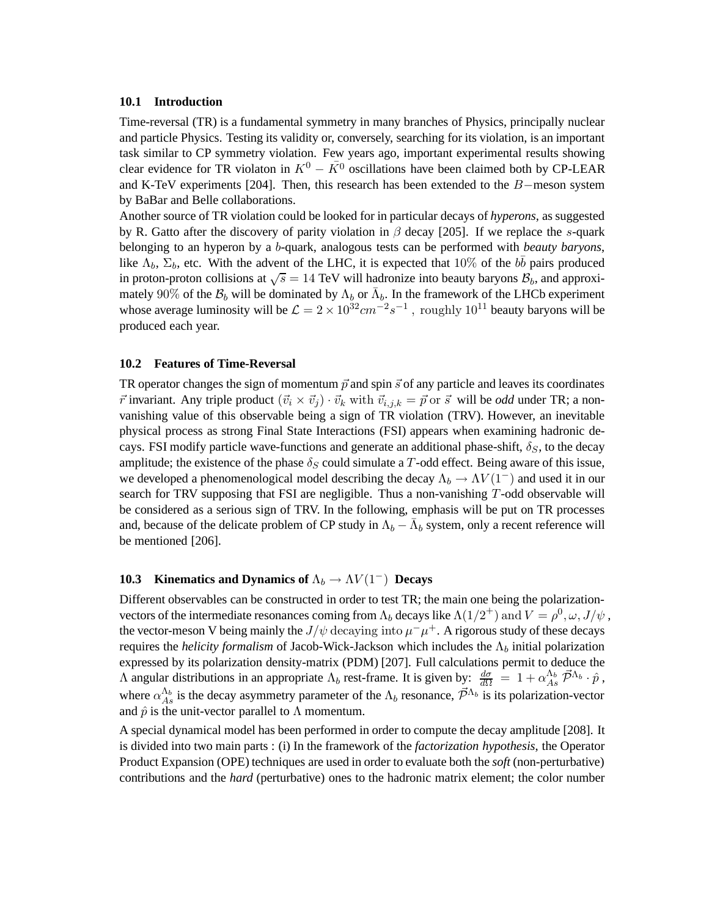### 10.1 Introduction

Time-reversal (TR) is a fundamental symmetry in many branches of Physics, principally nuclear and particle Physics. Testing its validity or, conversely, searching for its violation, is an important task similar to CP symmetry violation. Few years ago, important experimental results showing clear evidence for TR violaton in $K^0 - \bar{K^0}$ oscillations have been claimed both by CP-LEAR and K-TeV experiments [204]. Then, this research has been extended to the $B-$meson system by BaBar and Belle collaborations.

Another source of TR violation could be looked for in particular decays of *hyperons*, as suggested by R. Gatto after the discovery of parity violation in $\beta$ decay [205]. If we replace the $s$-quark belonging to an hyperon by a $b$-quark, analogous tests can be performed with *beauty baryons*, like $\Lambda_b$, $\Sigma_b$, etc. With the advent of the LHC, it is expected that $10\%$ of the $b\bar{b}$ pairs produced in proton-proton collisions at $\sqrt{s} = 14$ TeV will hadronize into beauty baryons $\mathcal{B}_b$, and approximately $90\%$ of the $\mathcal{B}_b$ will be dominated by $\Lambda_b$ or $\bar{\Lambda}_b$. In the framework of the LHCb experiment whose average luminosity will be $\mathcal{L} = 2 \times 10^{32} cm^{-2} s^{-1}$ , roughly $10^{11}$ beauty baryons will be produced each year.

### 10.2 Features of Time-Reversal

TR operator changes the sign of momentum $\vec{p}$ and spin $\vec{s}$ of any particle and leaves its coordinates $\vec{r}$ invariant. Any triple product $(\vec{v}_i \times \vec{v}_j) \cdot \vec{v}_k$ with $\vec{v}_{i,j,k} = \vec{p}$ or $\vec{s}$ will be *odd* under TR; a non-vanishing value of this observable being a sign of TR violation (TRV). However, an inevitable physical process as strong Final State Interactions (FSI) appears when examining hadronic decays. FSI modify particle wave-functions and generate an additional phase-shift, $\delta_S$, to the decay amplitude; the existence of the phase $\delta_S$ could simulate a $T$-odd effect. Being aware of this issue, we developed a phenomenological model describing the decay $\Lambda_b \to \Lambda V(1^-)$ and used it in our search for TRV supposing that FSI are negligible. Thus a non-vanishing $T$-odd observable will be considered as a serious sign of TRV. In the following, emphasis will be put on TR processes and, because of the delicate problem of CP study in $\Lambda_b - \bar{\Lambda}_b$ system, only a recent reference will be mentioned [206].

### 10.3 Kinematics and Dynamics of $\Lambda_b \to \Lambda V(1^-)$ Decays

Different observables can be constructed in order to test TR; the main one being the polarization-vectors of the intermediate resonances coming from $\Lambda_b$ decays like $\Lambda(1/2^+)$ and $V = \rho^0, \omega, J/\psi$ , the vector-meson V being mainly the $J/\psi$ decaying into $\mu^-\mu^+$. A rigorous study of these decays requires the *helicity formalism* of Jacob-Wick-Jackson which includes the $\Lambda_b$ initial polarization expressed by its polarization density-matrix (PDM) [207]. Full calculations permit to deduce the $\Lambda$ angular distributions in an appropriate $\Lambda_b$ rest-frame. It is given by: $\frac{d\sigma}{d\Omega} = 1 + \alpha_{As}^{\Lambda_b} \vec{\mathcal{P}}^{\Lambda_b} \cdot \hat{p}$ , where $\alpha_{As}^{\Lambda_b}$ is the decay asymmetry parameter of the $\Lambda_b$ resonance, $\vec{\mathcal{P}}^{\Lambda_b}$ is its polarization-vector and $\hat{p}$ is the unit-vector parallel to $\Lambda$ momentum.

A special dynamical model has been performed in order to compute the decay amplitude [208]. It is divided into two main parts : (i) In the framework of the *factorization hypothesis*, the Operator Product Expansion (OPE) techniques are used in order to evaluate both the *soft* (non-perturbative) contributions and the *hard* (perturbative) ones to the hadronic matrix element; the color number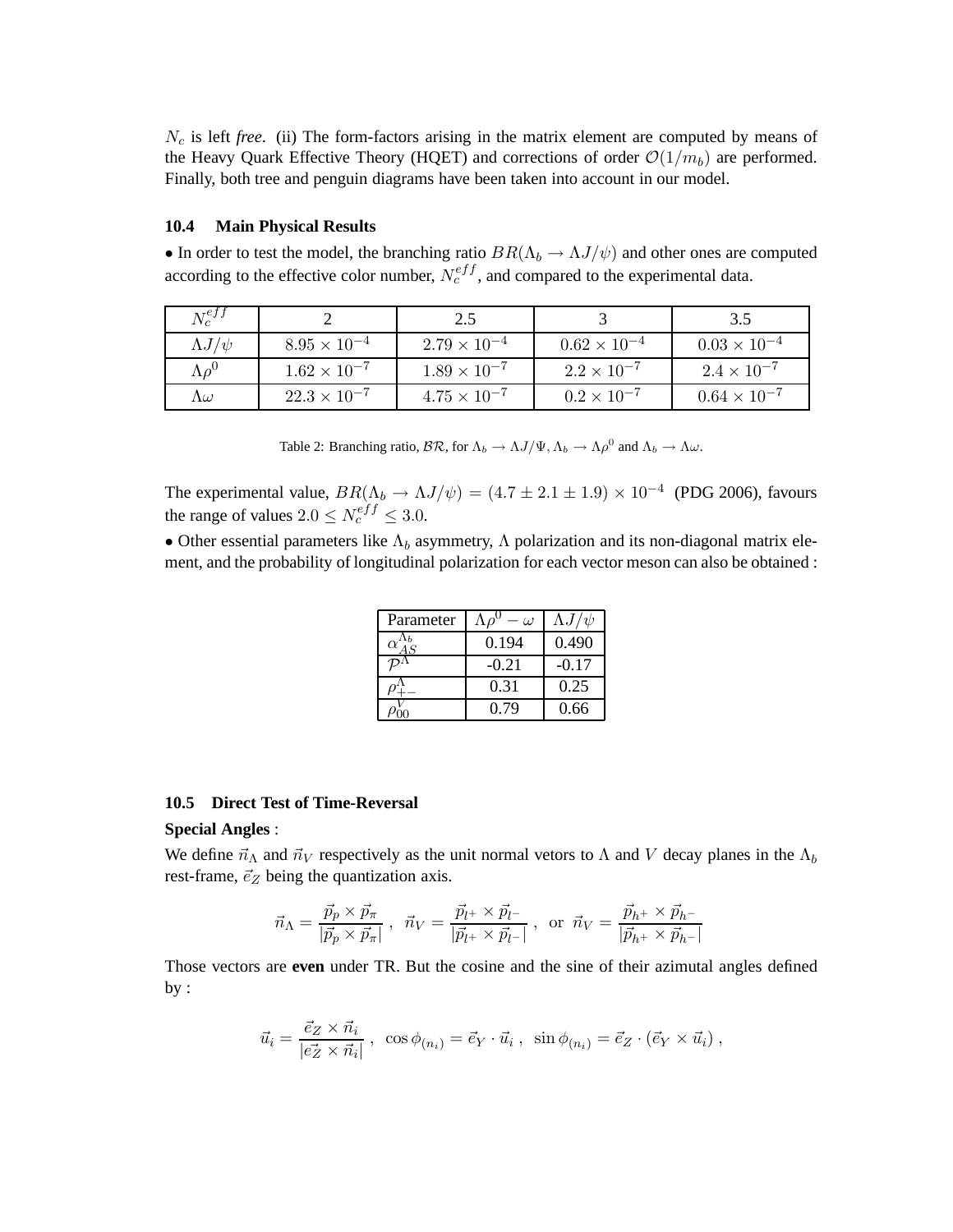$N_c$ is left *free*. (ii) The form-factors arising in the matrix element are computed by means of the Heavy Quark Effective Theory (HQET) and corrections of order $\mathcal{O}(1/m_b)$ are performed. Finally, both tree and penguin diagrams have been taken into account in our model.

### 10.4 Main Physical Results

• In order to test the model, the branching ratio $BR(\Lambda_b \to \Lambda J/\psi)$ and other ones are computed according to the effective color number, $N_c^{eff}$, and compared to the experimental data.

| $N_c^{eff}$ | 2 | 2.5 | 3 | 3.5 |
|---|---|---|---|---|
| $\Lambda J/\psi$ | $8.95 \times 10^{-4}$ | $2.79 \times 10^{-4}$ | $0.62 \times 10^{-4}$ | $0.03 \times 10^{-4}$ |
| $\Lambda\rho^0$ | $1.62 \times 10^{-7}$ | $1.89 \times 10^{-7}$ | $2.2 \times 10^{-7}$ | $2.4 \times 10^{-7}$ |
| $\Lambda\omega$ | $22.3 \times 10^{-7}$ | $4.75 \times 10^{-7}$ | $0.2 \times 10^{-7}$ | $0.64 \times 10^{-7}$ |

Table 2: Branching ratio, $\mathcal{BR}$, for $\Lambda_b \to \Lambda J/\Psi$, $\Lambda_b \to \Lambda\rho^0$ and $\Lambda_b \to \Lambda\omega$.

The experimental value, $BR(\Lambda_b \to \Lambda J/\psi) = (4.7 \pm 2.1 \pm 1.9) \times 10^{-4}$ (PDG 2006), favours the range of values $2.0 \leq N_c^{eff} \leq 3.0$.

• Other essential parameters like $\Lambda_b$ asymmetry, $\Lambda$ polarization and its non-diagonal matrix element, and the probability of longitudinal polarization for each vector meson can also be obtained :

| Parameter | $\Lambda\rho^0 - \omega$ | $\Lambda J/\psi$ |
|---|---|---|
| $\alpha_{AS}^{\Lambda_b}$ | 0.194 | 0.490 |
| $\mathcal{P}^{\Lambda}$ | -0.21 | -0.17 |
| $\rho_{+-}^{\Lambda}$ | 0.31 | 0.25 |
| $\rho_{00}^{V}$ | 0.79 | 0.66 |

### 10.5 Direct Test of Time-Reversal

**Special Angles** :

We define $\vec{n}_\Lambda$ and $\vec{n}_V$ respectively as the unit normal vetors to $\Lambda$ and $V$ decay planes in the $\Lambda_b$ rest-frame, $\vec{e}_Z$ being the quantization axis.

$$\vec{n}_\Lambda = \frac{\vec{p}_p \times \vec{p}_\pi}{|\vec{p}_p \times \vec{p}_\pi|} \; , \;\; \vec{n}_V = \frac{\vec{p}_{l^+} \times \vec{p}_{l^-}}{|\vec{p}_{l^+} \times \vec{p}_{l^-}|} \; , \;\; \text{or} \;\; \vec{n}_V = \frac{\vec{p}_{h^+} \times \vec{p}_{h^-}}{|\vec{p}_{h^+} \times \vec{p}_{h^-}|}$$

Those vectors are **even** under TR. But the cosine and the sine of their azimutal angles defined by :

$$\vec{u}_i = \frac{\vec{e}_Z \times \vec{n}_i}{|\vec{e}_Z \times \vec{n}_i|} \; , \;\; \cos\phi_{(n_i)} = \vec{e}_Y \cdot \vec{u}_i \; , \;\; \sin\phi_{(n_i)} = \vec{e}_Z \cdot (\vec{e}_Y \times \vec{u}_i) \; ,$$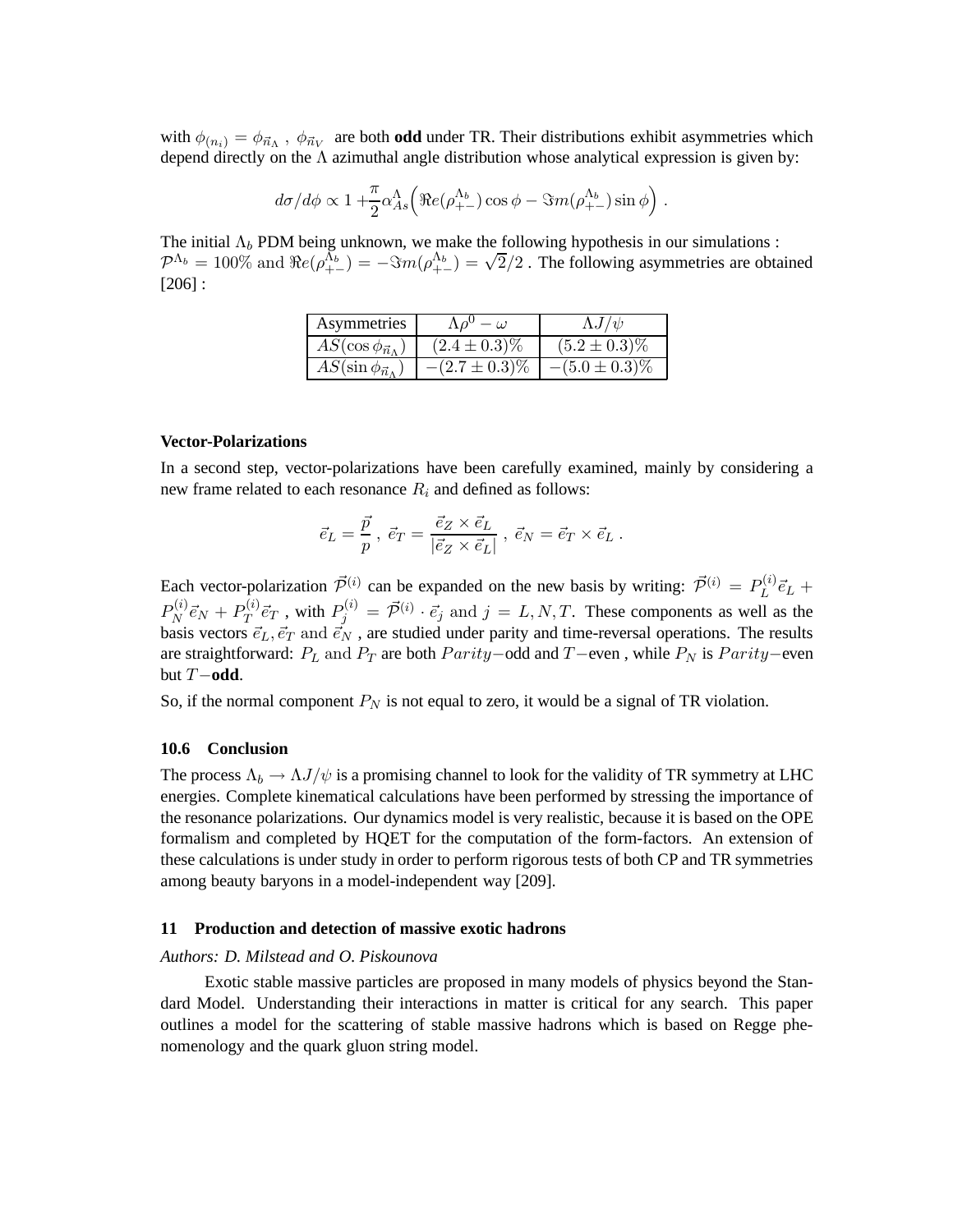with $\phi_{(n_i)} = \phi_{\vec{n}_\Lambda}$ , $\phi_{\vec{n}_V}$ are both **odd** under TR. Their distributions exhibit asymmetries which depend directly on the $\Lambda$ azimuthal angle distribution whose analytical expression is given by:

$$d\sigma/d\phi \propto 1 + \frac{\pi}{2}\alpha^{\Lambda}_{As}\Big(\Re e(\rho^{\Lambda_b}_{+-})\cos\phi - \Im m(\rho^{\Lambda_b}_{+-})\sin\phi\Big) \; .$$

The initial $\Lambda_b$ PDM being unknown, we make the following hypothesis in our simulations : $\mathcal{P}^{\Lambda_b} = 100\%$ and $\Re e(\rho^{\Lambda_b}_{+-}) = -\Im m(\rho^{\Lambda_b}_{+-}) = \sqrt{2}/2$ . The following asymmetries are obtained [206] :

| Asymmetries | $\Lambda\rho^0 - \omega$ | $\Lambda J/\psi$ |
| --- | --- | --- |
| $AS(\cos\phi_{\vec{n}_\Lambda})$ | $(2.4 \pm 0.3)\%$ | $(5.2 \pm 0.3)\%$ |
| $AS(\sin\phi_{\vec{n}_\Lambda})$ | $-(2.7 \pm 0.3)\%$ | $-(5.0 \pm 0.3)\%$ |

**Vector-Polarizations**

In a second step, vector-polarizations have been carefully examined, mainly by considering a new frame related to each resonance $R_i$ and defined as follows:

$$\vec{e}_L = \frac{\vec{p}}{p} \; , \; \vec{e}_T = \frac{\vec{e}_Z \times \vec{e}_L}{|\vec{e}_Z \times \vec{e}_L|} \; , \; \vec{e}_N = \vec{e}_T \times \vec{e}_L \; .$$

Each vector-polarization $\vec{\mathcal{P}}^{(i)}$ can be expanded on the new basis by writing: $\vec{\mathcal{P}}^{(i)} = P^{(i)}_L \vec{e}_L + P^{(i)}_N \vec{e}_N + P^{(i)}_T \vec{e}_T$ , with $P^{(i)}_j = \vec{\mathcal{P}}^{(i)} \cdot \vec{e}_j$ and $j = L, N, T$. These components as well as the basis vectors $\vec{e}_L, \vec{e}_T$ and $\vec{e}_N$ , are studied under parity and time-reversal operations. The results are straightforward: $P_L$ and $P_T$ are both $Parity-$odd and $T-$even , while $P_N$ is $Parity-$even but $T-$**odd**.

So, if the normal component $P_N$ is not equal to zero, it would be a signal of TR violation.

### 10.6 Conclusion

The process $\Lambda_b \to \Lambda J/\psi$ is a promising channel to look for the validity of TR symmetry at LHC energies. Complete kinematical calculations have been performed by stressing the importance of the resonance polarizations. Our dynamics model is very realistic, because it is based on the OPE formalism and completed by HQET for the computation of the form-factors. An extension of these calculations is under study in order to perform rigorous tests of both CP and TR symmetries among beauty baryons in a model-independent way [209].

## 11 Production and detection of massive exotic hadrons

*Authors: D. Milstead and O. Piskounova*

Exotic stable massive particles are proposed in many models of physics beyond the Standard Model. Understanding their interactions in matter is critical for any search. This paper outlines a model for the scattering of stable massive hadrons which is based on Regge phenomenology and the quark gluon string model.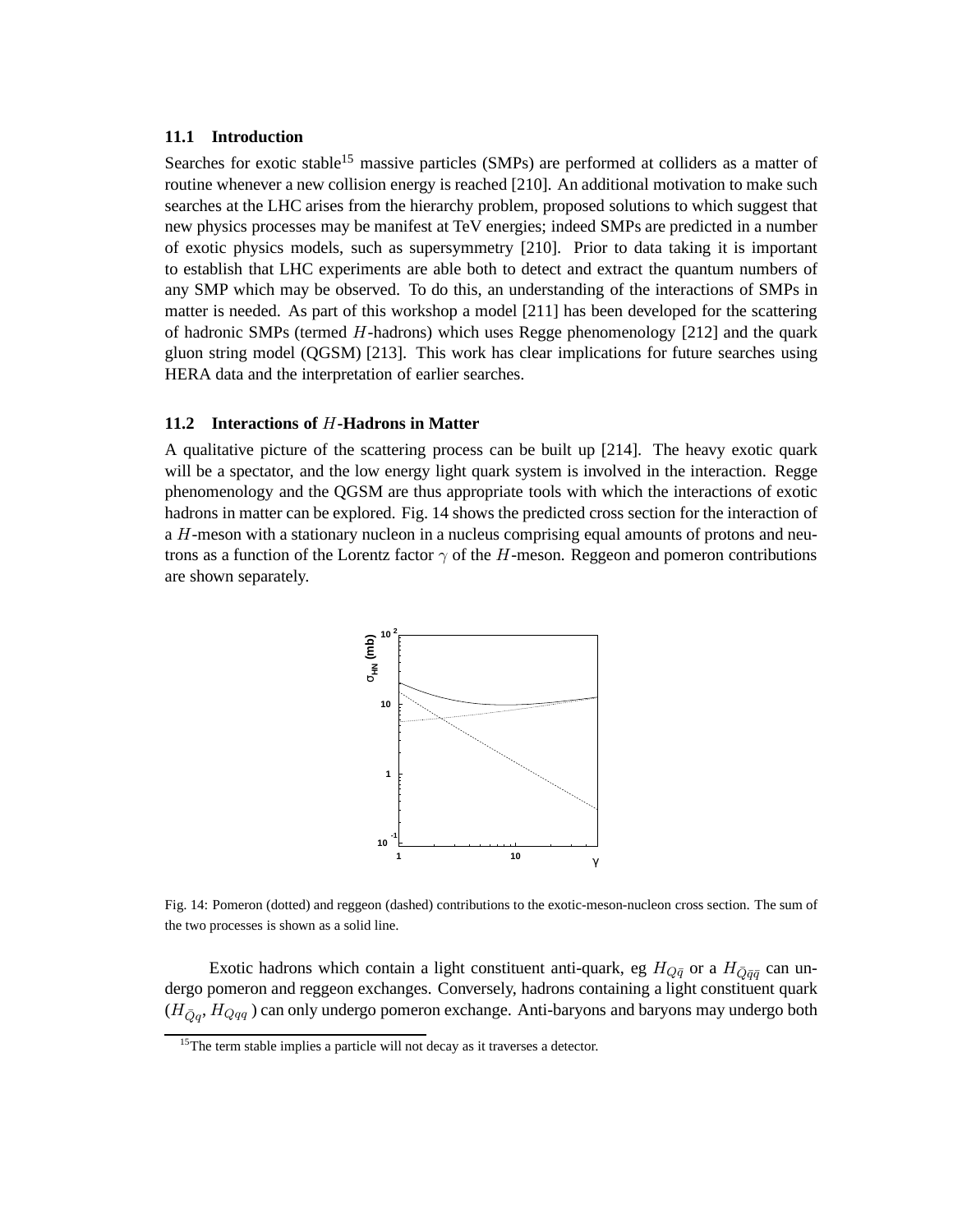### 11.1 Introduction

Searches for exotic stable[15] massive particles (SMPs) are performed at colliders as a matter of routine whenever a new collision energy is reached [210]. An additional motivation to make such searches at the LHC arises from the hierarchy problem, proposed solutions to which suggest that new physics processes may be manifest at TeV energies; indeed SMPs are predicted in a number of exotic physics models, such as supersymmetry [210]. Prior to data taking it is important to establish that LHC experiments are able both to detect and extract the quantum numbers of any SMP which may be observed. To do this, an understanding of the interactions of SMPs in matter is needed. As part of this workshop a model [211] has been developed for the scattering of hadronic SMPs (termed $H$-hadrons) which uses Regge phenomenology [212] and the quark gluon string model (QGSM) [213]. This work has clear implications for future searches using HERA data and the interpretation of earlier searches.

### 11.2 Interactions of $H$-Hadrons in Matter

A qualitative picture of the scattering process can be built up [214]. The heavy exotic quark will be a spectator, and the low energy light quark system is involved in the interaction. Regge phenomenology and the QGSM are thus appropriate tools with which the interactions of exotic hadrons in matter can be explored. Fig. 14 shows the predicted cross section for the interaction of a $H$-meson with a stationary nucleon in a nucleus comprising equal amounts of protons and neutrons as a function of the Lorentz factor $\gamma$ of the $H$-meson. Reggeon and pomeron contributions are shown separately.

Fig. 14: Pomeron (dotted) and reggeon (dashed) contributions to the exotic-meson-nucleon cross section. The sum of the two processes is shown as a solid line.

Exotic hadrons which contain a light constituent anti-quark, eg $H_{Q\bar{q}}$ or a $H_{\bar{Q}\bar{q}\bar{q}}$ can undergo pomeron and reggeon exchanges. Conversely, hadrons containing a light constituent quark ($H_{\bar{Q}q}$, $H_{Qqq}$ ) can only undergo pomeron exchange. Anti-baryons and baryons may undergo both

[15]The term stable implies a particle will not decay as it traverses a detector.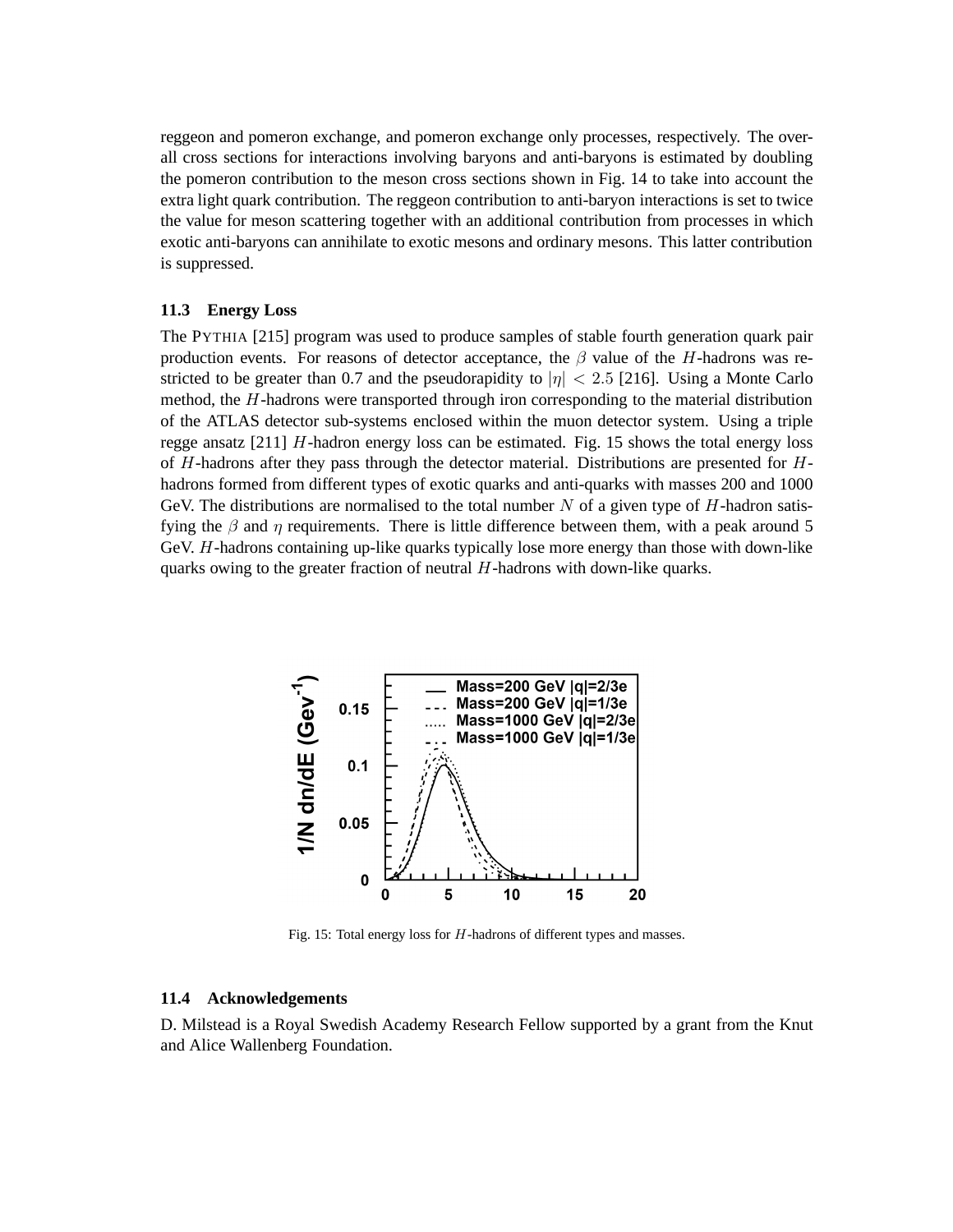reggeon and pomeron exchange, and pomeron exchange only processes, respectively. The overall cross sections for interactions involving baryons and anti-baryons is estimated by doubling the pomeron contribution to the meson cross sections shown in Fig. 14 to take into account the extra light quark contribution. The reggeon contribution to anti-baryon interactions is set to twice the value for meson scattering together with an additional contribution from processes in which exotic anti-baryons can annihilate to exotic mesons and ordinary mesons. This latter contribution is suppressed.

### 11.3 Energy Loss

The PYTHIA [215] program was used to produce samples of stable fourth generation quark pair production events. For reasons of detector acceptance, the $\beta$ value of the $H$-hadrons was restricted to be greater than 0.7 and the pseudorapidity to $|\eta| < 2.5$ [216]. Using a Monte Carlo method, the $H$-hadrons were transported through iron corresponding to the material distribution of the ATLAS detector sub-systems enclosed within the muon detector system. Using a triple regge ansatz [211] $H$-hadron energy loss can be estimated. Fig. 15 shows the total energy loss of $H$-hadrons after they pass through the detector material. Distributions are presented for $H$-hadrons formed from different types of exotic quarks and anti-quarks with masses 200 and 1000 GeV. The distributions are normalised to the total number $N$ of a given type of $H$-hadron satisfying the $\beta$ and $\eta$ requirements. There is little difference between them, with a peak around 5 GeV. $H$-hadrons containing up-like quarks typically lose more energy than those with down-like quarks owing to the greater fraction of neutral $H$-hadrons with down-like quarks.

Fig. 15: Total energy loss for $H$-hadrons of different types and masses.

### 11.4 Acknowledgements

D. Milstead is a Royal Swedish Academy Research Fellow supported by a grant from the Knut and Alice Wallenberg Foundation.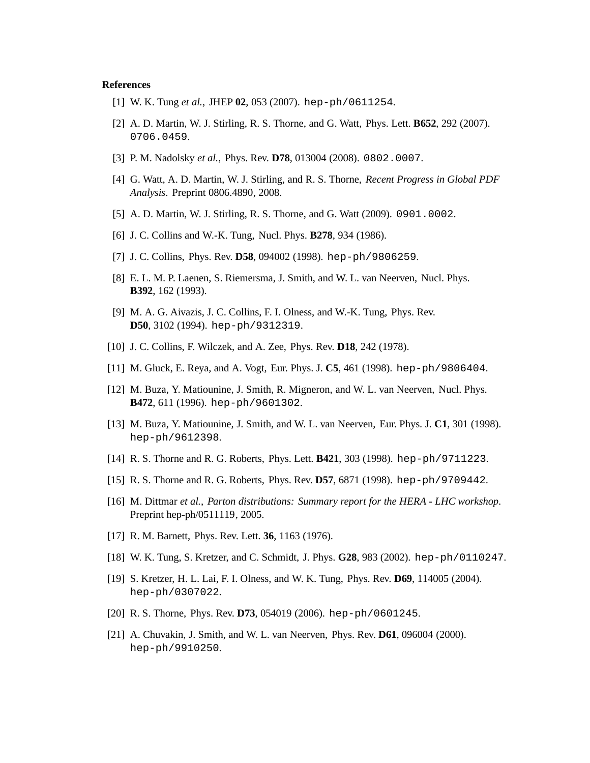## References

[1] W. K. Tung *et al.*, JHEP **02**, 053 (2007). hep-ph/0611254.

[2] A. D. Martin, W. J. Stirling, R. S. Thorne, and G. Watt, Phys. Lett. **B652**, 292 (2007). 0706.0459.

[3] P. M. Nadolsky *et al.*, Phys. Rev. **D78**, 013004 (2008). 0802.0007.

[4] G. Watt, A. D. Martin, W. J. Stirling, and R. S. Thorne, *Recent Progress in Global PDF Analysis*. Preprint 0806.4890, 2008.

[5] A. D. Martin, W. J. Stirling, R. S. Thorne, and G. Watt (2009). 0901.0002.

[6] J. C. Collins and W.-K. Tung, Nucl. Phys. **B278**, 934 (1986).

[7] J. C. Collins, Phys. Rev. **D58**, 094002 (1998). hep-ph/9806259.

[8] E. L. M. P. Laenen, S. Riemersma, J. Smith, and W. L. van Neerven, Nucl. Phys. **B392**, 162 (1993).

[9] M. A. G. Aivazis, J. C. Collins, F. I. Olness, and W.-K. Tung, Phys. Rev. **D50**, 3102 (1994). hep-ph/9312319.

[10] J. C. Collins, F. Wilczek, and A. Zee, Phys. Rev. **D18**, 242 (1978).

[11] M. Gluck, E. Reya, and A. Vogt, Eur. Phys. J. **C5**, 461 (1998). hep-ph/9806404.

[12] M. Buza, Y. Matiounine, J. Smith, R. Migneron, and W. L. van Neerven, Nucl. Phys. **B472**, 611 (1996). hep-ph/9601302.

[13] M. Buza, Y. Matiounine, J. Smith, and W. L. van Neerven, Eur. Phys. J. **C1**, 301 (1998). hep-ph/9612398.

[14] R. S. Thorne and R. G. Roberts, Phys. Lett. **B421**, 303 (1998). hep-ph/9711223.

[15] R. S. Thorne and R. G. Roberts, Phys. Rev. **D57**, 6871 (1998). hep-ph/9709442.

[16] M. Dittmar *et al.*, *Parton distributions: Summary report for the HERA - LHC workshop*. Preprint hep-ph/0511119, 2005.

[17] R. M. Barnett, Phys. Rev. Lett. **36**, 1163 (1976).

[18] W. K. Tung, S. Kretzer, and C. Schmidt, J. Phys. **G28**, 983 (2002). hep-ph/0110247.

[19] S. Kretzer, H. L. Lai, F. I. Olness, and W. K. Tung, Phys. Rev. **D69**, 114005 (2004). hep-ph/0307022.

[20] R. S. Thorne, Phys. Rev. **D73**, 054019 (2006). hep-ph/0601245.

[21] A. Chuvakin, J. Smith, and W. L. van Neerven, Phys. Rev. **D61**, 096004 (2000). hep-ph/9910250.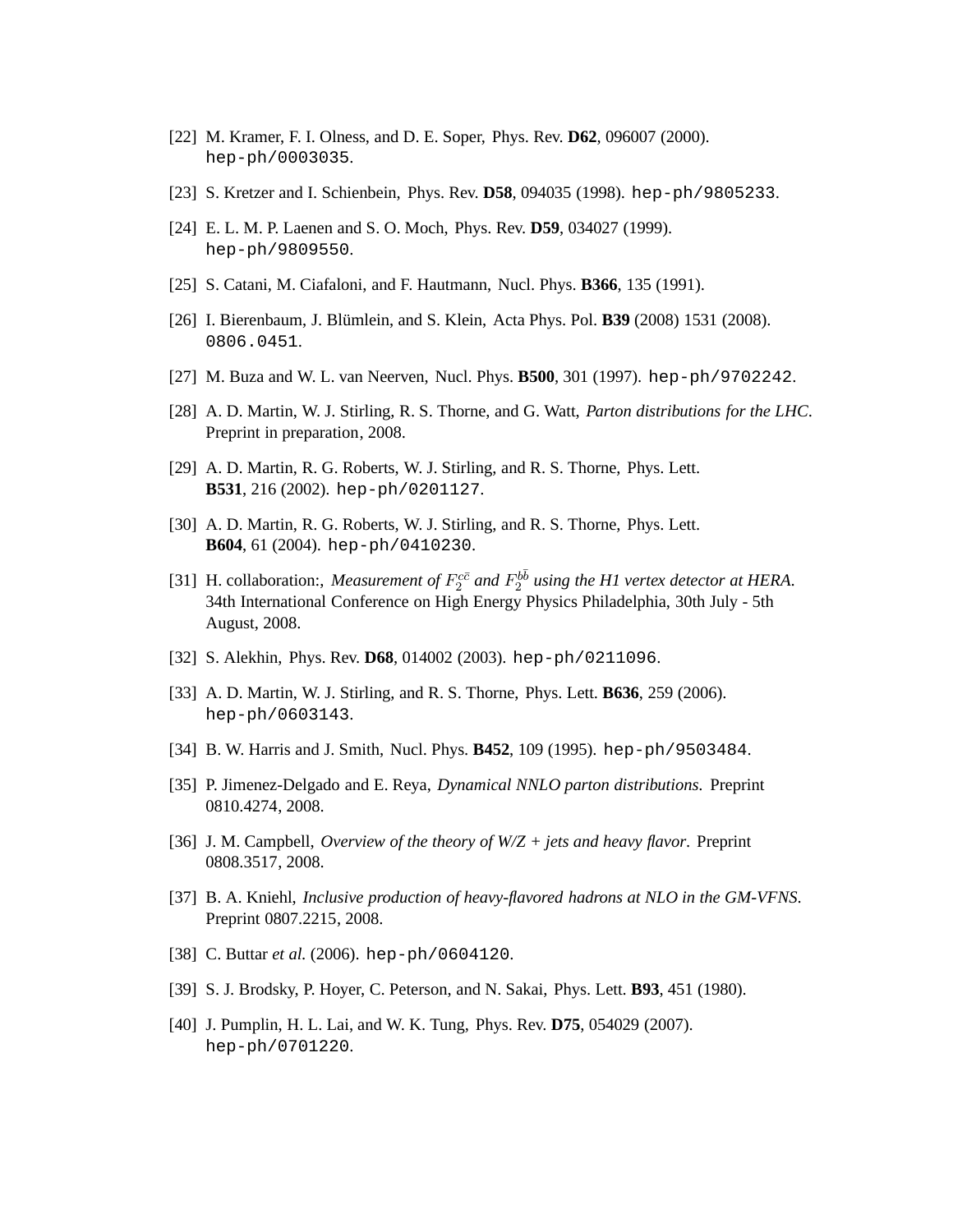[22] M. Kramer, F. I. Olness, and D. E. Soper, Phys. Rev. **D62**, 096007 (2000). hep-ph/0003035.

[23] S. Kretzer and I. Schienbein, Phys. Rev. **D58**, 094035 (1998). hep-ph/9805233.

[24] E. L. M. P. Laenen and S. O. Moch, Phys. Rev. **D59**, 034027 (1999). hep-ph/9809550.

[25] S. Catani, M. Ciafaloni, and F. Hautmann, Nucl. Phys. **B366**, 135 (1991).

[26] I. Bierenbaum, J. Blümlein, and S. Klein, Acta Phys. Pol. **B39** (2008) 1531 (2008). 0806.0451.

[27] M. Buza and W. L. van Neerven, Nucl. Phys. **B500**, 301 (1997). hep-ph/9702242.

[28] A. D. Martin, W. J. Stirling, R. S. Thorne, and G. Watt, *Parton distributions for the LHC*. Preprint in preparation, 2008.

[29] A. D. Martin, R. G. Roberts, W. J. Stirling, and R. S. Thorne, Phys. Lett. **B531**, 216 (2002). hep-ph/0201127.

[30] A. D. Martin, R. G. Roberts, W. J. Stirling, and R. S. Thorne, Phys. Lett. **B604**, 61 (2004). hep-ph/0410230.

[31] H. collaboration:, *Measurement of $F_2^{c\bar{c}}$ and $F_2^{b\bar{b}}$ using the H1 vertex detector at HERA*. 34th International Conference on High Energy Physics Philadelphia, 30th July - 5th August, 2008.

[32] S. Alekhin, Phys. Rev. **D68**, 014002 (2003). hep-ph/0211096.

[33] A. D. Martin, W. J. Stirling, and R. S. Thorne, Phys. Lett. **B636**, 259 (2006). hep-ph/0603143.

[34] B. W. Harris and J. Smith, Nucl. Phys. **B452**, 109 (1995). hep-ph/9503484.

[35] P. Jimenez-Delgado and E. Reya, *Dynamical NNLO parton distributions.* Preprint 0810.4274, 2008.

[36] J. M. Campbell, *Overview of the theory of W/Z + jets and heavy flavor*. Preprint 0808.3517, 2008.

[37] B. A. Kniehl, *Inclusive production of heavy-flavored hadrons at NLO in the GM-VFNS*. Preprint 0807.2215, 2008.

[38] C. Buttar *et al.* (2006). hep-ph/0604120.

[39] S. J. Brodsky, P. Hoyer, C. Peterson, and N. Sakai, Phys. Lett. **B93**, 451 (1980).

[40] J. Pumplin, H. L. Lai, and W. K. Tung, Phys. Rev. **D75**, 054029 (2007). hep-ph/0701220.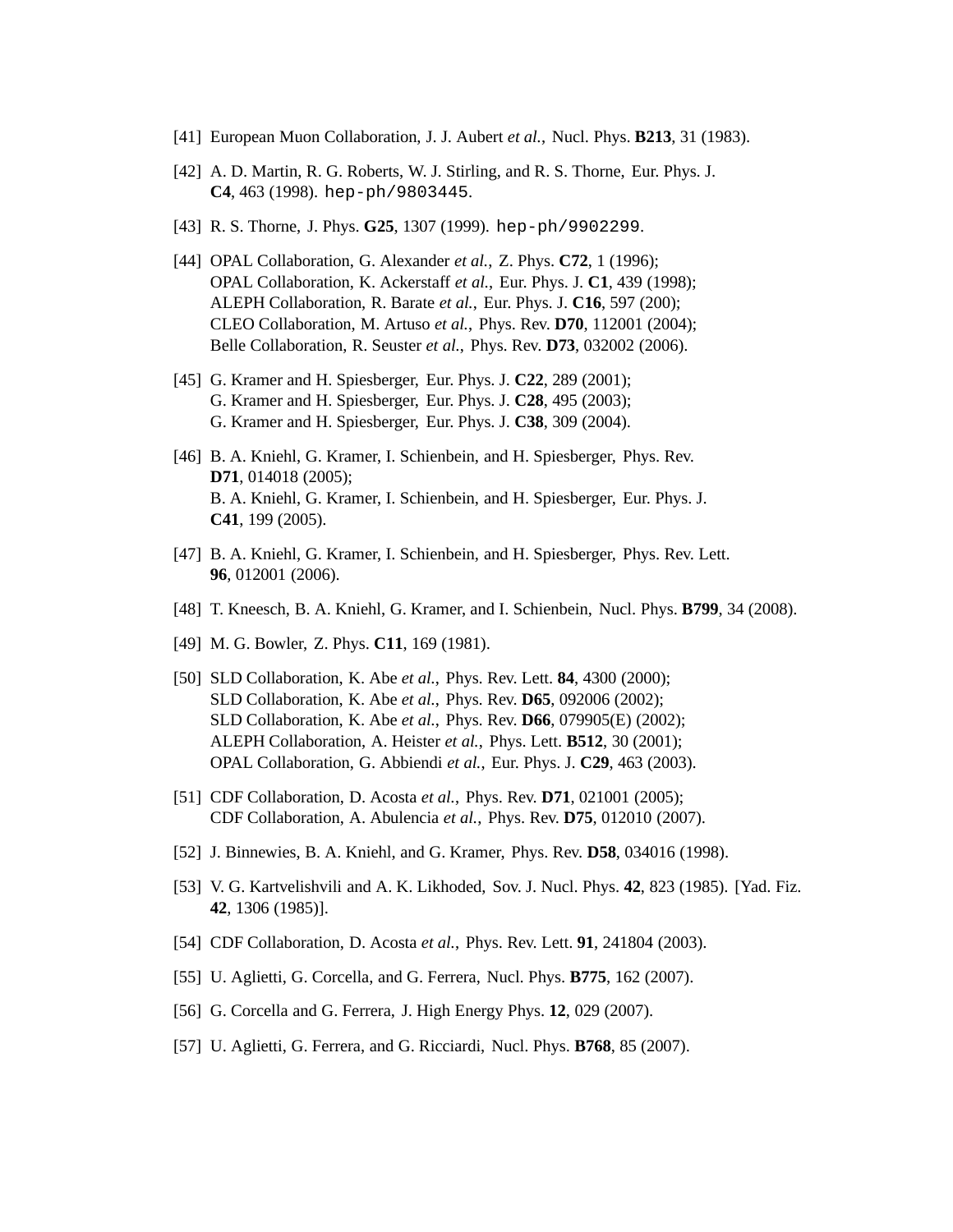[41] European Muon Collaboration, J. J. Aubert *et al.*, Nucl. Phys. **B213**, 31 (1983).

[42] A. D. Martin, R. G. Roberts, W. J. Stirling, and R. S. Thorne, Eur. Phys. J. **C4**, 463 (1998). hep-ph/9803445.

[43] R. S. Thorne, J. Phys. **G25**, 1307 (1999). hep-ph/9902299.

[44] OPAL Collaboration, G. Alexander *et al.*, Z. Phys. **C72**, 1 (1996);
OPAL Collaboration, K. Ackerstaff *et al.*, Eur. Phys. J. **C1**, 439 (1998);
ALEPH Collaboration, R. Barate *et al.*, Eur. Phys. J. **C16**, 597 (200);
CLEO Collaboration, M. Artuso *et al.*, Phys. Rev. **D70**, 112001 (2004);
Belle Collaboration, R. Seuster *et al.*, Phys. Rev. **D73**, 032002 (2006).

[45] G. Kramer and H. Spiesberger, Eur. Phys. J. **C22**, 289 (2001);
G. Kramer and H. Spiesberger, Eur. Phys. J. **C28**, 495 (2003);
G. Kramer and H. Spiesberger, Eur. Phys. J. **C38**, 309 (2004).

[46] B. A. Kniehl, G. Kramer, I. Schienbein, and H. Spiesberger, Phys. Rev. **D71**, 014018 (2005);
B. A. Kniehl, G. Kramer, I. Schienbein, and H. Spiesberger, Eur. Phys. J. **C41**, 199 (2005).

[47] B. A. Kniehl, G. Kramer, I. Schienbein, and H. Spiesberger, Phys. Rev. Lett. **96**, 012001 (2006).

[48] T. Kneesch, B. A. Kniehl, G. Kramer, and I. Schienbein, Nucl. Phys. **B799**, 34 (2008).

[49] M. G. Bowler, Z. Phys. **C11**, 169 (1981).

[50] SLD Collaboration, K. Abe *et al.*, Phys. Rev. Lett. **84**, 4300 (2000);
SLD Collaboration, K. Abe *et al.*, Phys. Rev. **D65**, 092006 (2002);
SLD Collaboration, K. Abe *et al.*, Phys. Rev. **D66**, 079905(E) (2002);
ALEPH Collaboration, A. Heister *et al.*, Phys. Lett. **B512**, 30 (2001);
OPAL Collaboration, G. Abbiendi *et al.*, Eur. Phys. J. **C29**, 463 (2003).

[51] CDF Collaboration, D. Acosta *et al.*, Phys. Rev. **D71**, 021001 (2005);
CDF Collaboration, A. Abulencia *et al.*, Phys. Rev. **D75**, 012010 (2007).

[52] J. Binnewies, B. A. Kniehl, and G. Kramer, Phys. Rev. **D58**, 034016 (1998).

[53] V. G. Kartvelishvili and A. K. Likhoded, Sov. J. Nucl. Phys. **42**, 823 (1985). [Yad. Fiz. **42**, 1306 (1985)].

[54] CDF Collaboration, D. Acosta *et al.*, Phys. Rev. Lett. **91**, 241804 (2003).

[55] U. Aglietti, G. Corcella, and G. Ferrera, Nucl. Phys. **B775**, 162 (2007).

[56] G. Corcella and G. Ferrera, J. High Energy Phys. **12**, 029 (2007).

[57] U. Aglietti, G. Ferrera, and G. Ricciardi, Nucl. Phys. **B768**, 85 (2007).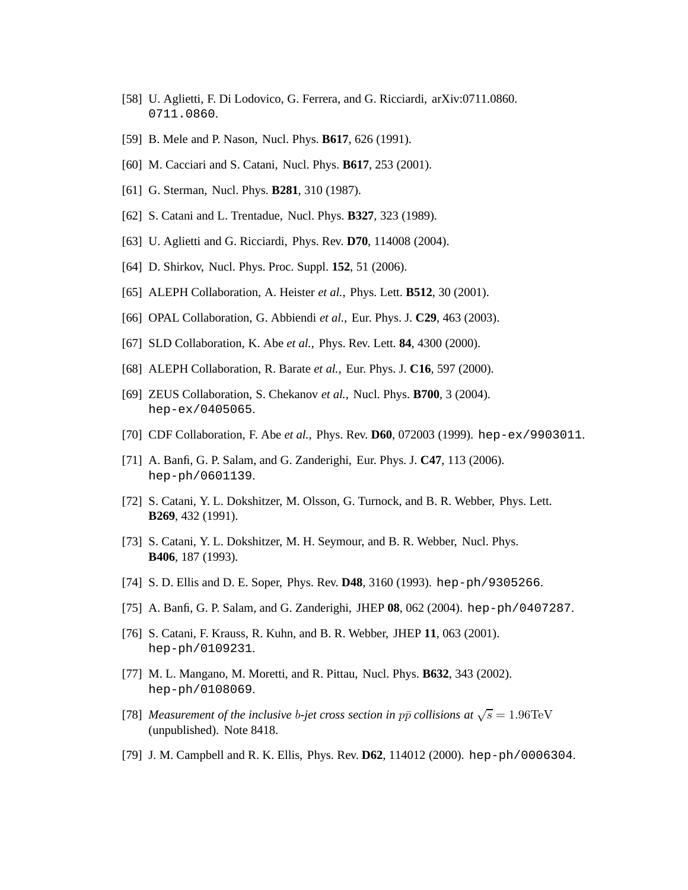[58] U. Aglietti, F. Di Lodovico, G. Ferrera, and G. Ricciardi, arXiv:0711.0860. 0711.0860.

[59] B. Mele and P. Nason, Nucl. Phys. **B617**, 626 (1991).

[60] M. Cacciari and S. Catani, Nucl. Phys. **B617**, 253 (2001).

[61] G. Sterman, Nucl. Phys. **B281**, 310 (1987).

[62] S. Catani and L. Trentadue, Nucl. Phys. **B327**, 323 (1989).

[63] U. Aglietti and G. Ricciardi, Phys. Rev. **D70**, 114008 (2004).

[64] D. Shirkov, Nucl. Phys. Proc. Suppl. **152**, 51 (2006).

[65] ALEPH Collaboration, A. Heister *et al.*, Phys. Lett. **B512**, 30 (2001).

[66] OPAL Collaboration, G. Abbiendi *et al.*, Eur. Phys. J. **C29**, 463 (2003).

[67] SLD Collaboration, K. Abe *et al.*, Phys. Rev. Lett. **84**, 4300 (2000).

[68] ALEPH Collaboration, R. Barate *et al.*, Eur. Phys. J. **C16**, 597 (2000).

[69] ZEUS Collaboration, S. Chekanov *et al.*, Nucl. Phys. **B700**, 3 (2004). hep-ex/0405065.

[70] CDF Collaboration, F. Abe *et al.*, Phys. Rev. **D60**, 072003 (1999). hep-ex/9903011.

[71] A. Banfi, G. P. Salam, and G. Zanderighi, Eur. Phys. J. **C47**, 113 (2006). hep-ph/0601139.

[72] S. Catani, Y. L. Dokshitzer, M. Olsson, G. Turnock, and B. R. Webber, Phys. Lett. **B269**, 432 (1991).

[73] S. Catani, Y. L. Dokshitzer, M. H. Seymour, and B. R. Webber, Nucl. Phys. **B406**, 187 (1993).

[74] S. D. Ellis and D. E. Soper, Phys. Rev. **D48**, 3160 (1993). hep-ph/9305266.

[75] A. Banfi, G. P. Salam, and G. Zanderighi, JHEP **08**, 062 (2004). hep-ph/0407287.

[76] S. Catani, F. Krauss, R. Kuhn, and B. R. Webber, JHEP **11**, 063 (2001). hep-ph/0109231.

[77] M. L. Mangano, M. Moretti, and R. Pittau, Nucl. Phys. **B632**, 343 (2002). hep-ph/0108069.

[78] *Measurement of the inclusive $b$-jet cross section in $p\bar{p}$ collisions at* $\sqrt{s} = 1.96\mathrm{TeV}$ (unpublished). Note 8418.

[79] J. M. Campbell and R. K. Ellis, Phys. Rev. **D62**, 114012 (2000). hep-ph/0006304.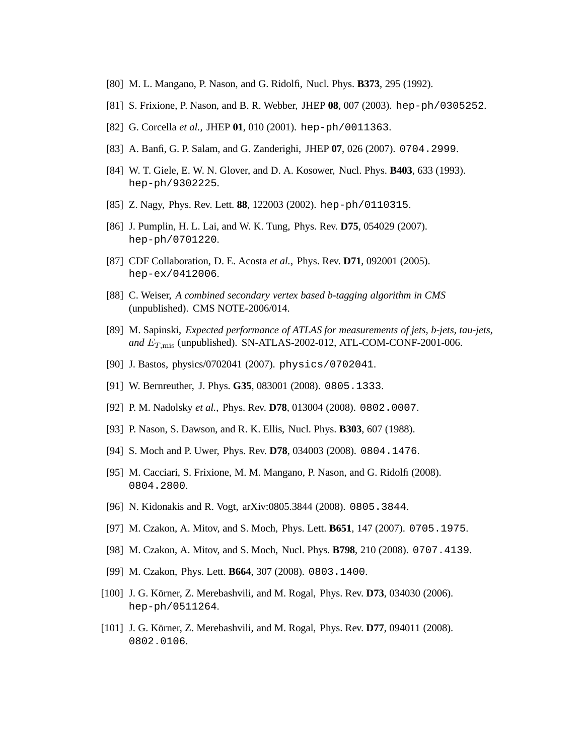[80] M. L. Mangano, P. Nason, and G. Ridolfi, Nucl. Phys. **B373**, 295 (1992).

[81] S. Frixione, P. Nason, and B. R. Webber, JHEP **08**, 007 (2003). hep-ph/0305252.

[82] G. Corcella *et al.*, JHEP **01**, 010 (2001). hep-ph/0011363.

[83] A. Banfi, G. P. Salam, and G. Zanderighi, JHEP **07**, 026 (2007). 0704.2999.

[84] W. T. Giele, E. W. N. Glover, and D. A. Kosower, Nucl. Phys. **B403**, 633 (1993). hep-ph/9302225.

[85] Z. Nagy, Phys. Rev. Lett. **88**, 122003 (2002). hep-ph/0110315.

[86] J. Pumplin, H. L. Lai, and W. K. Tung, Phys. Rev. **D75**, 054029 (2007). hep-ph/0701220.

[87] CDF Collaboration, D. E. Acosta *et al.*, Phys. Rev. **D71**, 092001 (2005). hep-ex/0412006.

[88] C. Weiser, *A combined secondary vertex based b-tagging algorithm in CMS* (unpublished). CMS NOTE-2006/014.

[89] M. Sapinski, *Expected performance of ATLAS for measurements of jets, b-jets, tau-jets, and $E_{T,\rm mis}$* (unpublished). SN-ATLAS-2002-012, ATL-COM-CONF-2001-006.

[90] J. Bastos, physics/0702041 (2007). physics/0702041.

[91] W. Bernreuther, J. Phys. **G35**, 083001 (2008). 0805.1333.

[92] P. M. Nadolsky *et al.*, Phys. Rev. **D78**, 013004 (2008). 0802.0007.

[93] P. Nason, S. Dawson, and R. K. Ellis, Nucl. Phys. **B303**, 607 (1988).

[94] S. Moch and P. Uwer, Phys. Rev. **D78**, 034003 (2008). 0804.1476.

[95] M. Cacciari, S. Frixione, M. M. Mangano, P. Nason, and G. Ridolfi (2008). 0804.2800.

[96] N. Kidonakis and R. Vogt, arXiv:0805.3844 (2008). 0805.3844.

[97] M. Czakon, A. Mitov, and S. Moch, Phys. Lett. **B651**, 147 (2007). 0705.1975.

[98] M. Czakon, A. Mitov, and S. Moch, Nucl. Phys. **B798**, 210 (2008). 0707.4139.

[99] M. Czakon, Phys. Lett. **B664**, 307 (2008). 0803.1400.

[100] J. G. Körner, Z. Merebashvili, and M. Rogal, Phys. Rev. **D73**, 034030 (2006). hep-ph/0511264.

[101] J. G. Körner, Z. Merebashvili, and M. Rogal, Phys. Rev. **D77**, 094011 (2008). 0802.0106.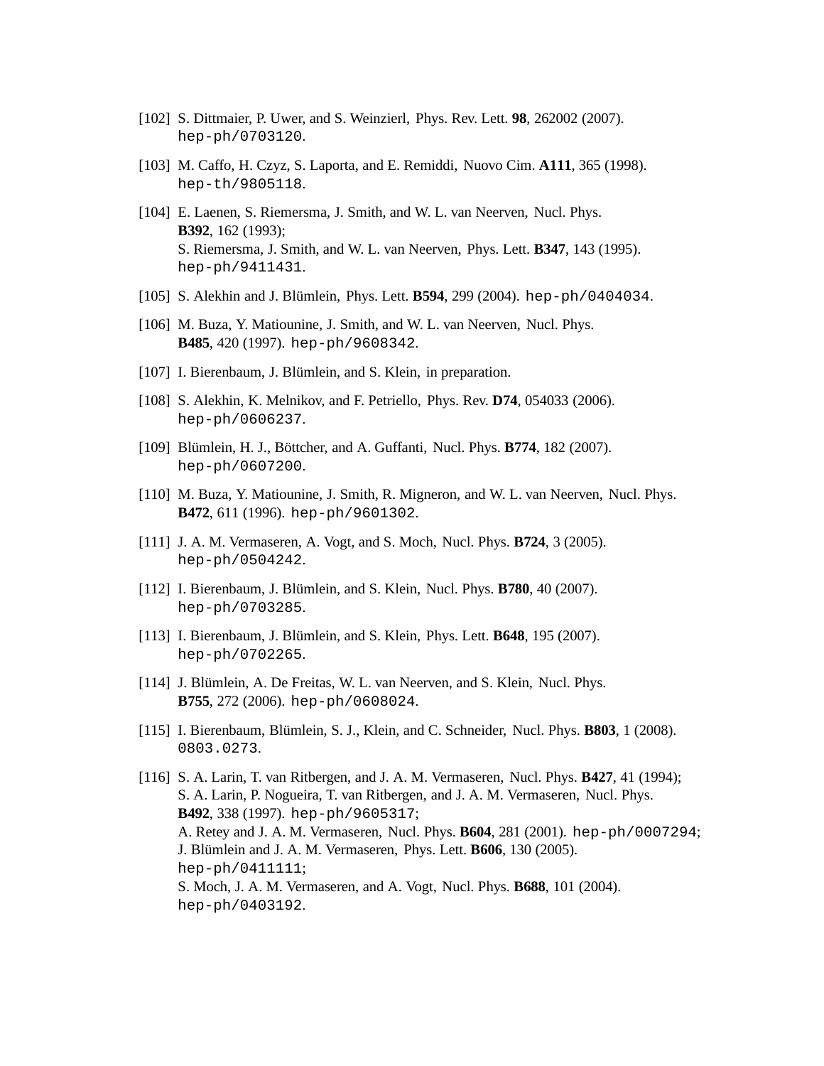[102] S. Dittmaier, P. Uwer, and S. Weinzierl, Phys. Rev. Lett. **98**, 262002 (2007). `hep-ph/0703120`.

[103] M. Caffo, H. Czyz, S. Laporta, and E. Remiddi, Nuovo Cim. **A111**, 365 (1998). `hep-th/9805118`.

[104] E. Laenen, S. Riemersma, J. Smith, and W. L. van Neerven, Nucl. Phys. **B392**, 162 (1993);
S. Riemersma, J. Smith, and W. L. van Neerven, Phys. Lett. **B347**, 143 (1995). `hep-ph/9411431`.

[105] S. Alekhin and J. Blümlein, Phys. Lett. **B594**, 299 (2004). `hep-ph/0404034`.

[106] M. Buza, Y. Matiounine, J. Smith, and W. L. van Neerven, Nucl. Phys. **B485**, 420 (1997). `hep-ph/9608342`.

[107] I. Bierenbaum, J. Blümlein, and S. Klein, in preparation.

[108] S. Alekhin, K. Melnikov, and F. Petriello, Phys. Rev. **D74**, 054033 (2006). `hep-ph/0606237`.

[109] Blümlein, H. J., Böttcher, and A. Guffanti, Nucl. Phys. **B774**, 182 (2007). `hep-ph/0607200`.

[110] M. Buza, Y. Matiounine, J. Smith, R. Migneron, and W. L. van Neerven, Nucl. Phys. **B472**, 611 (1996). `hep-ph/9601302`.

[111] J. A. M. Vermaseren, A. Vogt, and S. Moch, Nucl. Phys. **B724**, 3 (2005). `hep-ph/0504242`.

[112] I. Bierenbaum, J. Blümlein, and S. Klein, Nucl. Phys. **B780**, 40 (2007). `hep-ph/0703285`.

[113] I. Bierenbaum, J. Blümlein, and S. Klein, Phys. Lett. **B648**, 195 (2007). `hep-ph/0702265`.

[114] J. Blümlein, A. De Freitas, W. L. van Neerven, and S. Klein, Nucl. Phys. **B755**, 272 (2006). `hep-ph/0608024`.

[115] I. Bierenbaum, Blümlein, S. J., Klein, and C. Schneider, Nucl. Phys. **B803**, 1 (2008). `0803.0273`.

[116] S. A. Larin, T. van Ritbergen, and J. A. M. Vermaseren, Nucl. Phys. **B427**, 41 (1994);
S. A. Larin, P. Nogueira, T. van Ritbergen, and J. A. M. Vermaseren, Nucl. Phys. **B492**, 338 (1997). `hep-ph/9605317`;
A. Retey and J. A. M. Vermaseren, Nucl. Phys. **B604**, 281 (2001). `hep-ph/0007294`;
J. Blümlein and J. A. M. Vermaseren, Phys. Lett. **B606**, 130 (2005). `hep-ph/0411111`;
S. Moch, J. A. M. Vermaseren, and A. Vogt, Nucl. Phys. **B688**, 101 (2004). `hep-ph/0403192`.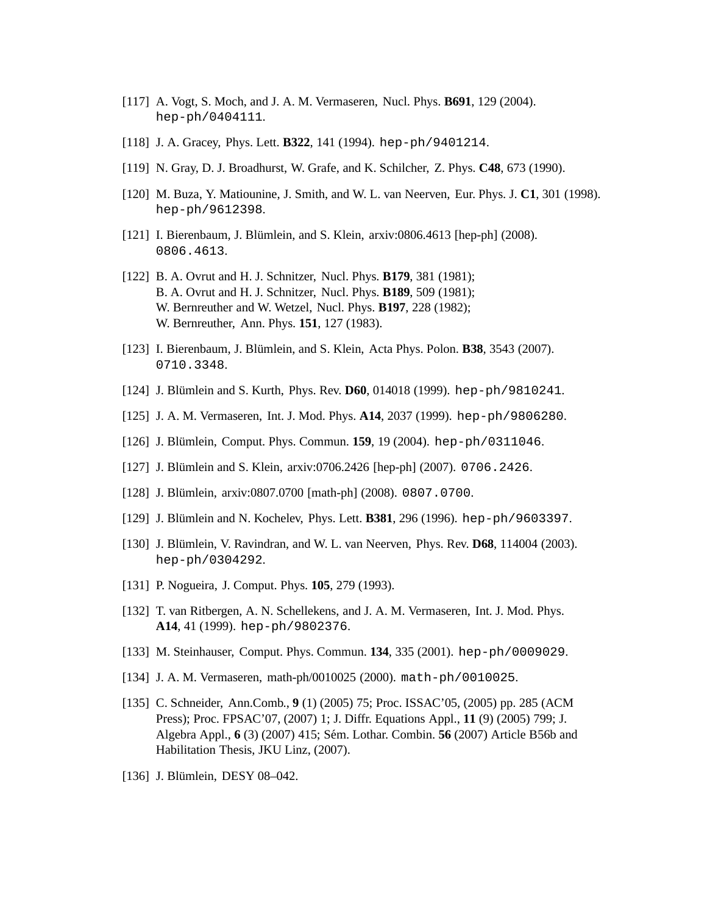[117] A. Vogt, S. Moch, and J. A. M. Vermaseren, Nucl. Phys. **B691**, 129 (2004). hep-ph/0404111.

[118] J. A. Gracey, Phys. Lett. **B322**, 141 (1994). hep-ph/9401214.

[119] N. Gray, D. J. Broadhurst, W. Grafe, and K. Schilcher, Z. Phys. **C48**, 673 (1990).

[120] M. Buza, Y. Matiounine, J. Smith, and W. L. van Neerven, Eur. Phys. J. **C1**, 301 (1998). hep-ph/9612398.

[121] I. Bierenbaum, J. Blümlein, and S. Klein, arxiv:0806.4613 [hep-ph] (2008). 0806.4613.

[122] B. A. Ovrut and H. J. Schnitzer, Nucl. Phys. **B179**, 381 (1981);
B. A. Ovrut and H. J. Schnitzer, Nucl. Phys. **B189**, 509 (1981);
W. Bernreuther and W. Wetzel, Nucl. Phys. **B197**, 228 (1982);
W. Bernreuther, Ann. Phys. **151**, 127 (1983).

[123] I. Bierenbaum, J. Blümlein, and S. Klein, Acta Phys. Polon. **B38**, 3543 (2007). 0710.3348.

[124] J. Blümlein and S. Kurth, Phys. Rev. **D60**, 014018 (1999). hep-ph/9810241.

[125] J. A. M. Vermaseren, Int. J. Mod. Phys. **A14**, 2037 (1999). hep-ph/9806280.

[126] J. Blümlein, Comput. Phys. Commun. **159**, 19 (2004). hep-ph/0311046.

[127] J. Blümlein and S. Klein, arxiv:0706.2426 [hep-ph] (2007). 0706.2426.

[128] J. Blümlein, arxiv:0807.0700 [math-ph] (2008). 0807.0700.

[129] J. Blümlein and N. Kochelev, Phys. Lett. **B381**, 296 (1996). hep-ph/9603397.

[130] J. Blümlein, V. Ravindran, and W. L. van Neerven, Phys. Rev. **D68**, 114004 (2003). hep-ph/0304292.

[131] P. Nogueira, J. Comput. Phys. **105**, 279 (1993).

[132] T. van Ritbergen, A. N. Schellekens, and J. A. M. Vermaseren, Int. J. Mod. Phys. **A14**, 41 (1999). hep-ph/9802376.

[133] M. Steinhauser, Comput. Phys. Commun. **134**, 335 (2001). hep-ph/0009029.

[134] J. A. M. Vermaseren, math-ph/0010025 (2000). math-ph/0010025.

[135] C. Schneider, Ann.Comb., **9** (1) (2005) 75; Proc. ISSAC'05, (2005) pp. 285 (ACM Press); Proc. FPSAC'07, (2007) 1; J. Diffr. Equations Appl., **11** (9) (2005) 799; J. Algebra Appl., **6** (3) (2007) 415; Sém. Lothar. Combin. **56** (2007) Article B56b and Habilitation Thesis, JKU Linz, (2007).

[136] J. Blümlein, DESY 08–042.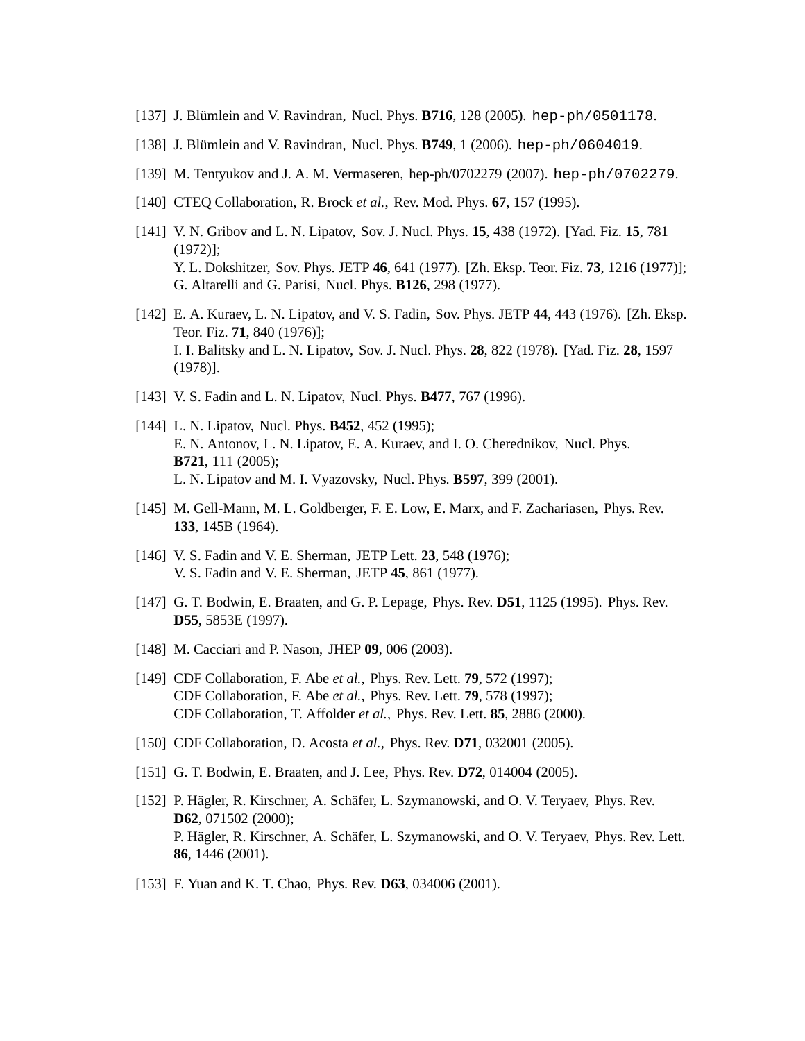[137] J. Blümlein and V. Ravindran, Nucl. Phys. **B716**, 128 (2005). `hep-ph/0501178`.

[138] J. Blümlein and V. Ravindran, Nucl. Phys. **B749**, 1 (2006). `hep-ph/0604019`.

[139] M. Tentyukov and J. A. M. Vermaseren, hep-ph/0702279 (2007). `hep-ph/0702279`.

[140] CTEQ Collaboration, R. Brock *et al.*, Rev. Mod. Phys. **67**, 157 (1995).

[141] V. N. Gribov and L. N. Lipatov, Sov. J. Nucl. Phys. **15**, 438 (1972). [Yad. Fiz. **15**, 781 (1972)];
Y. L. Dokshitzer, Sov. Phys. JETP **46**, 641 (1977). [Zh. Eksp. Teor. Fiz. **73**, 1216 (1977)];
G. Altarelli and G. Parisi, Nucl. Phys. **B126**, 298 (1977).

[142] E. A. Kuraev, L. N. Lipatov, and V. S. Fadin, Sov. Phys. JETP **44**, 443 (1976). [Zh. Eksp. Teor. Fiz. **71**, 840 (1976)];
I. I. Balitsky and L. N. Lipatov, Sov. J. Nucl. Phys. **28**, 822 (1978). [Yad. Fiz. **28**, 1597 (1978)].

[143] V. S. Fadin and L. N. Lipatov, Nucl. Phys. **B477**, 767 (1996).

[144] L. N. Lipatov, Nucl. Phys. **B452**, 452 (1995);
E. N. Antonov, L. N. Lipatov, E. A. Kuraev, and I. O. Cherednikov, Nucl. Phys. **B721**, 111 (2005);
L. N. Lipatov and M. I. Vyazovsky, Nucl. Phys. **B597**, 399 (2001).

[145] M. Gell-Mann, M. L. Goldberger, F. E. Low, E. Marx, and F. Zachariasen, Phys. Rev. **133**, 145B (1964).

[146] V. S. Fadin and V. E. Sherman, JETP Lett. **23**, 548 (1976);
V. S. Fadin and V. E. Sherman, JETP **45**, 861 (1977).

[147] G. T. Bodwin, E. Braaten, and G. P. Lepage, Phys. Rev. **D51**, 1125 (1995). Phys. Rev. **D55**, 5853E (1997).

[148] M. Cacciari and P. Nason, JHEP **09**, 006 (2003).

[149] CDF Collaboration, F. Abe *et al.*, Phys. Rev. Lett. **79**, 572 (1997);
CDF Collaboration, F. Abe *et al.*, Phys. Rev. Lett. **79**, 578 (1997);
CDF Collaboration, T. Affolder *et al.*, Phys. Rev. Lett. **85**, 2886 (2000).

[150] CDF Collaboration, D. Acosta *et al.*, Phys. Rev. **D71**, 032001 (2005).

[151] G. T. Bodwin, E. Braaten, and J. Lee, Phys. Rev. **D72**, 014004 (2005).

[152] P. Hägler, R. Kirschner, A. Schäfer, L. Szymanowski, and O. V. Teryaev, Phys. Rev. **D62**, 071502 (2000);
P. Hägler, R. Kirschner, A. Schäfer, L. Szymanowski, and O. V. Teryaev, Phys. Rev. Lett. **86**, 1446 (2001).

[153] F. Yuan and K. T. Chao, Phys. Rev. **D63**, 034006 (2001).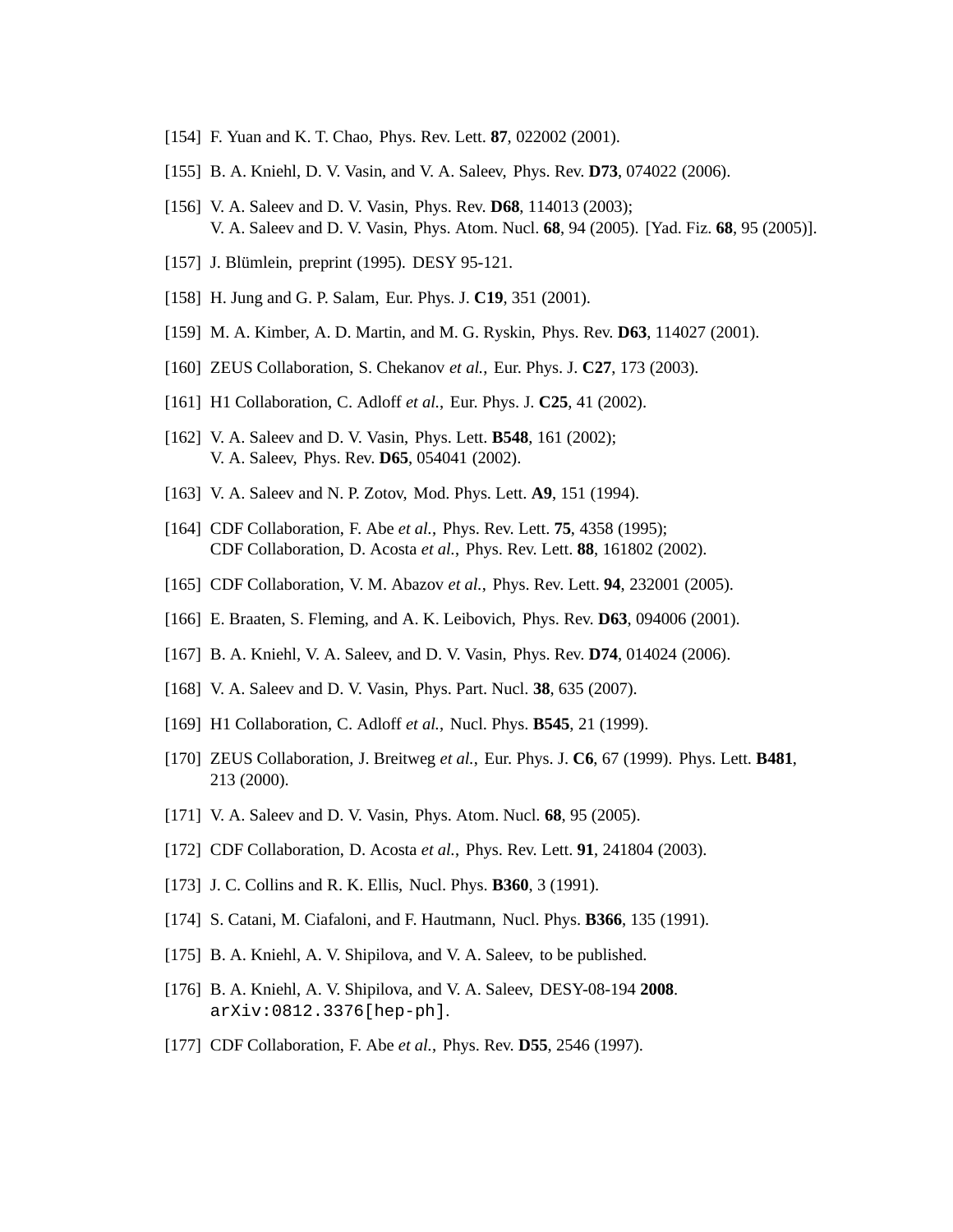[154] F. Yuan and K. T. Chao, Phys. Rev. Lett. **87**, 022002 (2001).

[155] B. A. Kniehl, D. V. Vasin, and V. A. Saleev, Phys. Rev. **D73**, 074022 (2006).

[156] V. A. Saleev and D. V. Vasin, Phys. Rev. **D68**, 114013 (2003);
V. A. Saleev and D. V. Vasin, Phys. Atom. Nucl. **68**, 94 (2005). [Yad. Fiz. **68**, 95 (2005)].

[157] J. Blümlein, preprint (1995). DESY 95-121.

[158] H. Jung and G. P. Salam, Eur. Phys. J. **C19**, 351 (2001).

[159] M. A. Kimber, A. D. Martin, and M. G. Ryskin, Phys. Rev. **D63**, 114027 (2001).

[160] ZEUS Collaboration, S. Chekanov *et al.*, Eur. Phys. J. **C27**, 173 (2003).

[161] H1 Collaboration, C. Adloff *et al.*, Eur. Phys. J. **C25**, 41 (2002).

[162] V. A. Saleev and D. V. Vasin, Phys. Lett. **B548**, 161 (2002);
V. A. Saleev, Phys. Rev. **D65**, 054041 (2002).

[163] V. A. Saleev and N. P. Zotov, Mod. Phys. Lett. **A9**, 151 (1994).

[164] CDF Collaboration, F. Abe *et al.*, Phys. Rev. Lett. **75**, 4358 (1995);
CDF Collaboration, D. Acosta *et al.*, Phys. Rev. Lett. **88**, 161802 (2002).

[165] CDF Collaboration, V. M. Abazov *et al.*, Phys. Rev. Lett. **94**, 232001 (2005).

[166] E. Braaten, S. Fleming, and A. K. Leibovich, Phys. Rev. **D63**, 094006 (2001).

[167] B. A. Kniehl, V. A. Saleev, and D. V. Vasin, Phys. Rev. **D74**, 014024 (2006).

[168] V. A. Saleev and D. V. Vasin, Phys. Part. Nucl. **38**, 635 (2007).

[169] H1 Collaboration, C. Adloff *et al.*, Nucl. Phys. **B545**, 21 (1999).

[170] ZEUS Collaboration, J. Breitweg *et al.*, Eur. Phys. J. **C6**, 67 (1999). Phys. Lett. **B481**, 213 (2000).

[171] V. A. Saleev and D. V. Vasin, Phys. Atom. Nucl. **68**, 95 (2005).

[172] CDF Collaboration, D. Acosta *et al.*, Phys. Rev. Lett. **91**, 241804 (2003).

[173] J. C. Collins and R. K. Ellis, Nucl. Phys. **B360**, 3 (1991).

[174] S. Catani, M. Ciafaloni, and F. Hautmann, Nucl. Phys. **B366**, 135 (1991).

[175] B. A. Kniehl, A. V. Shipilova, and V. A. Saleev, to be published.

[176] B. A. Kniehl, A. V. Shipilova, and V. A. Saleev, DESY-08-194 **2008**. `arXiv:0812.3376[hep-ph]`.

[177] CDF Collaboration, F. Abe *et al.*, Phys. Rev. **D55**, 2546 (1997).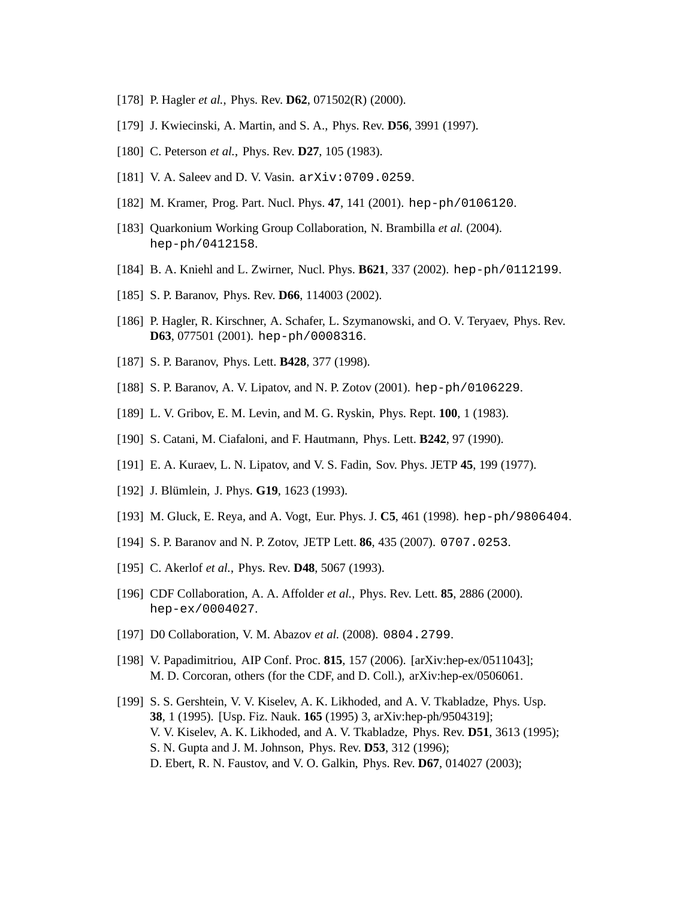[178] P. Hagler *et al.*, Phys. Rev. **D62**, 071502(R) (2000).

[179] J. Kwiecinski, A. Martin, and S. A., Phys. Rev. **D56**, 3991 (1997).

[180] C. Peterson *et al.*, Phys. Rev. **D27**, 105 (1983).

[181] V. A. Saleev and D. V. Vasin. `arXiv:0709.0259`.

[182] M. Kramer, Prog. Part. Nucl. Phys. **47**, 141 (2001). `hep-ph/0106120`.

[183] Quarkonium Working Group Collaboration, N. Brambilla *et al.* (2004). `hep-ph/0412158`.

[184] B. A. Kniehl and L. Zwirner, Nucl. Phys. **B621**, 337 (2002). `hep-ph/0112199`.

[185] S. P. Baranov, Phys. Rev. **D66**, 114003 (2002).

[186] P. Hagler, R. Kirschner, A. Schafer, L. Szymanowski, and O. V. Teryaev, Phys. Rev. **D63**, 077501 (2001). `hep-ph/0008316`.

[187] S. P. Baranov, Phys. Lett. **B428**, 377 (1998).

[188] S. P. Baranov, A. V. Lipatov, and N. P. Zotov (2001). `hep-ph/0106229`.

[189] L. V. Gribov, E. M. Levin, and M. G. Ryskin, Phys. Rept. **100**, 1 (1983).

[190] S. Catani, M. Ciafaloni, and F. Hautmann, Phys. Lett. **B242**, 97 (1990).

[191] E. A. Kuraev, L. N. Lipatov, and V. S. Fadin, Sov. Phys. JETP **45**, 199 (1977).

[192] J. Blümlein, J. Phys. **G19**, 1623 (1993).

[193] M. Gluck, E. Reya, and A. Vogt, Eur. Phys. J. **C5**, 461 (1998). `hep-ph/9806404`.

[194] S. P. Baranov and N. P. Zotov, JETP Lett. **86**, 435 (2007). `0707.0253`.

[195] C. Akerlof *et al.*, Phys. Rev. **D48**, 5067 (1993).

[196] CDF Collaboration, A. A. Affolder *et al.*, Phys. Rev. Lett. **85**, 2886 (2000). `hep-ex/0004027`.

[197] D0 Collaboration, V. M. Abazov *et al.* (2008). `0804.2799`.

[198] V. Papadimitriou, AIP Conf. Proc. **815**, 157 (2006). [arXiv:hep-ex/0511043]; M. D. Corcoran, others (for the CDF, and D. Coll.), arXiv:hep-ex/0506061.

[199] S. S. Gershtein, V. V. Kiselev, A. K. Likhoded, and A. V. Tkabladze, Phys. Usp. **38**, 1 (1995). [Usp. Fiz. Nauk. **165** (1995) 3, arXiv:hep-ph/9504319]; V. V. Kiselev, A. K. Likhoded, and A. V. Tkabladze, Phys. Rev. **D51**, 3613 (1995); S. N. Gupta and J. M. Johnson, Phys. Rev. **D53**, 312 (1996); D. Ebert, R. N. Faustov, and V. O. Galkin, Phys. Rev. **D67**, 014027 (2003);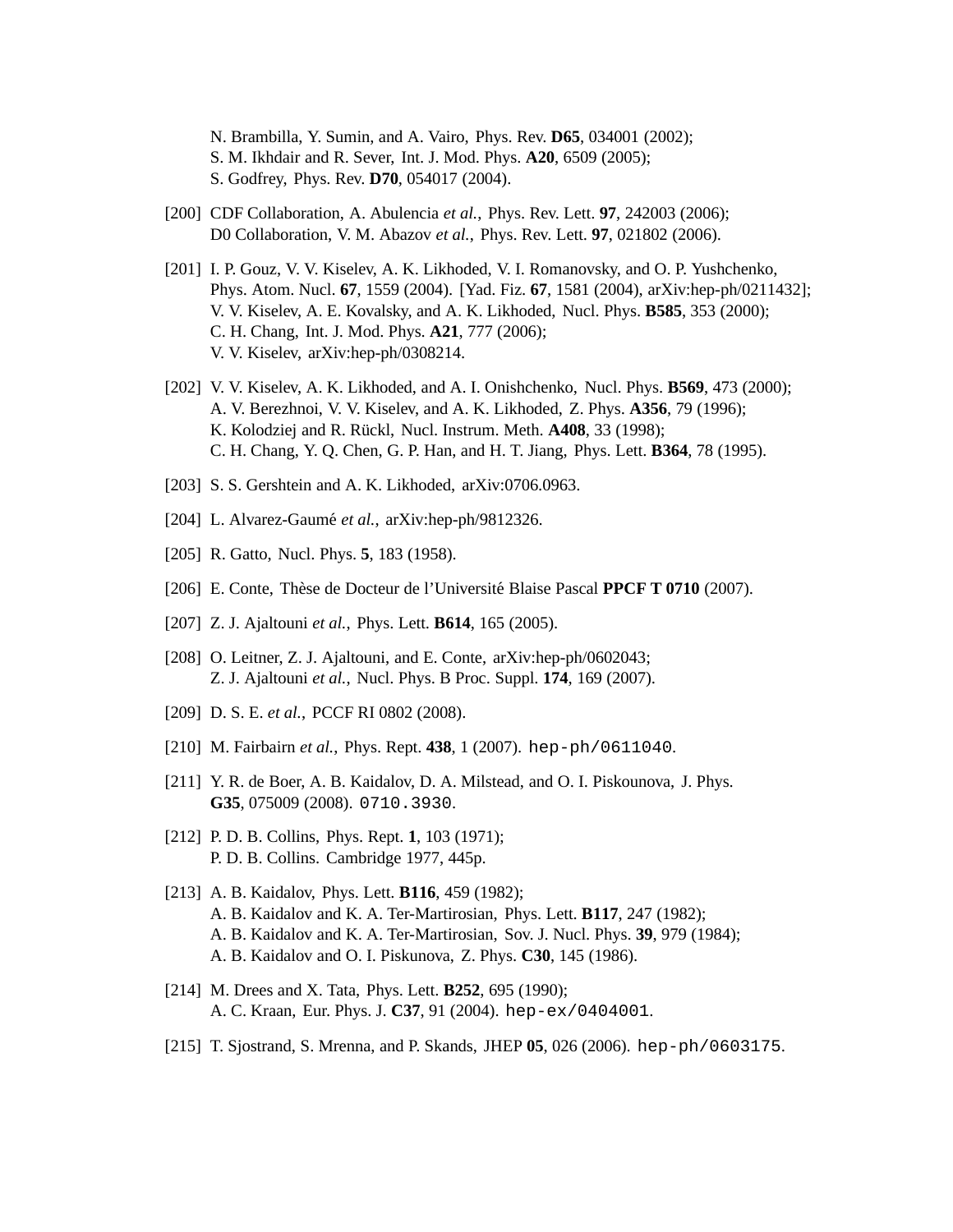N. Brambilla, Y. Sumin, and A. Vairo, Phys. Rev. **D65**, 034001 (2002);
S. M. Ikhdair and R. Sever, Int. J. Mod. Phys. **A20**, 6509 (2005);
S. Godfrey, Phys. Rev. **D70**, 054017 (2004).

[200] CDF Collaboration, A. Abulencia *et al.*, Phys. Rev. Lett. **97**, 242003 (2006);
D0 Collaboration, V. M. Abazov *et al.*, Phys. Rev. Lett. **97**, 021802 (2006).

[201] I. P. Gouz, V. V. Kiselev, A. K. Likhoded, V. I. Romanovsky, and O. P. Yushchenko, Phys. Atom. Nucl. **67**, 1559 (2004). [Yad. Fiz. **67**, 1581 (2004), arXiv:hep-ph/0211432];
V. V. Kiselev, A. E. Kovalsky, and A. K. Likhoded, Nucl. Phys. **B585**, 353 (2000);
C. H. Chang, Int. J. Mod. Phys. **A21**, 777 (2006);
V. V. Kiselev, arXiv:hep-ph/0308214.

[202] V. V. Kiselev, A. K. Likhoded, and A. I. Onishchenko, Nucl. Phys. **B569**, 473 (2000);
A. V. Berezhnoi, V. V. Kiselev, and A. K. Likhoded, Z. Phys. **A356**, 79 (1996);
K. Kolodziej and R. Rückl, Nucl. Instrum. Meth. **A408**, 33 (1998);
C. H. Chang, Y. Q. Chen, G. P. Han, and H. T. Jiang, Phys. Lett. **B364**, 78 (1995).

[203] S. S. Gershtein and A. K. Likhoded, arXiv:0706.0963.

[204] L. Alvarez-Gaumé *et al.*, arXiv:hep-ph/9812326.

[205] R. Gatto, Nucl. Phys. **5**, 183 (1958).

[206] E. Conte, Thèse de Docteur de l'Université Blaise Pascal **PPCF T 0710** (2007).

[207] Z. J. Ajaltouni *et al.*, Phys. Lett. **B614**, 165 (2005).

[208] O. Leitner, Z. J. Ajaltouni, and E. Conte, arXiv:hep-ph/0602043;
Z. J. Ajaltouni *et al.*, Nucl. Phys. B Proc. Suppl. **174**, 169 (2007).

[209] D. S. E. *et al.*, PCCF RI 0802 (2008).

[210] M. Fairbairn *et al.*, Phys. Rept. **438**, 1 (2007). `hep-ph/0611040`.

[211] Y. R. de Boer, A. B. Kaidalov, D. A. Milstead, and O. I. Piskounova, J. Phys. **G35**, 075009 (2008). `0710.3930`.

[212] P. D. B. Collins, Phys. Rept. **1**, 103 (1971);
P. D. B. Collins. Cambridge 1977, 445p.

[213] A. B. Kaidalov, Phys. Lett. **B116**, 459 (1982);
A. B. Kaidalov and K. A. Ter-Martirosian, Phys. Lett. **B117**, 247 (1982);
A. B. Kaidalov and K. A. Ter-Martirosian, Sov. J. Nucl. Phys. **39**, 979 (1984);
A. B. Kaidalov and O. I. Piskunova, Z. Phys. **C30**, 145 (1986).

[214] M. Drees and X. Tata, Phys. Lett. **B252**, 695 (1990);
A. C. Kraan, Eur. Phys. J. **C37**, 91 (2004). `hep-ex/0404001`.

[215] T. Sjostrand, S. Mrenna, and P. Skands, JHEP **05**, 026 (2006). `hep-ph/0603175`.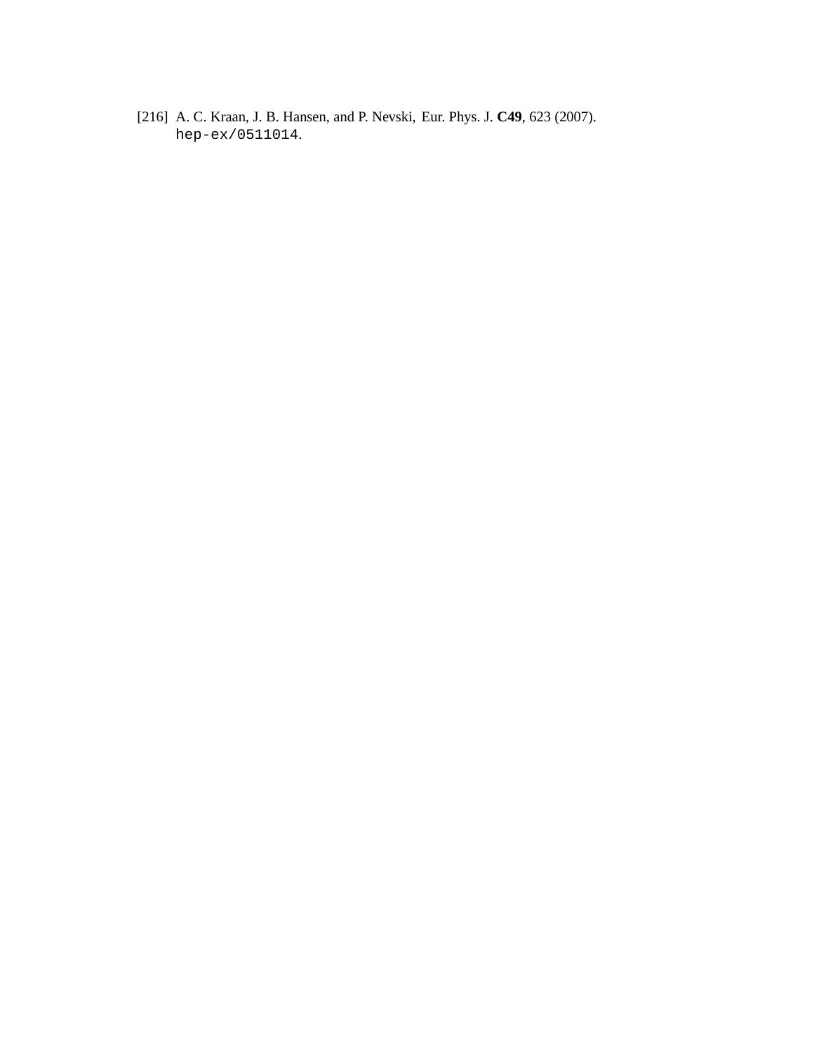[216] A. C. Kraan, J. B. Hansen, and P. Nevski, Eur. Phys. J. **C49**, 623 (2007). `hep-ex/0511014`.